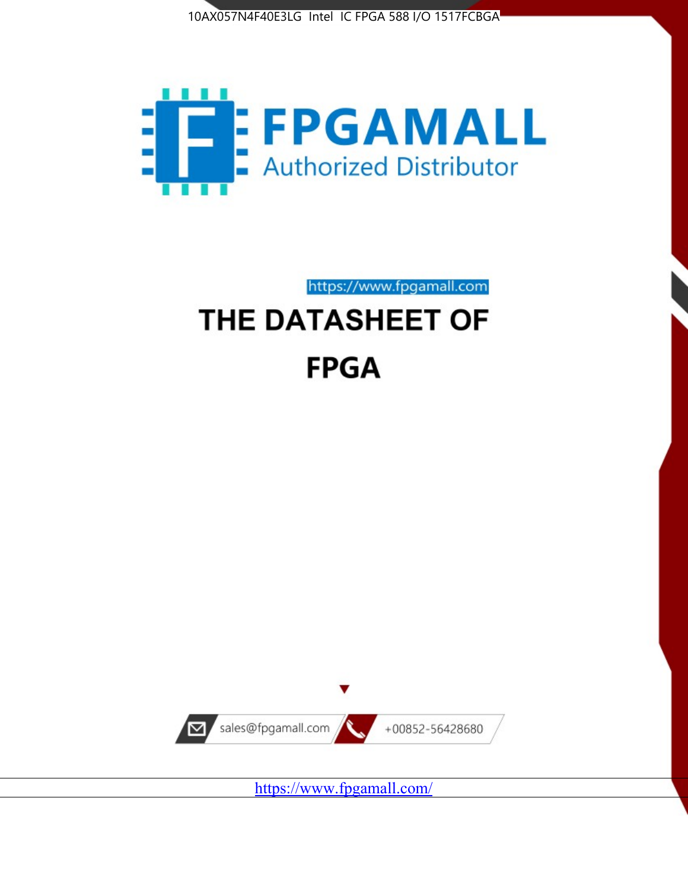10AX057N4F40E3LG Intel IC FPGA 588 I/O 1517FCBGA

FPGAMALL

Authorized Distributor

https://www.fpgamall.com

# THE DATASHEET OF

# FPGA

sales@fpgamall.com

+00852-56428680

https://www.fpgamall.com/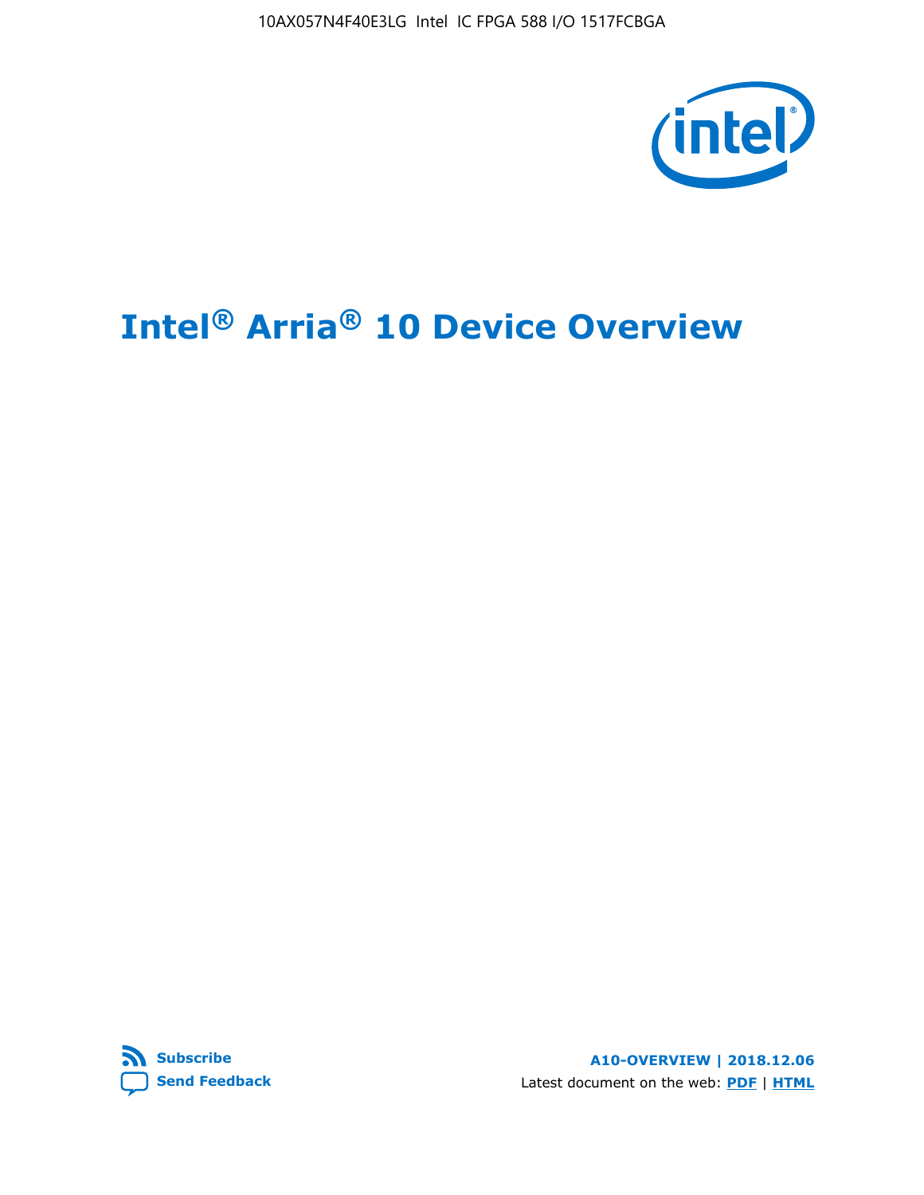# Intel® Arria® 10 Device Overview

Subscribe

Send Feedback

A10-OVERVIEW | 2018.12.06

Latest document on the web: PDF | HTML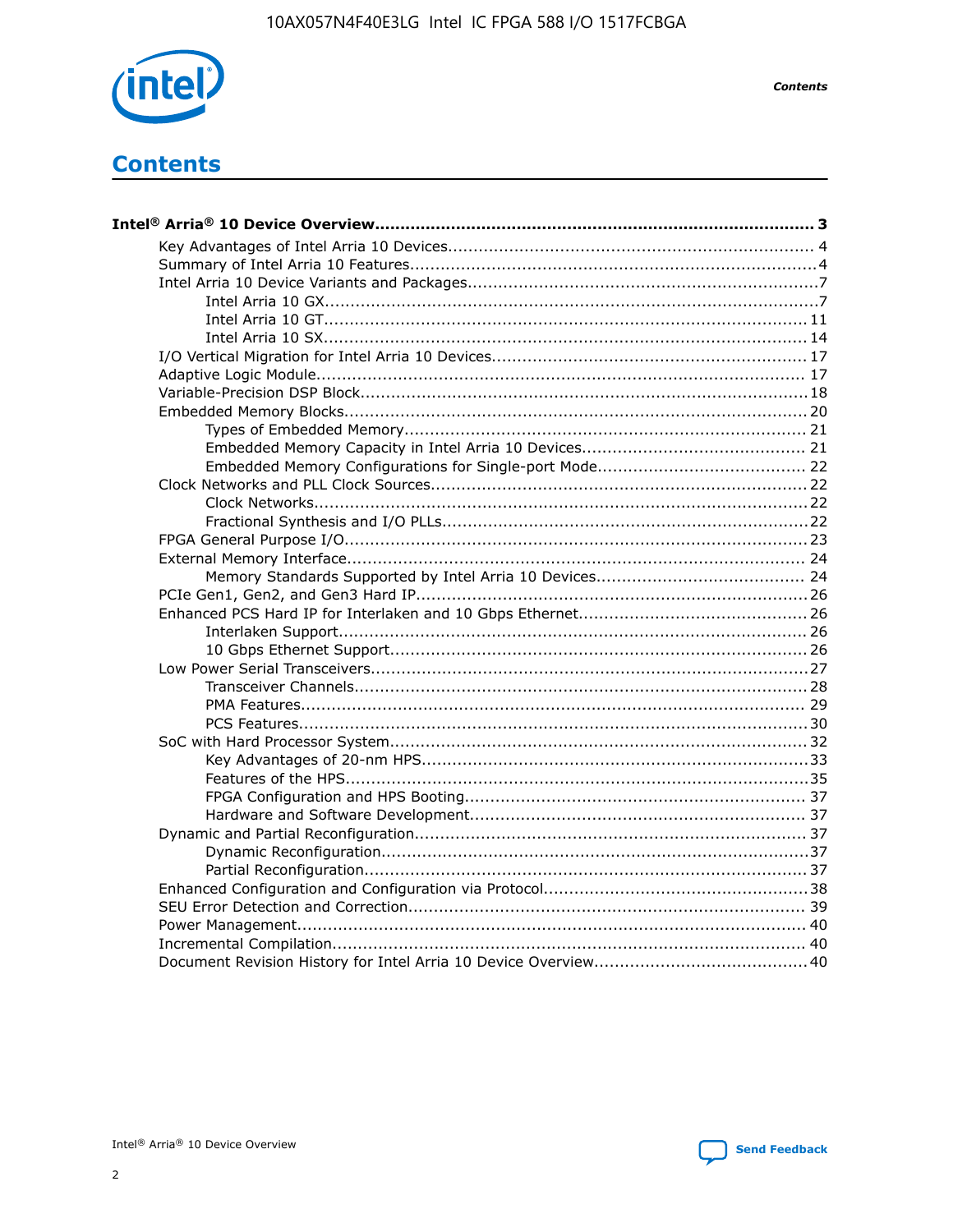# Contents

**Intel® Arria® 10 Device Overview....................................................................................... 3**

- Key Advantages of Intel Arria 10 Devices........................................................................ 4
- Summary of Intel Arria 10 Features................................................................................4
- Intel Arria 10 Device Variants and Packages.....................................................................7
  - Intel Arria 10 GX................................................................................................7
  - Intel Arria 10 GT.............................................................................................. 11
  - Intel Arria 10 SX.............................................................................................. 14
- I/O Vertical Migration for Intel Arria 10 Devices.............................................................. 17
- Adaptive Logic Module................................................................................................ 17
- Variable-Precision DSP Block........................................................................................18
- Embedded Memory Blocks...........................................................................................20
  - Types of Embedded Memory.............................................................................. 21
  - Embedded Memory Capacity in Intel Arria 10 Devices............................................ 21
  - Embedded Memory Configurations for Single-port Mode......................................... 22
- Clock Networks and PLL Clock Sources.........................................................................22
  - Clock Networks.................................................................................................22
  - Fractional Synthesis and I/O PLLs.......................................................................22
- FPGA General Purpose I/O..........................................................................................23
- External Memory Interface.......................................................................................... 24
  - Memory Standards Supported by Intel Arria 10 Devices......................................... 24
- PCIe Gen1, Gen2, and Gen3 Hard IP.............................................................................26
- Enhanced PCS Hard IP for Interlaken and 10 Gbps Ethernet.............................................26
  - Interlaken Support............................................................................................ 26
  - 10 Gbps Ethernet Support.................................................................................. 26
- Low Power Serial Transceivers.....................................................................................27
  - Transceiver Channels.........................................................................................28
  - PMA Features................................................................................................... 29
  - PCS Features....................................................................................................30
- SoC with Hard Processor System..................................................................................32
  - Key Advantages of 20-nm HPS............................................................................33
  - Features of the HPS...........................................................................................35
  - FPGA Configuration and HPS Booting................................................................... 37
  - Hardware and Software Development.................................................................. 37
- Dynamic and Partial Reconfiguration.............................................................................37
  - Dynamic Reconfiguration...................................................................................37
  - Partial Reconfiguration.......................................................................................37
- Enhanced Configuration and Configuration via Protocol....................................................38
- SEU Error Detection and Correction.............................................................................. 39
- Power Management................................................................................................... 40
- Incremental Compilation............................................................................................. 40
- Document Revision History for Intel Arria 10 Device Overview..........................................40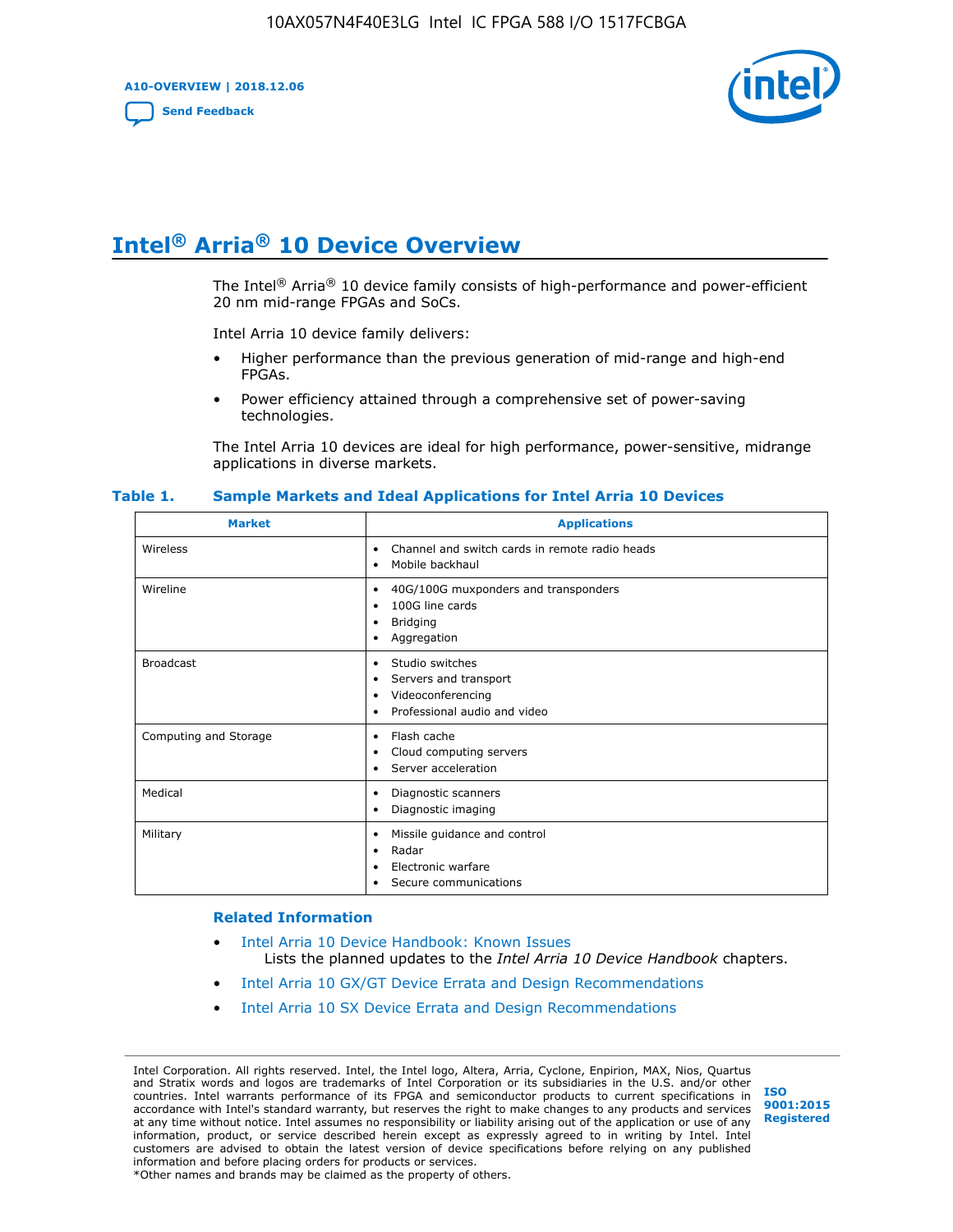# Intel® Arria® 10 Device Overview

The Intel® Arria® 10 device family consists of high-performance and power-efficient 20 nm mid-range FPGAs and SoCs.

Intel Arria 10 device family delivers:

- Higher performance than the previous generation of mid-range and high-end FPGAs.
- Power efficiency attained through a comprehensive set of power-saving technologies.

The Intel Arria 10 devices are ideal for high performance, power-sensitive, midrange applications in diverse markets.

**Table 1. Sample Markets and Ideal Applications for Intel Arria 10 Devices**

| Market | Applications |
|---|---|
| Wireless | • Channel and switch cards in remote radio heads<br>• Mobile backhaul |
| Wireline | • 40G/100G muxponders and transponders<br>• 100G line cards<br>• Bridging<br>• Aggregation |
| Broadcast | • Studio switches<br>• Servers and transport<br>• Videoconferencing<br>• Professional audio and video |
| Computing and Storage | • Flash cache<br>• Cloud computing servers<br>• Server acceleration |
| Medical | • Diagnostic scanners<br>• Diagnostic imaging |
| Military | • Missile guidance and control<br>• Radar<br>• Electronic warfare<br>• Secure communications |

### Related Information

- Intel Arria 10 Device Handbook: Known Issues
  Lists the planned updates to the *Intel Arria 10 Device Handbook* chapters.
- Intel Arria 10 GX/GT Device Errata and Design Recommendations
- Intel Arria 10 SX Device Errata and Design Recommendations

Intel Corporation. All rights reserved. Intel, the Intel logo, Altera, Arria, Cyclone, Enpirion, MAX, Nios, Quartus and Stratix words and logos are trademarks of Intel Corporation or its subsidiaries in the U.S. and/or other countries. Intel warrants performance of its FPGA and semiconductor products to current specifications in accordance with Intel's standard warranty, but reserves the right to make changes to any products and services at any time without notice. Intel assumes no responsibility or liability arising out of the application or use of any information, product, or service described herein except as expressly agreed to in writing by Intel. Intel customers are advised to obtain the latest version of device specifications before relying on any published information and before placing orders for products or services.
*Other names and brands may be claimed as the property of others.

ISO 9001:2015 Registered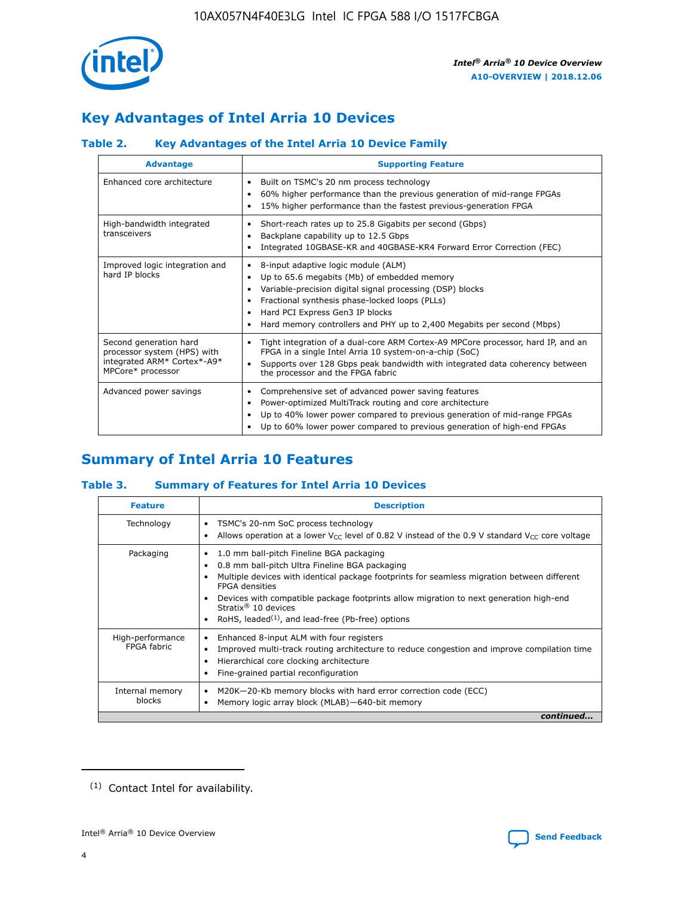## Key Advantages of Intel Arria 10 Devices

### Table 2. Key Advantages of the Intel Arria 10 Device Family

| Advantage | Supporting Feature |
|---|---|
| Enhanced core architecture | • Built on TSMC's 20 nm process technology<br>• 60% higher performance than the previous generation of mid-range FPGAs<br>• 15% higher performance than the fastest previous-generation FPGA |
| High-bandwidth integrated transceivers | • Short-reach rates up to 25.8 Gigabits per second (Gbps)<br>• Backplane capability up to 12.5 Gbps<br>• Integrated 10GBASE-KR and 40GBASE-KR4 Forward Error Correction (FEC) |
| Improved logic integration and hard IP blocks | • 8-input adaptive logic module (ALM)<br>• Up to 65.6 megabits (Mb) of embedded memory<br>• Variable-precision digital signal processing (DSP) blocks<br>• Fractional synthesis phase-locked loops (PLLs)<br>• Hard PCI Express Gen3 IP blocks<br>• Hard memory controllers and PHY up to 2,400 Megabits per second (Mbps) |
| Second generation hard processor system (HPS) with integrated ARM* Cortex*-A9* MPCore* processor | • Tight integration of a dual-core ARM Cortex-A9 MPCore processor, hard IP, and an FPGA in a single Intel Arria 10 system-on-a-chip (SoC)<br>• Supports over 128 Gbps peak bandwidth with integrated data coherency between the processor and the FPGA fabric |
| Advanced power savings | • Comprehensive set of advanced power saving features<br>• Power-optimized MultiTrack routing and core architecture<br>• Up to 40% lower power compared to previous generation of mid-range FPGAs<br>• Up to 60% lower power compared to previous generation of high-end FPGAs |

## Summary of Intel Arria 10 Features

### Table 3. Summary of Features for Intel Arria 10 Devices

| Feature | Description |
|---|---|
| Technology | • TSMC's 20-nm SoC process technology<br>• Allows operation at a lower $V_{CC}$ level of 0.82 V instead of the 0.9 V standard $V_{CC}$ core voltage |
| Packaging | • 1.0 mm ball-pitch Fineline BGA packaging<br>• 0.8 mm ball-pitch Ultra Fineline BGA packaging<br>• Multiple devices with identical package footprints for seamless migration between different FPGA densities<br>• Devices with compatible package footprints allow migration to next generation high-end Stratix® 10 devices<br>• RoHS, leaded[(1)], and lead-free (Pb-free) options |
| High-performance FPGA fabric | • Enhanced 8-input ALM with four registers<br>• Improved multi-track routing architecture to reduce congestion and improve compilation time<br>• Hierarchical core clocking architecture<br>• Fine-grained partial reconfiguration |
| Internal memory blocks | • M20K—20-Kb memory blocks with hard error correction code (ECC)<br>• Memory logic array block (MLAB)—640-bit memory |

*continued...*

(1) Contact Intel for availability.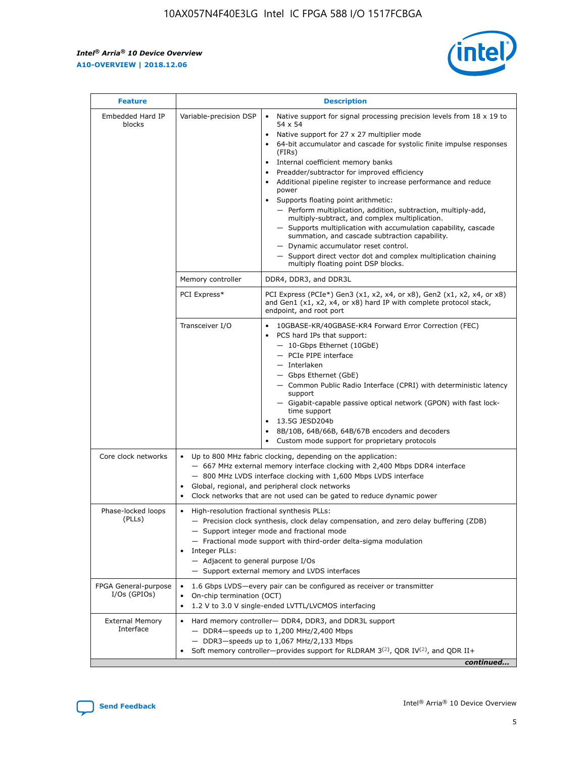| Feature | Description | |
|---|---|---|
| Embedded Hard IP blocks | Variable-precision DSP | • Native support for signal processing precision levels from 18 x 19 to 54 x 54<br>• Native support for 27 x 27 multiplier mode<br>• 64-bit accumulator and cascade for systolic finite impulse responses (FIRs)<br>• Internal coefficient memory banks<br>• Preadder/subtractor for improved efficiency<br>• Additional pipeline register to increase performance and reduce power<br>• Supports floating point arithmetic:<br>— Perform multiplication, addition, subtraction, multiply-add, multiply-subtract, and complex multiplication.<br>— Supports multiplication with accumulation capability, cascade summation, and cascade subtraction capability.<br>— Dynamic accumulator reset control.<br>— Support direct vector dot and complex multiplication chaining multiply floating point DSP blocks. |
| | Memory controller | DDR4, DDR3, and DDR3L |
| | PCI Express* | PCI Express (PCIe*) Gen3 (x1, x2, x4, or x8), Gen2 (x1, x2, x4, or x8) and Gen1 (x1, x2, x4, or x8) hard IP with complete protocol stack, endpoint, and root port |
| | Transceiver I/O | • 10GBASE-KR/40GBASE-KR4 Forward Error Correction (FEC)<br>• PCS hard IPs that support:<br>— 10-Gbps Ethernet (10GbE)<br>— PCIe PIPE interface<br>— Interlaken<br>— Gbps Ethernet (GbE)<br>— Common Public Radio Interface (CPRI) with deterministic latency support<br>— Gigabit-capable passive optical network (GPON) with fast lock-time support<br>• 13.5G JESD204b<br>• 8B/10B, 64B/66B, 64B/67B encoders and decoders<br>• Custom mode support for proprietary protocols |
| Core clock networks | • Up to 800 MHz fabric clocking, depending on the application:<br>— 667 MHz external memory interface clocking with 2,400 Mbps DDR4 interface<br>— 800 MHz LVDS interface clocking with 1,600 Mbps LVDS interface<br>• Global, regional, and peripheral clock networks<br>• Clock networks that are not used can be gated to reduce dynamic power | |
| Phase-locked loops (PLLs) | • High-resolution fractional synthesis PLLs:<br>— Precision clock synthesis, clock delay compensation, and zero delay buffering (ZDB)<br>— Support integer mode and fractional mode<br>— Fractional mode support with third-order delta-sigma modulation<br>• Integer PLLs:<br>— Adjacent to general purpose I/Os<br>— Support external memory and LVDS interfaces | |
| FPGA General-purpose I/Os (GPIOs) | • 1.6 Gbps LVDS—every pair can be configured as receiver or transmitter<br>• On-chip termination (OCT)<br>• 1.2 V to 3.0 V single-ended LVTTL/LVCMOS interfacing | |
| External Memory Interface | • Hard memory controller— DDR4, DDR3, and DDR3L support<br>— DDR4—speeds up to 1,200 MHz/2,400 Mbps<br>— DDR3—speeds up to 1,067 MHz/2,133 Mbps<br>• Soft memory controller—provides support for RLDRAM 3[(2)], QDR IV[(2)], and QDR II+ | |

*continued...*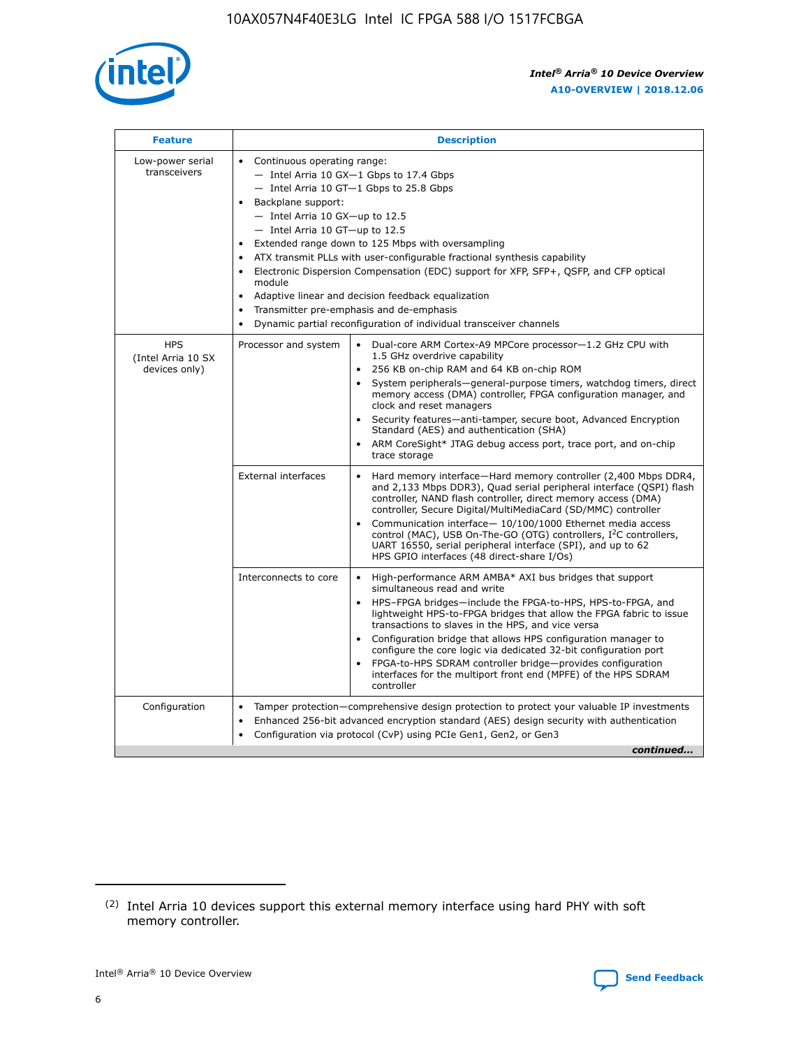| Feature | Description | |
|---|---|---|
| Low-power serial transceivers | • Continuous operating range:<br>— Intel Arria 10 GX—1 Gbps to 17.4 Gbps<br>— Intel Arria 10 GT—1 Gbps to 25.8 Gbps<br>• Backplane support:<br>— Intel Arria 10 GX—up to 12.5<br>— Intel Arria 10 GT—up to 12.5<br>• Extended range down to 125 Mbps with oversampling<br>• ATX transmit PLLs with user-configurable fractional synthesis capability<br>• Electronic Dispersion Compensation (EDC) support for XFP, SFP+, QSFP, and CFP optical module<br>• Adaptive linear and decision feedback equalization<br>• Transmitter pre-emphasis and de-emphasis<br>• Dynamic partial reconfiguration of individual transceiver channels | |
| HPS (Intel Arria 10 SX devices only) | Processor and system | • Dual-core ARM Cortex-A9 MPCore processor—1.2 GHz CPU with 1.5 GHz overdrive capability<br>• 256 KB on-chip RAM and 64 KB on-chip ROM<br>• System peripherals—general-purpose timers, watchdog timers, direct memory access (DMA) controller, FPGA configuration manager, and clock and reset managers<br>• Security features—anti-tamper, secure boot, Advanced Encryption Standard (AES) and authentication (SHA)<br>• ARM CoreSight* JTAG debug access port, trace port, and on-chip trace storage |
| | External interfaces | • Hard memory interface—Hard memory controller (2,400 Mbps DDR4, and 2,133 Mbps DDR3), Quad serial peripheral interface (QSPI) flash controller, NAND flash controller, direct memory access (DMA) controller, Secure Digital/MultiMediaCard (SD/MMC) controller<br>• Communication interface— 10/100/1000 Ethernet media access control (MAC), USB On-The-GO (OTG) controllers, I$^2$C controllers, UART 16550, serial peripheral interface (SPI), and up to 62 HPS GPIO interfaces (48 direct-share I/Os) |
| | Interconnects to core | • High-performance ARM AMBA* AXI bus bridges that support simultaneous read and write<br>• HPS–FPGA bridges—include the FPGA-to-HPS, HPS-to-FPGA, and lightweight HPS-to-FPGA bridges that allow the FPGA fabric to issue transactions to slaves in the HPS, and vice versa<br>• Configuration bridge that allows HPS configuration manager to configure the core logic via dedicated 32-bit configuration port<br>• FPGA-to-HPS SDRAM controller bridge—provides configuration interfaces for the multiport front end (MPFE) of the HPS SDRAM controller |
| Configuration | • Tamper protection—comprehensive design protection to protect your valuable IP investments<br>• Enhanced 256-bit advanced encryption standard (AES) design security with authentication<br>• Configuration via protocol (CvP) using PCIe Gen1, Gen2, or Gen3 | |

*continued...*

(2) Intel Arria 10 devices support this external memory interface using hard PHY with soft memory controller.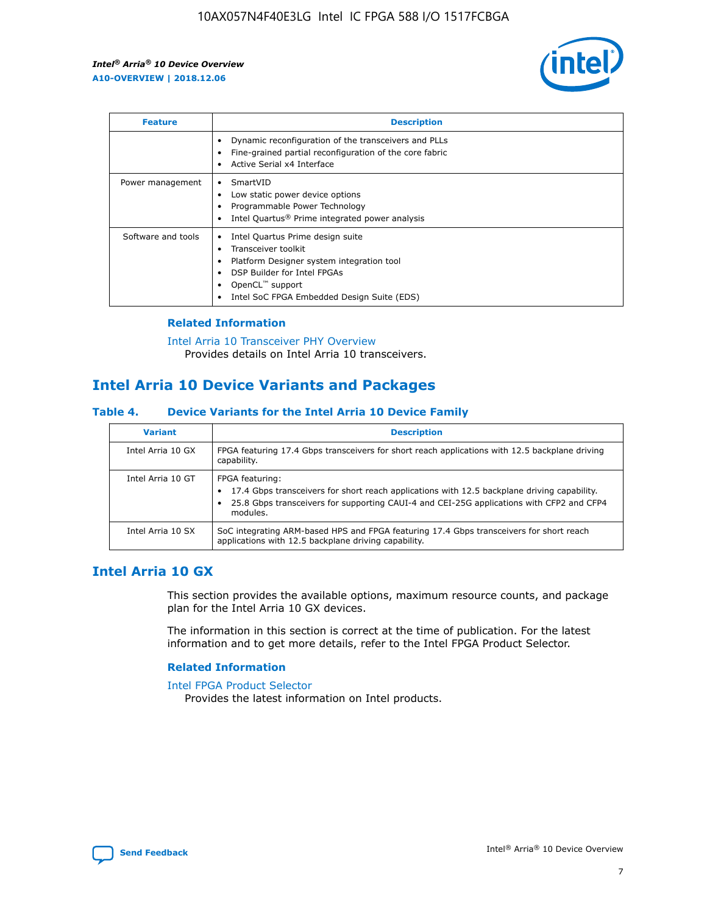| Feature | Description |
| --- | --- |
| | • Dynamic reconfiguration of the transceivers and PLLs<br>• Fine-grained partial reconfiguration of the core fabric<br>• Active Serial x4 Interface |
| Power management | • SmartVID<br>• Low static power device options<br>• Programmable Power Technology<br>• Intel Quartus® Prime integrated power analysis |
| Software and tools | • Intel Quartus Prime design suite<br>• Transceiver toolkit<br>• Platform Designer system integration tool<br>• DSP Builder for Intel FPGAs<br>• OpenCL™ support<br>• Intel SoC FPGA Embedded Design Suite (EDS) |

### Related Information

Intel Arria 10 Transceiver PHY Overview
Provides details on Intel Arria 10 transceivers.

## Intel Arria 10 Device Variants and Packages

### Table 4. Device Variants for the Intel Arria 10 Device Family

| Variant | Description |
| --- | --- |
| Intel Arria 10 GX | FPGA featuring 17.4 Gbps transceivers for short reach applications with 12.5 backplane driving capability. |
| Intel Arria 10 GT | FPGA featuring:<br>• 17.4 Gbps transceivers for short reach applications with 12.5 backplane driving capability.<br>• 25.8 Gbps transceivers for supporting CAUI-4 and CEI-25G applications with CFP2 and CFP4 modules. |
| Intel Arria 10 SX | SoC integrating ARM-based HPS and FPGA featuring 17.4 Gbps transceivers for short reach applications with 12.5 backplane driving capability. |

## Intel Arria 10 GX

This section provides the available options, maximum resource counts, and package plan for the Intel Arria 10 GX devices.

The information in this section is correct at the time of publication. For the latest information and to get more details, refer to the Intel FPGA Product Selector.

### Related Information

Intel FPGA Product Selector
Provides the latest information on Intel products.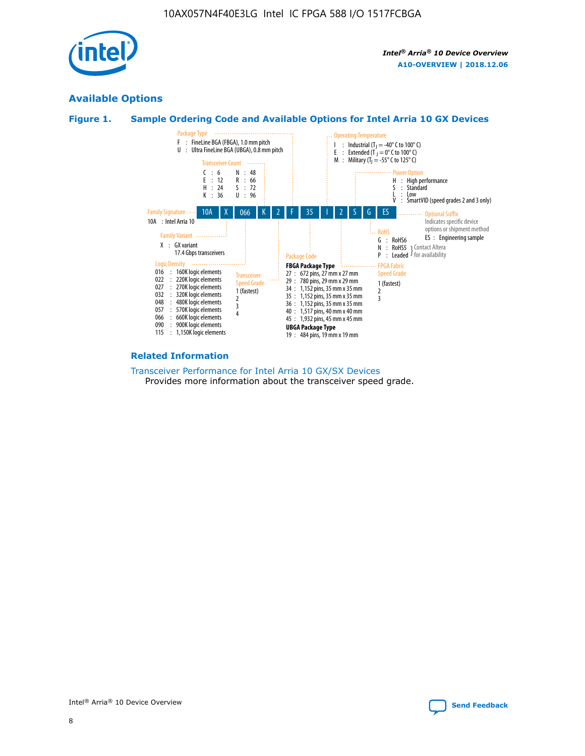## Available Options

### Figure 1. Sample Ordering Code and Available Options for Intel Arria 10 GX Devices

Sample ordering code: 10A X 066 K 2 F 35 I 2 S G ES

**Family Signature**
- 10A : Intel Arria 10

**Family Variant**
- X : GX variant 17.4 Gbps transceivers

**Logic Density**
- 016 : 160K logic elements
- 022 : 220K logic elements
- 027 : 270K logic elements
- 032 : 320K logic elements
- 048 : 480K logic elements
- 057 : 570K logic elements
- 066 : 660K logic elements
- 090 : 900K logic elements
- 115 : 1,150K logic elements

**Transceiver Count**
- C : 6
- E : 12
- H : 24
- K : 36
- N : 48
- R : 66
- S : 72
- U : 96

**Transceiver Speed Grade**
- 1 (fastest)
- 2
- 3
- 4

**Package Type**
- F : FineLine BGA (FBGA), 1.0 mm pitch
- U : Ultra FineLine BGA (UBGA), 0.8 mm pitch

**Package Code**

FBGA Package Type
- 27 : 672 pins, 27 mm x 27 mm
- 29 : 780 pins, 29 mm x 29 mm
- 34 : 1,152 pins, 35 mm x 35 mm
- 35 : 1,152 pins, 35 mm x 35 mm
- 36 : 1,152 pins, 35 mm x 35 mm
- 40 : 1,517 pins, 40 mm x 40 mm
- 45 : 1,932 pins, 45 mm x 45 mm

UBGA Package Type
- 19 : 484 pins, 19 mm x 19 mm

**Operating Temperature**
- I : Industrial ($T_J$ = -40° C to 100° C)
- E : Extended ($T_J$ = 0° C to 100° C)
- M : Military ($T_J$ = -55° C to 125° C)

**FPGA Fabric Speed Grade**
- 1 (fastest)
- 2
- 3

**Power Option**
- H : High performance
- S : Standard
- L : Low
- V : SmartVID (speed grades 2 and 3 only)

**RoHS**
- G : RoHS6
- N : RoHS5 (Contact Altera for availability)
- P : Leaded (Contact Altera for availability)

**Optional Suffix**

Indicates specific device options or shipment method
- ES : Engineering sample

### Related Information

Transceiver Performance for Intel Arria 10 GX/SX Devices

Provides more information about the transceiver speed grade.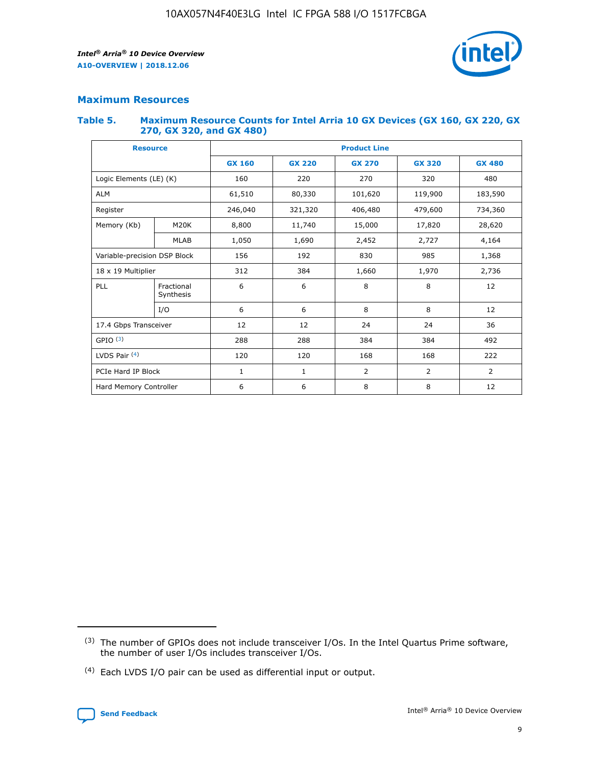## Maximum Resources

### Table 5. Maximum Resource Counts for Intel Arria 10 GX Devices (GX 160, GX 220, GX 270, GX 320, and GX 480)

| Resource | | Product Line | | | | |
|---|---|---|---|---|---|---|
| | | GX 160 | GX 220 | GX 270 | GX 320 | GX 480 |
| Logic Elements (LE) (K) | | 160 | 220 | 270 | 320 | 480 |
| ALM | | 61,510 | 80,330 | 101,620 | 119,900 | 183,590 |
| Register | | 246,040 | 321,320 | 406,480 | 479,600 | 734,360 |
| Memory (Kb) | M20K | 8,800 | 11,740 | 15,000 | 17,820 | 28,620 |
| | MLAB | 1,050 | 1,690 | 2,452 | 2,727 | 4,164 |
| Variable-precision DSP Block | | 156 | 192 | 830 | 985 | 1,368 |
| 18 x 19 Multiplier | | 312 | 384 | 1,660 | 1,970 | 2,736 |
| PLL | Fractional Synthesis | 6 | 6 | 8 | 8 | 12 |
| | I/O | 6 | 6 | 8 | 8 | 12 |
| 17.4 Gbps Transceiver | | 12 | 12 | 24 | 24 | 36 |
| GPIO [(3)] | | 288 | 288 | 384 | 384 | 492 |
| LVDS Pair [(4)] | | 120 | 120 | 168 | 168 | 222 |
| PCIe Hard IP Block | | 1 | 1 | 2 | 2 | 2 |
| Hard Memory Controller | | 6 | 6 | 8 | 8 | 12 |

(3) The number of GPIOs does not include transceiver I/Os. In the Intel Quartus Prime software, the number of user I/Os includes transceiver I/Os.

(4) Each LVDS I/O pair can be used as differential input or output.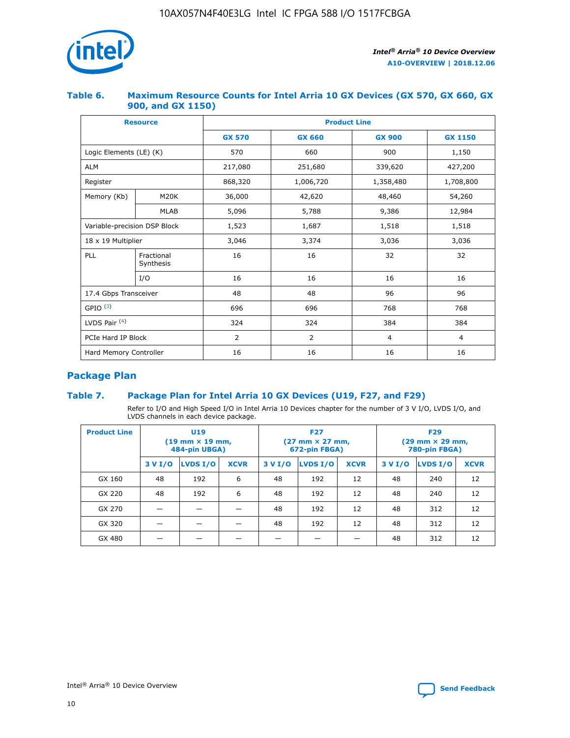## Table 6. Maximum Resource Counts for Intel Arria 10 GX Devices (GX 570, GX 660, GX 900, and GX 1150)

| Resource | | Product Line | | | |
|---|---|---|---|---|---|
| | | GX 570 | GX 660 | GX 900 | GX 1150 |
| Logic Elements (LE) (K) | | 570 | 660 | 900 | 1,150 |
| ALM | | 217,080 | 251,680 | 339,620 | 427,200 |
| Register | | 868,320 | 1,006,720 | 1,358,480 | 1,708,800 |
| Memory (Kb) | M20K | 36,000 | 42,620 | 48,460 | 54,260 |
| | MLAB | 5,096 | 5,788 | 9,386 | 12,984 |
| Variable-precision DSP Block | | 1,523 | 1,687 | 1,518 | 1,518 |
| 18 x 19 Multiplier | | 3,046 | 3,374 | 3,036 | 3,036 |
| PLL | Fractional Synthesis | 16 | 16 | 32 | 32 |
| | I/O | 16 | 16 | 16 | 16 |
| 17.4 Gbps Transceiver | | 48 | 48 | 96 | 96 |
| GPIO [(3)] | | 696 | 696 | 768 | 768 |
| LVDS Pair [(4)] | | 324 | 324 | 384 | 384 |
| PCIe Hard IP Block | | 2 | 2 | 4 | 4 |
| Hard Memory Controller | | 16 | 16 | 16 | 16 |

## Package Plan

### Table 7. Package Plan for Intel Arria 10 GX Devices (U19, F27, and F29)

Refer to I/O and High Speed I/O in Intel Arria 10 Devices chapter for the number of 3 V I/O, LVDS I/O, and LVDS channels in each device package.

| Product Line | U19 (19 mm × 19 mm, 484-pin UBGA) | | | F27 (27 mm × 27 mm, 672-pin FBGA) | | | F29 (29 mm × 29 mm, 780-pin FBGA) | | |
|---|---|---|---|---|---|---|---|---|---|
| | 3 V I/O | LVDS I/O | XCVR | 3 V I/O | LVDS I/O | XCVR | 3 V I/O | LVDS I/O | XCVR |
| GX 160 | 48 | 192 | 6 | 48 | 192 | 12 | 48 | 240 | 12 |
| GX 220 | 48 | 192 | 6 | 48 | 192 | 12 | 48 | 240 | 12 |
| GX 270 | — | — | — | 48 | 192 | 12 | 48 | 312 | 12 |
| GX 320 | — | — | — | 48 | 192 | 12 | 48 | 312 | 12 |
| GX 480 | — | — | — | — | — | — | 48 | 312 | 12 |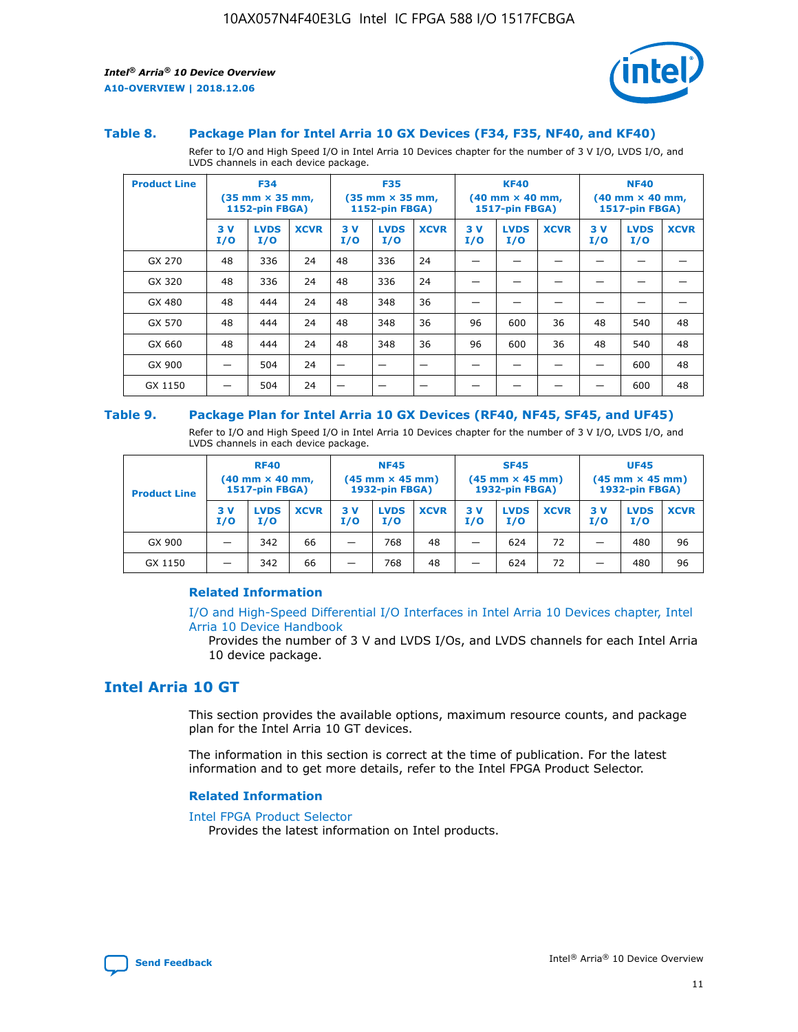### Table 8. Package Plan for Intel Arria 10 GX Devices (F34, F35, NF40, and KF40)

Refer to I/O and High Speed I/O in Intel Arria 10 Devices chapter for the number of 3 V I/O, LVDS I/O, and LVDS channels in each device package.

| Product Line | F34 (35 mm × 35 mm, 1152-pin FBGA) | | | F35 (35 mm × 35 mm, 1152-pin FBGA) | | | KF40 (40 mm × 40 mm, 1517-pin FBGA) | | | NF40 (40 mm × 40 mm, 1517-pin FBGA) | | |
|---|---|---|---|---|---|---|---|---|---|---|---|---|
| | 3 V I/O | LVDS I/O | XCVR | 3 V I/O | LVDS I/O | XCVR | 3 V I/O | LVDS I/O | XCVR | 3 V I/O | LVDS I/O | XCVR |
| GX 270 | 48 | 336 | 24 | 48 | 336 | 24 | — | — | — | — | — | — |
| GX 320 | 48 | 336 | 24 | 48 | 336 | 24 | — | — | — | — | — | — |
| GX 480 | 48 | 444 | 24 | 48 | 348 | 36 | — | — | — | — | — | — |
| GX 570 | 48 | 444 | 24 | 48 | 348 | 36 | 96 | 600 | 36 | 48 | 540 | 48 |
| GX 660 | 48 | 444 | 24 | 48 | 348 | 36 | 96 | 600 | 36 | 48 | 540 | 48 |
| GX 900 | — | 504 | 24 | — | — | — | — | — | — | — | 600 | 48 |
| GX 1150 | — | 504 | 24 | — | — | — | — | — | — | — | 600 | 48 |

### Table 9. Package Plan for Intel Arria 10 GX Devices (RF40, NF45, SF45, and UF45)

Refer to I/O and High Speed I/O in Intel Arria 10 Devices chapter for the number of 3 V I/O, LVDS I/O, and LVDS channels in each device package.

| Product Line | RF40 (40 mm × 40 mm, 1517-pin FBGA) | | | NF45 (45 mm × 45 mm) 1932-pin FBGA) | | | SF45 (45 mm × 45 mm) 1932-pin FBGA) | | | UF45 (45 mm × 45 mm) 1932-pin FBGA) | | |
|---|---|---|---|---|---|---|---|---|---|---|---|---|
| | 3 V I/O | LVDS I/O | XCVR | 3 V I/O | LVDS I/O | XCVR | 3 V I/O | LVDS I/O | XCVR | 3 V I/O | LVDS I/O | XCVR |
| GX 900 | — | 342 | 66 | — | 768 | 48 | — | 624 | 72 | — | 480 | 96 |
| GX 1150 | — | 342 | 66 | — | 768 | 48 | — | 624 | 72 | — | 480 | 96 |

#### Related Information

I/O and High-Speed Differential I/O Interfaces in Intel Arria 10 Devices chapter, Intel Arria 10 Device Handbook

Provides the number of 3 V and LVDS I/Os, and LVDS channels for each Intel Arria 10 device package.

## Intel Arria 10 GT

This section provides the available options, maximum resource counts, and package plan for the Intel Arria 10 GT devices.

The information in this section is correct at the time of publication. For the latest information and to get more details, refer to the Intel FPGA Product Selector.

#### Related Information

Intel FPGA Product Selector

Provides the latest information on Intel products.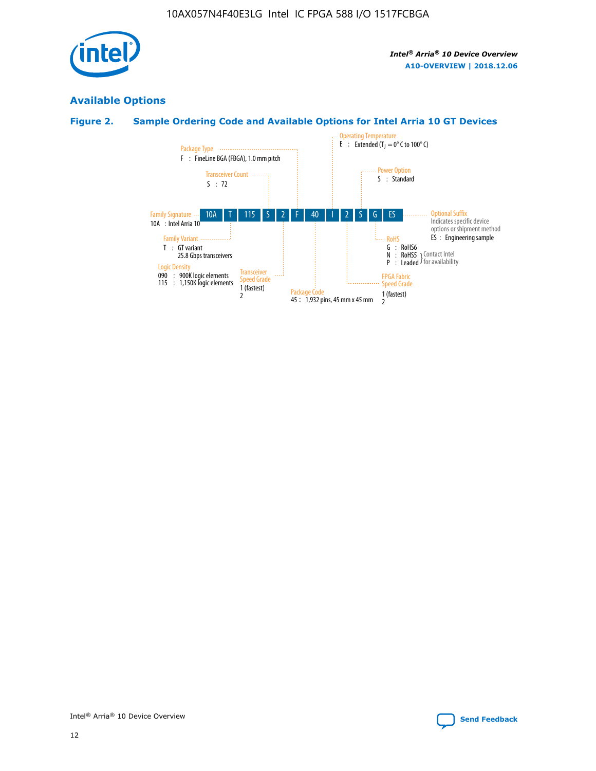## Available Options

### Figure 2. Sample Ordering Code and Available Options for Intel Arria 10 GT Devices

| 10A | T | 115 | S | 2 | F | 40 | I | 2 | S | G | ES |
|---|---|---|---|---|---|---|---|---|---|---|---|

**Family Signature**
10A : Intel Arria 10

**Family Variant**
T : GT variant
25.8 Gbps transceivers

**Logic Density**
090 : 900K logic elements
115 : 1,150K logic elements

**Transceiver Count**
S : 72

**Transceiver Speed Grade**
1 (fastest)
2

**Package Type**
F : FineLine BGA (FBGA), 1.0 mm pitch

**Package Code**
45 : 1,932 pins, 45 mm x 45 mm

**Operating Temperature**
E : Extended ($T_J$ = 0° C to 100° C)

**FPGA Fabric Speed Grade**
1 (fastest)
2

**Power Option**
S : Standard

**RoHS**
G : RoHS6
N : RoHS5 } Contact Intel for availability
P : Leaded } Contact Intel for availability

**Optional Suffix**
Indicates specific device options or shipment method
ES : Engineering sample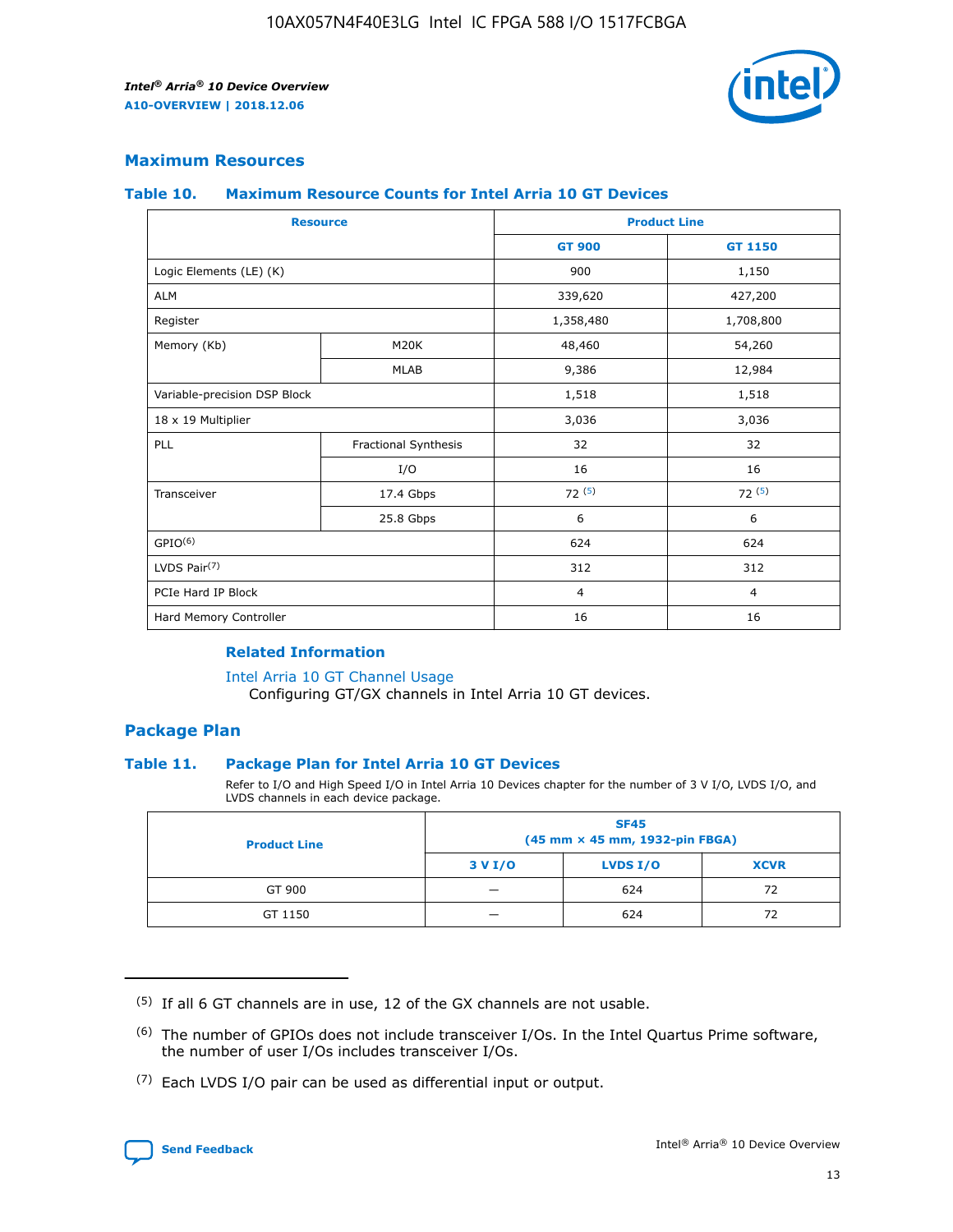## Maximum Resources

### Table 10. Maximum Resource Counts for Intel Arria 10 GT Devices

| Resource | | Product Line | |
|---|---|---|---|
| | | GT 900 | GT 1150 |
| Logic Elements (LE) (K) | | 900 | 1,150 |
| ALM | | 339,620 | 427,200 |
| Register | | 1,358,480 | 1,708,800 |
| Memory (Kb) | M20K | 48,460 | 54,260 |
| | MLAB | 9,386 | 12,984 |
| Variable-precision DSP Block | | 1,518 | 1,518 |
| 18 x 19 Multiplier | | 3,036 | 3,036 |
| PLL | Fractional Synthesis | 32 | 32 |
| | I/O | 16 | 16 |
| Transceiver | 17.4 Gbps | 72 [(5)] | 72 [(5)] |
| | 25.8 Gbps | 6 | 6 |
| GPIO[(6)] | | 624 | 624 |
| LVDS Pair[(7)] | | 312 | 312 |
| PCIe Hard IP Block | | 4 | 4 |
| Hard Memory Controller | | 16 | 16 |

#### Related Information

Intel Arria 10 GT Channel Usage
Configuring GT/GX channels in Intel Arria 10 GT devices.

## Package Plan

### Table 11. Package Plan for Intel Arria 10 GT Devices

Refer to I/O and High Speed I/O in Intel Arria 10 Devices chapter for the number of 3 V I/O, LVDS I/O, and LVDS channels in each device package.

| Product Line | SF45 (45 mm × 45 mm, 1932-pin FBGA) | | |
|---|---|---|---|
| | 3 V I/O | LVDS I/O | XCVR |
| GT 900 | — | 624 | 72 |
| GT 1150 | — | 624 | 72 |

(5) If all 6 GT channels are in use, 12 of the GX channels are not usable.

(6) The number of GPIOs does not include transceiver I/Os. In the Intel Quartus Prime software, the number of user I/Os includes transceiver I/Os.

(7) Each LVDS I/O pair can be used as differential input or output.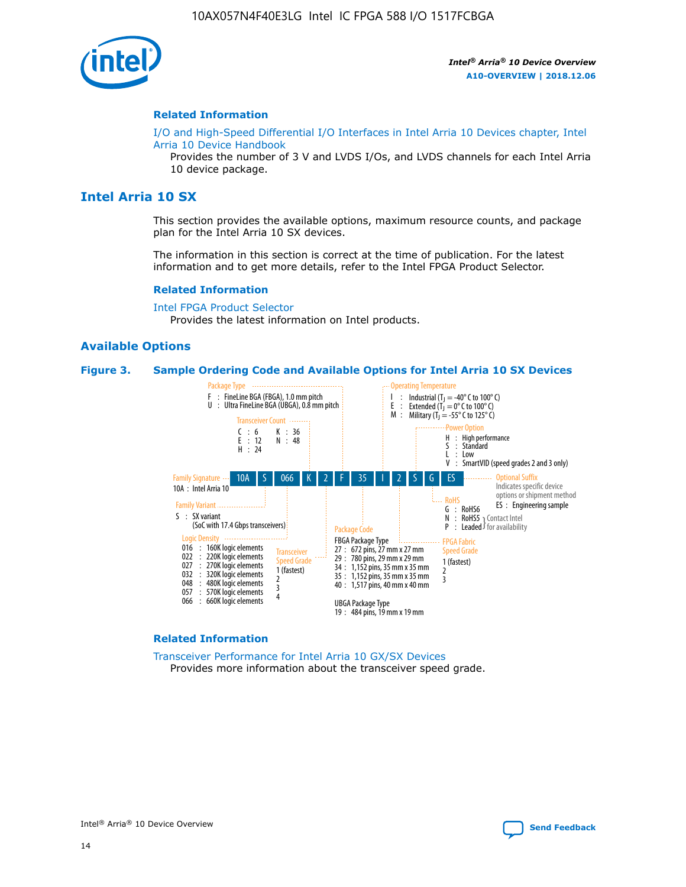### Related Information

I/O and High-Speed Differential I/O Interfaces in Intel Arria 10 Devices chapter, Intel Arria 10 Device Handbook

Provides the number of 3 V and LVDS I/Os, and LVDS channels for each Intel Arria 10 device package.

## Intel Arria 10 SX

This section provides the available options, maximum resource counts, and package plan for the Intel Arria 10 SX devices.

The information in this section is correct at the time of publication. For the latest information and to get more details, refer to the Intel FPGA Product Selector.

### Related Information

Intel FPGA Product Selector

Provides the latest information on Intel products.

### Available Options

**Figure 3. Sample Ordering Code and Available Options for Intel Arria 10 SX Devices**

Sample ordering code: 10A S 066 K 2 F 35 I 2 S G ES

- **Family Signature**
  - 10A : Intel Arria 10
- **Family Variant**
  - S : SX variant (SoC with 17.4 Gbps transceivers)
- **Logic Density**
  - 016 : 160K logic elements
  - 022 : 220K logic elements
  - 027 : 270K logic elements
  - 032 : 320K logic elements
  - 048 : 480K logic elements
  - 057 : 570K logic elements
  - 066 : 660K logic elements
- **Transceiver Count**
  - C : 6
  - E : 12
  - H : 24
  - K : 36
  - N : 48
- **Transceiver Speed Grade**
  - 1 (fastest)
  - 2
  - 3
  - 4
- **Package Type**
  - F : FineLine BGA (FBGA), 1.0 mm pitch
  - U : Ultra FineLine BGA (UBGA), 0.8 mm pitch
- **Package Code**
  - FBGA Package Type
    - 27 : 672 pins, 27 mm x 27 mm
    - 29 : 780 pins, 29 mm x 29 mm
    - 34 : 1,152 pins, 35 mm x 35 mm
    - 35 : 1,152 pins, 35 mm x 35 mm
    - 40 : 1,517 pins, 40 mm x 40 mm
  - UBGA Package Type
    - 19 : 484 pins, 19 mm x 19 mm
- **Operating Temperature**
  - I : Industrial ($T_J$ = -40° C to 100° C)
  - E : Extended ($T_J$ = 0° C to 100° C)
  - M : Military ($T_J$ = -55° C to 125° C)
- **FPGA Fabric Speed Grade**
  - 1 (fastest)
  - 2
  - 3
- **Power Option**
  - H : High performance
  - S : Standard
  - L : Low
  - V : SmartVID (speed grades 2 and 3 only)
- **RoHS**
  - G : RoHS6
  - N : RoHS5 (Contact Intel for availability)
  - P : Leaded (Contact Intel for availability)
- **Optional Suffix**
  - Indicates specific device options or shipment method
  - ES : Engineering sample

### Related Information

Transceiver Performance for Intel Arria 10 GX/SX Devices

Provides more information about the transceiver speed grade.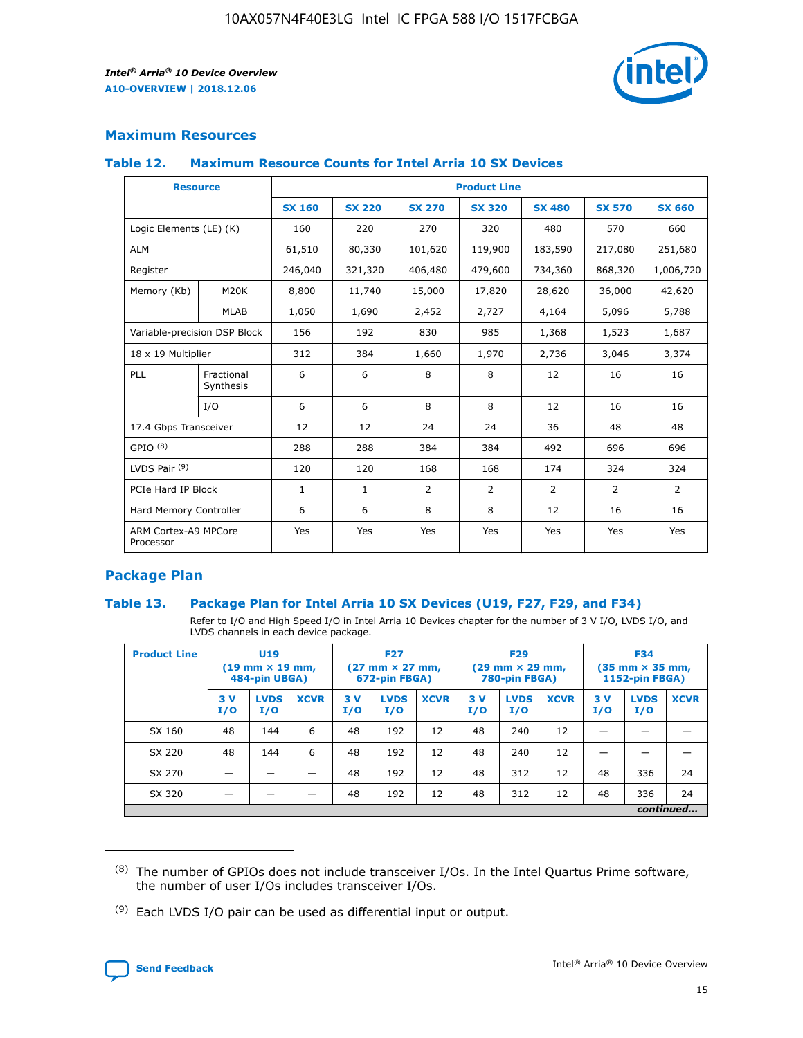## Maximum Resources

### Table 12. Maximum Resource Counts for Intel Arria 10 SX Devices

| Resource | | Product Line | | | | | | |
|---|---|---|---|---|---|---|---|---|
| | | SX 160 | SX 220 | SX 270 | SX 320 | SX 480 | SX 570 | SX 660 |
| Logic Elements (LE) (K) | | 160 | 220 | 270 | 320 | 480 | 570 | 660 |
| ALM | | 61,510 | 80,330 | 101,620 | 119,900 | 183,590 | 217,080 | 251,680 |
| Register | | 246,040 | 321,320 | 406,480 | 479,600 | 734,360 | 868,320 | 1,006,720 |
| Memory (Kb) | M20K | 8,800 | 11,740 | 15,000 | 17,820 | 28,620 | 36,000 | 42,620 |
| | MLAB | 1,050 | 1,690 | 2,452 | 2,727 | 4,164 | 5,096 | 5,788 |
| Variable-precision DSP Block | | 156 | 192 | 830 | 985 | 1,368 | 1,523 | 1,687 |
| 18 x 19 Multiplier | | 312 | 384 | 1,660 | 1,970 | 2,736 | 3,046 | 3,374 |
| PLL | Fractional Synthesis | 6 | 6 | 8 | 8 | 12 | 16 | 16 |
| | I/O | 6 | 6 | 8 | 8 | 12 | 16 | 16 |
| 17.4 Gbps Transceiver | | 12 | 12 | 24 | 24 | 36 | 48 | 48 |
| GPIO [(8)] | | 288 | 288 | 384 | 384 | 492 | 696 | 696 |
| LVDS Pair [(9)] | | 120 | 120 | 168 | 168 | 174 | 324 | 324 |
| PCIe Hard IP Block | | 1 | 1 | 2 | 2 | 2 | 2 | 2 |
| Hard Memory Controller | | 6 | 6 | 8 | 8 | 12 | 16 | 16 |
| ARM Cortex-A9 MPCore Processor | | Yes | Yes | Yes | Yes | Yes | Yes | Yes |

## Package Plan

### Table 13. Package Plan for Intel Arria 10 SX Devices (U19, F27, F29, and F34)

Refer to I/O and High Speed I/O in Intel Arria 10 Devices chapter for the number of 3 V I/O, LVDS I/O, and LVDS channels in each device package.

| Product Line | U19 (19 mm × 19 mm, 484-pin UBGA) | | | F27 (27 mm × 27 mm, 672-pin FBGA) | | | F29 (29 mm × 29 mm, 780-pin FBGA) | | | F34 (35 mm × 35 mm, 1152-pin FBGA) | | |
|---|---|---|---|---|---|---|---|---|---|---|---|---|
| | 3 V I/O | LVDS I/O | XCVR | 3 V I/O | LVDS I/O | XCVR | 3 V I/O | LVDS I/O | XCVR | 3 V I/O | LVDS I/O | XCVR |
| SX 160 | 48 | 144 | 6 | 48 | 192 | 12 | 48 | 240 | 12 | — | — | — |
| SX 220 | 48 | 144 | 6 | 48 | 192 | 12 | 48 | 240 | 12 | — | — | — |
| SX 270 | — | — | — | 48 | 192 | 12 | 48 | 312 | 12 | 48 | 336 | 24 |
| SX 320 | — | — | — | 48 | 192 | 12 | 48 | 312 | 12 | 48 | 336 | 24 |

*continued...*

(8) The number of GPIOs does not include transceiver I/Os. In the Intel Quartus Prime software, the number of user I/Os includes transceiver I/Os.

(9) Each LVDS I/O pair can be used as differential input or output.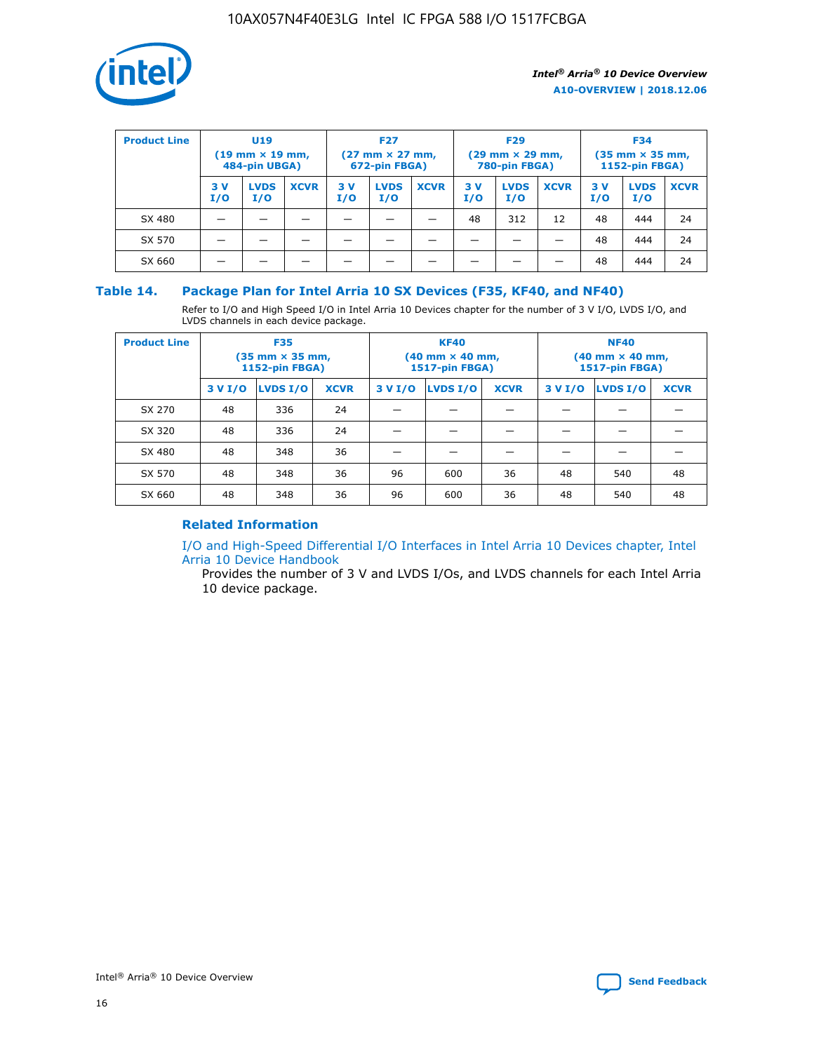| Product Line | U19 (19 mm × 19 mm, 484-pin UBGA) | | | F27 (27 mm × 27 mm, 672-pin FBGA) | | | F29 (29 mm × 29 mm, 780-pin FBGA) | | | F34 (35 mm × 35 mm, 1152-pin FBGA) | | |
|---|---|---|---|---|---|---|---|---|---|---|---|---|
| | 3 V I/O | LVDS I/O | XCVR | 3 V I/O | LVDS I/O | XCVR | 3 V I/O | LVDS I/O | XCVR | 3 V I/O | LVDS I/O | XCVR |
| SX 480 | — | — | — | — | — | — | 48 | 312 | 12 | 48 | 444 | 24 |
| SX 570 | — | — | — | — | — | — | — | — | — | 48 | 444 | 24 |
| SX 660 | — | — | — | — | — | — | — | — | — | 48 | 444 | 24 |

## Table 14. Package Plan for Intel Arria 10 SX Devices (F35, KF40, and NF40)

Refer to I/O and High Speed I/O in Intel Arria 10 Devices chapter for the number of 3 V I/O, LVDS I/O, and LVDS channels in each device package.

| Product Line | F35 (35 mm × 35 mm, 1152-pin FBGA) | | | KF40 (40 mm × 40 mm, 1517-pin FBGA) | | | NF40 (40 mm × 40 mm, 1517-pin FBGA) | | |
|---|---|---|---|---|---|---|---|---|---|
| | 3 V I/O | LVDS I/O | XCVR | 3 V I/O | LVDS I/O | XCVR | 3 V I/O | LVDS I/O | XCVR |
| SX 270 | 48 | 336 | 24 | — | — | — | — | — | — |
| SX 320 | 48 | 336 | 24 | — | — | — | — | — | — |
| SX 480 | 48 | 348 | 36 | — | — | — | — | — | — |
| SX 570 | 48 | 348 | 36 | 96 | 600 | 36 | 48 | 540 | 48 |
| SX 660 | 48 | 348 | 36 | 96 | 600 | 36 | 48 | 540 | 48 |

### Related Information

I/O and High-Speed Differential I/O Interfaces in Intel Arria 10 Devices chapter, Intel Arria 10 Device Handbook

Provides the number of 3 V and LVDS I/Os, and LVDS channels for each Intel Arria 10 device package.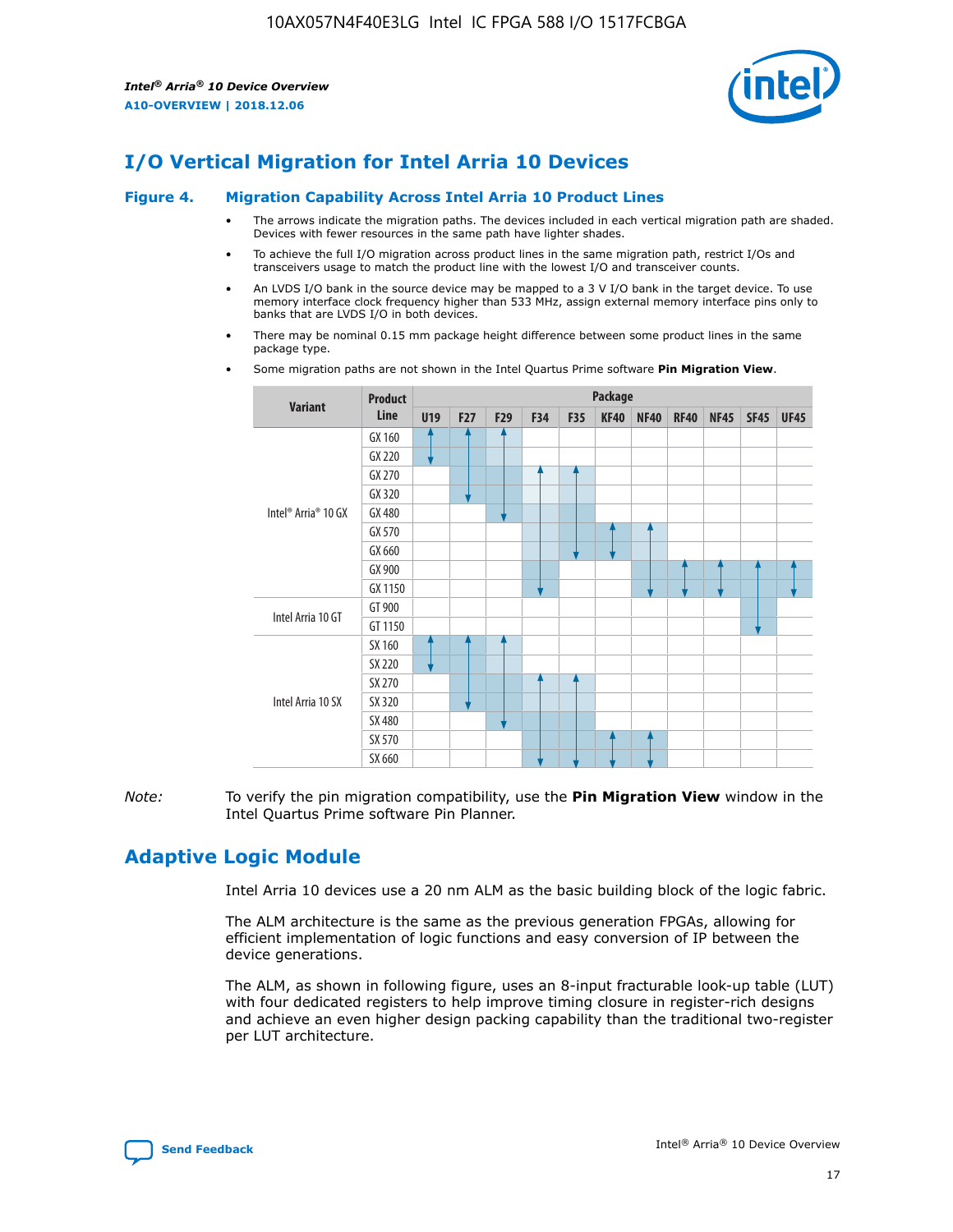# I/O Vertical Migration for Intel Arria 10 Devices

**Figure 4. Migration Capability Across Intel Arria 10 Product Lines**

- The arrows indicate the migration paths. The devices included in each vertical migration path are shaded. Devices with fewer resources in the same path have lighter shades.
- To achieve the full I/O migration across product lines in the same migration path, restrict I/Os and transceivers usage to match the product line with the lowest I/O and transceiver counts.
- An LVDS I/O bank in the source device may be mapped to a 3 V I/O bank in the target device. To use memory interface clock frequency higher than 533 MHz, assign external memory interface pins only to banks that are LVDS I/O in both devices.
- There may be nominal 0.15 mm package height difference between some product lines in the same package type.
- Some migration paths are not shown in the Intel Quartus Prime software **Pin Migration View**.

| Variant | Product Line | Package | | | | | | | | | | |
|---|---|---|---|---|---|---|---|---|---|---|---|---|
| | | U19 | F27 | F29 | F34 | F35 | KF40 | NF40 | RF40 | NF45 | SF45 | UF45 |
| Intel® Arria® 10 GX | GX 160 | | | | | | | | | | | |
| | GX 220 | | | | | | | | | | | |
| | GX 270 | | | | | | | | | | | |
| | GX 320 | | | | | | | | | | | |
| | GX 480 | | | | | | | | | | | |
| | GX 570 | | | | | | | | | | | |
| | GX 660 | | | | | | | | | | | |
| | GX 900 | | | | | | | | | | | |
| | GX 1150 | | | | | | | | | | | |
| Intel Arria 10 GT | GT 900 | | | | | | | | | | | |
| | GT 1150 | | | | | | | | | | | |
| Intel Arria 10 SX | SX 160 | | | | | | | | | | | |
| | SX 220 | | | | | | | | | | | |
| | SX 270 | | | | | | | | | | | |
| | SX 320 | | | | | | | | | | | |
| | SX 480 | | | | | | | | | | | |
| | SX 570 | | | | | | | | | | | |
| | SX 660 | | | | | | | | | | | |

*Note:* To verify the pin migration compatibility, use the **Pin Migration View** window in the Intel Quartus Prime software Pin Planner.

# Adaptive Logic Module

Intel Arria 10 devices use a 20 nm ALM as the basic building block of the logic fabric.

The ALM architecture is the same as the previous generation FPGAs, allowing for efficient implementation of logic functions and easy conversion of IP between the device generations.

The ALM, as shown in following figure, uses an 8-input fracturable look-up table (LUT) with four dedicated registers to help improve timing closure in register-rich designs and achieve an even higher design packing capability than the traditional two-register per LUT architecture.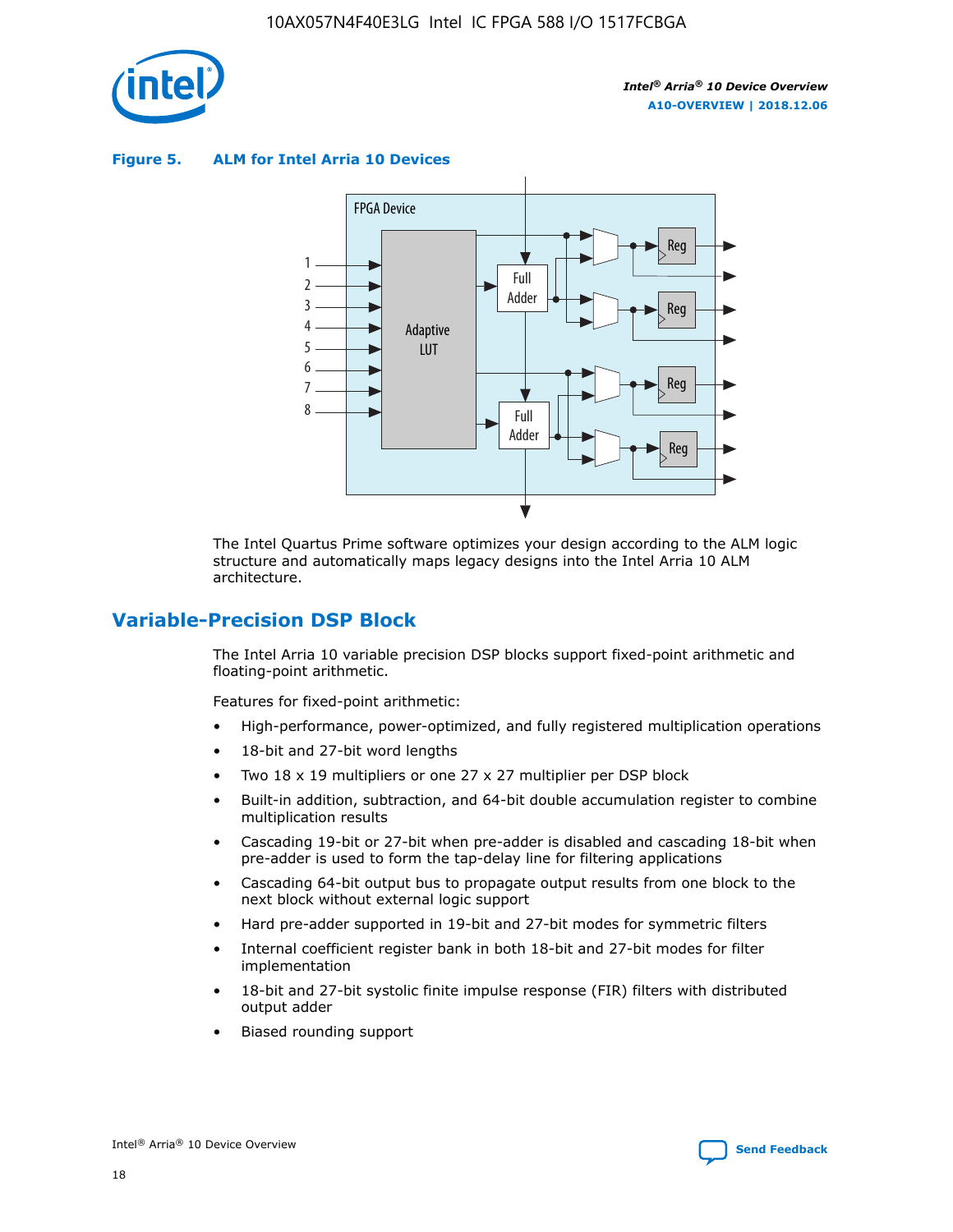**Figure 5. ALM for Intel Arria 10 Devices**

The Intel Quartus Prime software optimizes your design according to the ALM logic structure and automatically maps legacy designs into the Intel Arria 10 ALM architecture.

## Variable-Precision DSP Block

The Intel Arria 10 variable precision DSP blocks support fixed-point arithmetic and floating-point arithmetic.

Features for fixed-point arithmetic:

- High-performance, power-optimized, and fully registered multiplication operations
- 18-bit and 27-bit word lengths
- Two 18 x 19 multipliers or one 27 x 27 multiplier per DSP block
- Built-in addition, subtraction, and 64-bit double accumulation register to combine multiplication results
- Cascading 19-bit or 27-bit when pre-adder is disabled and cascading 18-bit when pre-adder is used to form the tap-delay line for filtering applications
- Cascading 64-bit output bus to propagate output results from one block to the next block without external logic support
- Hard pre-adder supported in 19-bit and 27-bit modes for symmetric filters
- Internal coefficient register bank in both 18-bit and 27-bit modes for filter implementation
- 18-bit and 27-bit systolic finite impulse response (FIR) filters with distributed output adder
- Biased rounding support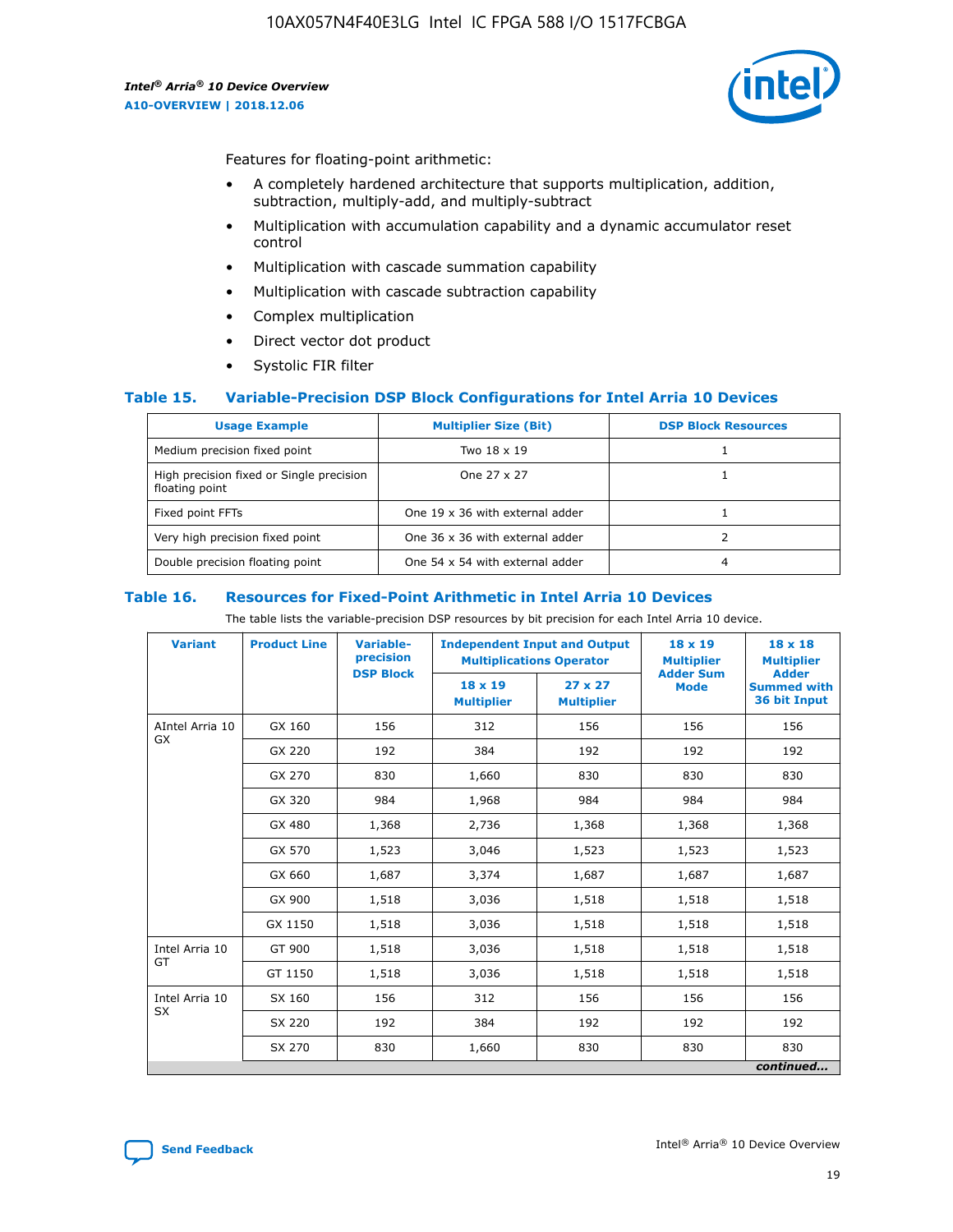Features for floating-point arithmetic:

- A completely hardened architecture that supports multiplication, addition, subtraction, multiply-add, and multiply-subtract
- Multiplication with accumulation capability and a dynamic accumulator reset control
- Multiplication with cascade summation capability
- Multiplication with cascade subtraction capability
- Complex multiplication
- Direct vector dot product
- Systolic FIR filter

### Table 15. Variable-Precision DSP Block Configurations for Intel Arria 10 Devices

| Usage Example | Multiplier Size (Bit) | DSP Block Resources |
|---|---|---|
| Medium precision fixed point | Two 18 x 19 | 1 |
| High precision fixed or Single precision floating point | One 27 x 27 | 1 |
| Fixed point FFTs | One 19 x 36 with external adder | 1 |
| Very high precision fixed point | One 36 x 36 with external adder | 2 |
| Double precision floating point | One 54 x 54 with external adder | 4 |

### Table 16. Resources for Fixed-Point Arithmetic in Intel Arria 10 Devices

The table lists the variable-precision DSP resources by bit precision for each Intel Arria 10 device.

| Variant | Product Line | Variable-precision DSP Block | Independent Input and Output Multiplications Operator | | 18 x 19 Multiplier Adder Sum Mode | 18 x 18 Multiplier Adder Summed with 36 bit Input |
|---|---|---|---|---|---|---|
| | | | 18 x 19 Multiplier | 27 x 27 Multiplier | | |
| AIntel Arria 10 GX | GX 160 | 156 | 312 | 156 | 156 | 156 |
| | GX 220 | 192 | 384 | 192 | 192 | 192 |
| | GX 270 | 830 | 1,660 | 830 | 830 | 830 |
| | GX 320 | 984 | 1,968 | 984 | 984 | 984 |
| | GX 480 | 1,368 | 2,736 | 1,368 | 1,368 | 1,368 |
| | GX 570 | 1,523 | 3,046 | 1,523 | 1,523 | 1,523 |
| | GX 660 | 1,687 | 3,374 | 1,687 | 1,687 | 1,687 |
| | GX 900 | 1,518 | 3,036 | 1,518 | 1,518 | 1,518 |
| | GX 1150 | 1,518 | 3,036 | 1,518 | 1,518 | 1,518 |
| Intel Arria 10 GT | GT 900 | 1,518 | 3,036 | 1,518 | 1,518 | 1,518 |
| | GT 1150 | 1,518 | 3,036 | 1,518 | 1,518 | 1,518 |
| Intel Arria 10 SX | SX 160 | 156 | 312 | 156 | 156 | 156 |
| | SX 220 | 192 | 384 | 192 | 192 | 192 |
| | SX 270 | 830 | 1,660 | 830 | 830 | 830 |

*continued...*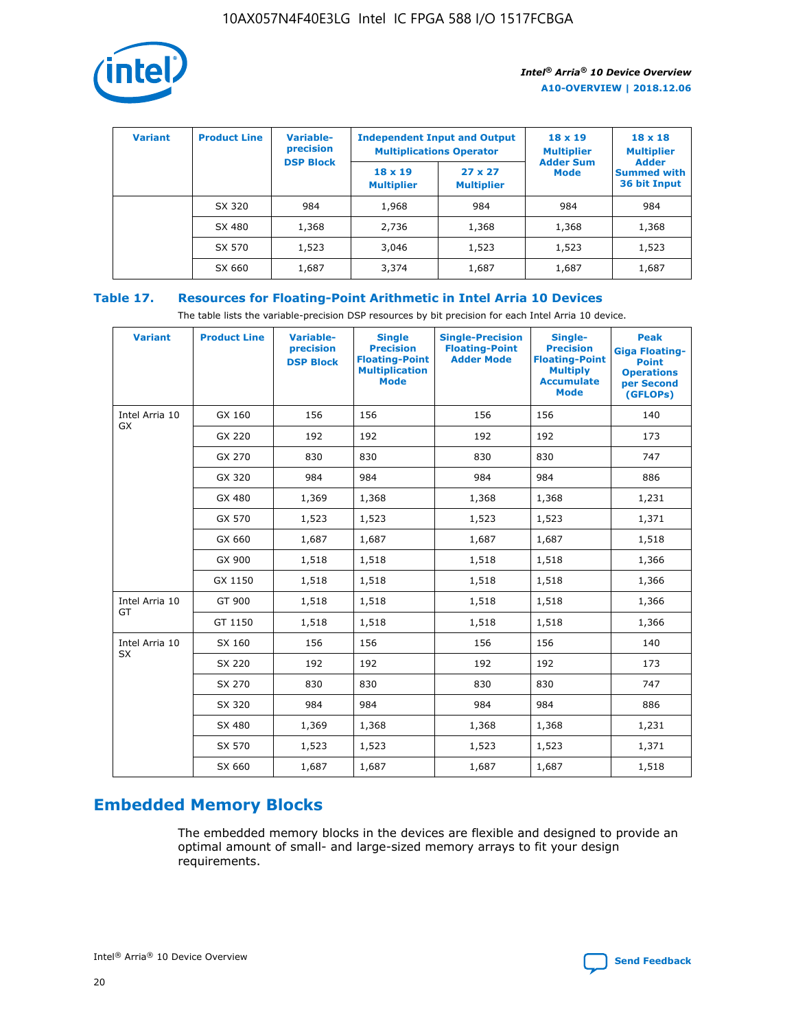| Variant | Product Line | Variable-precision DSP Block | Independent Input and Output Multiplications Operator | | 18 x 19 Multiplier Adder Sum Mode | 18 x 18 Multiplier Adder Summed with 36 bit Input |
|---|---|---|---|---|---|---|
| | | | 18 x 19 Multiplier | 27 x 27 Multiplier | | |
| | SX 320 | 984 | 1,968 | 984 | 984 | 984 |
| | SX 480 | 1,368 | 2,736 | 1,368 | 1,368 | 1,368 |
| | SX 570 | 1,523 | 3,046 | 1,523 | 1,523 | 1,523 |
| | SX 660 | 1,687 | 3,374 | 1,687 | 1,687 | 1,687 |

## Table 17. Resources for Floating-Point Arithmetic in Intel Arria 10 Devices

The table lists the variable-precision DSP resources by bit precision for each Intel Arria 10 device.

| Variant | Product Line | Variable-precision DSP Block | Single Precision Floating-Point Multiplication Mode | Single-Precision Floating-Point Adder Mode | Single-Precision Floating-Point Multiply Accumulate Mode | Peak Giga Floating-Point Operations per Second (GFLOPs) |
|---|---|---|---|---|---|---|
| Intel Arria 10 GX | GX 160 | 156 | 156 | 156 | 156 | 140 |
| | GX 220 | 192 | 192 | 192 | 192 | 173 |
| | GX 270 | 830 | 830 | 830 | 830 | 747 |
| | GX 320 | 984 | 984 | 984 | 984 | 886 |
| | GX 480 | 1,369 | 1,368 | 1,368 | 1,368 | 1,231 |
| | GX 570 | 1,523 | 1,523 | 1,523 | 1,523 | 1,371 |
| | GX 660 | 1,687 | 1,687 | 1,687 | 1,687 | 1,518 |
| | GX 900 | 1,518 | 1,518 | 1,518 | 1,518 | 1,366 |
| | GX 1150 | 1,518 | 1,518 | 1,518 | 1,518 | 1,366 |
| Intel Arria 10 GT | GT 900 | 1,518 | 1,518 | 1,518 | 1,518 | 1,366 |
| | GT 1150 | 1,518 | 1,518 | 1,518 | 1,518 | 1,366 |
| Intel Arria 10 SX | SX 160 | 156 | 156 | 156 | 156 | 140 |
| | SX 220 | 192 | 192 | 192 | 192 | 173 |
| | SX 270 | 830 | 830 | 830 | 830 | 747 |
| | SX 320 | 984 | 984 | 984 | 984 | 886 |
| | SX 480 | 1,369 | 1,368 | 1,368 | 1,368 | 1,231 |
| | SX 570 | 1,523 | 1,523 | 1,523 | 1,523 | 1,371 |
| | SX 660 | 1,687 | 1,687 | 1,687 | 1,687 | 1,518 |

## Embedded Memory Blocks

The embedded memory blocks in the devices are flexible and designed to provide an optimal amount of small- and large-sized memory arrays to fit your design requirements.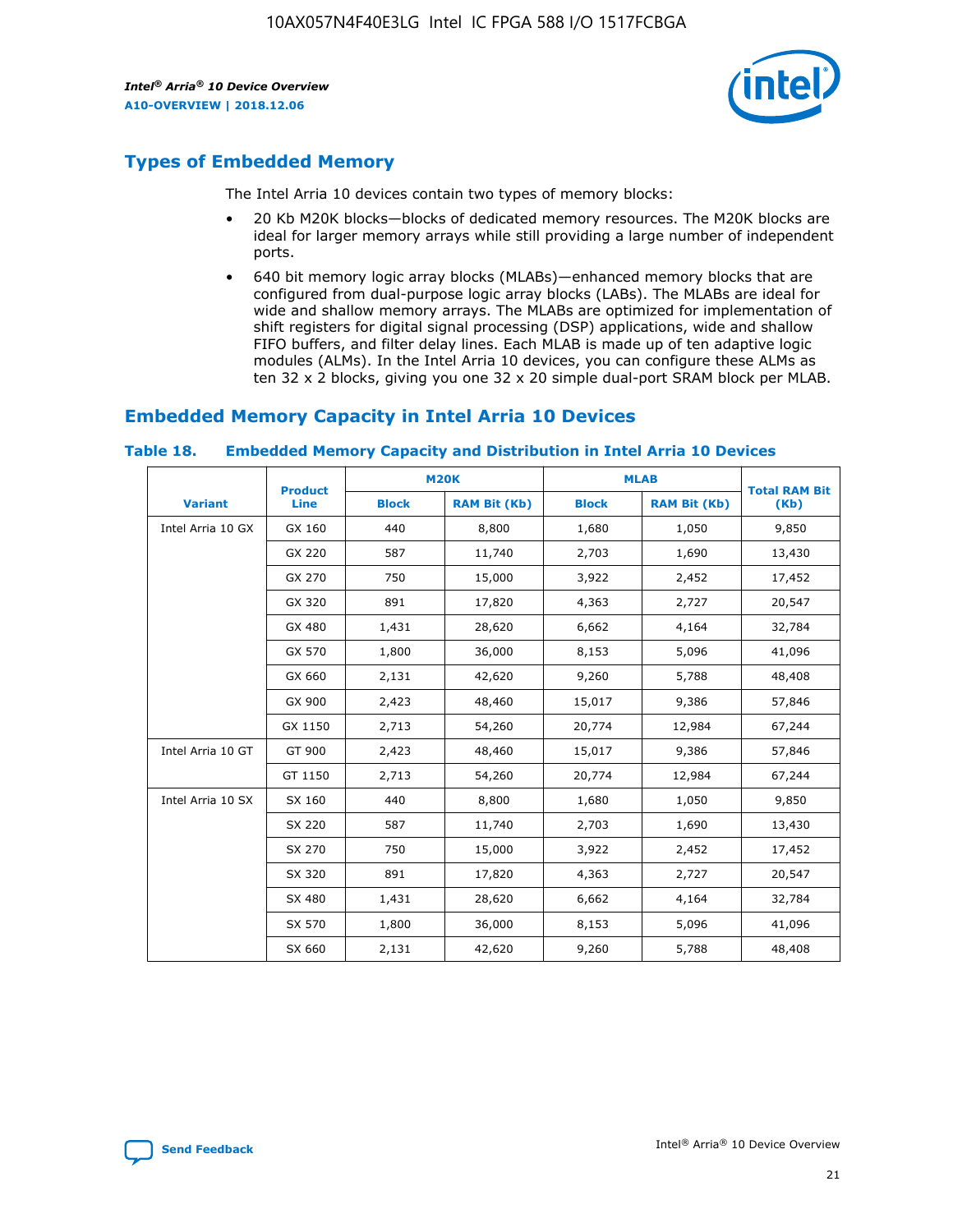## Types of Embedded Memory

The Intel Arria 10 devices contain two types of memory blocks:

- 20 Kb M20K blocks—blocks of dedicated memory resources. The M20K blocks are ideal for larger memory arrays while still providing a large number of independent ports.
- 640 bit memory logic array blocks (MLABs)—enhanced memory blocks that are configured from dual-purpose logic array blocks (LABs). The MLABs are ideal for wide and shallow memory arrays. The MLABs are optimized for implementation of shift registers for digital signal processing (DSP) applications, wide and shallow FIFO buffers, and filter delay lines. Each MLAB is made up of ten adaptive logic modules (ALMs). In the Intel Arria 10 devices, you can configure these ALMs as ten 32 x 2 blocks, giving you one 32 x 20 simple dual-port SRAM block per MLAB.

## Embedded Memory Capacity in Intel Arria 10 Devices

**Table 18. Embedded Memory Capacity and Distribution in Intel Arria 10 Devices**

| Variant | Product Line | M20K | | MLAB | | Total RAM Bit (Kb) |
|---|---|---|---|---|---|---|
| | | Block | RAM Bit (Kb) | Block | RAM Bit (Kb) | |
| Intel Arria 10 GX | GX 160 | 440 | 8,800 | 1,680 | 1,050 | 9,850 |
| | GX 220 | 587 | 11,740 | 2,703 | 1,690 | 13,430 |
| | GX 270 | 750 | 15,000 | 3,922 | 2,452 | 17,452 |
| | GX 320 | 891 | 17,820 | 4,363 | 2,727 | 20,547 |
| | GX 480 | 1,431 | 28,620 | 6,662 | 4,164 | 32,784 |
| | GX 570 | 1,800 | 36,000 | 8,153 | 5,096 | 41,096 |
| | GX 660 | 2,131 | 42,620 | 9,260 | 5,788 | 48,408 |
| | GX 900 | 2,423 | 48,460 | 15,017 | 9,386 | 57,846 |
| | GX 1150 | 2,713 | 54,260 | 20,774 | 12,984 | 67,244 |
| Intel Arria 10 GT | GT 900 | 2,423 | 48,460 | 15,017 | 9,386 | 57,846 |
| | GT 1150 | 2,713 | 54,260 | 20,774 | 12,984 | 67,244 |
| Intel Arria 10 SX | SX 160 | 440 | 8,800 | 1,680 | 1,050 | 9,850 |
| | SX 220 | 587 | 11,740 | 2,703 | 1,690 | 13,430 |
| | SX 270 | 750 | 15,000 | 3,922 | 2,452 | 17,452 |
| | SX 320 | 891 | 17,820 | 4,363 | 2,727 | 20,547 |
| | SX 480 | 1,431 | 28,620 | 6,662 | 4,164 | 32,784 |
| | SX 570 | 1,800 | 36,000 | 8,153 | 5,096 | 41,096 |
| | SX 660 | 2,131 | 42,620 | 9,260 | 5,788 | 48,408 |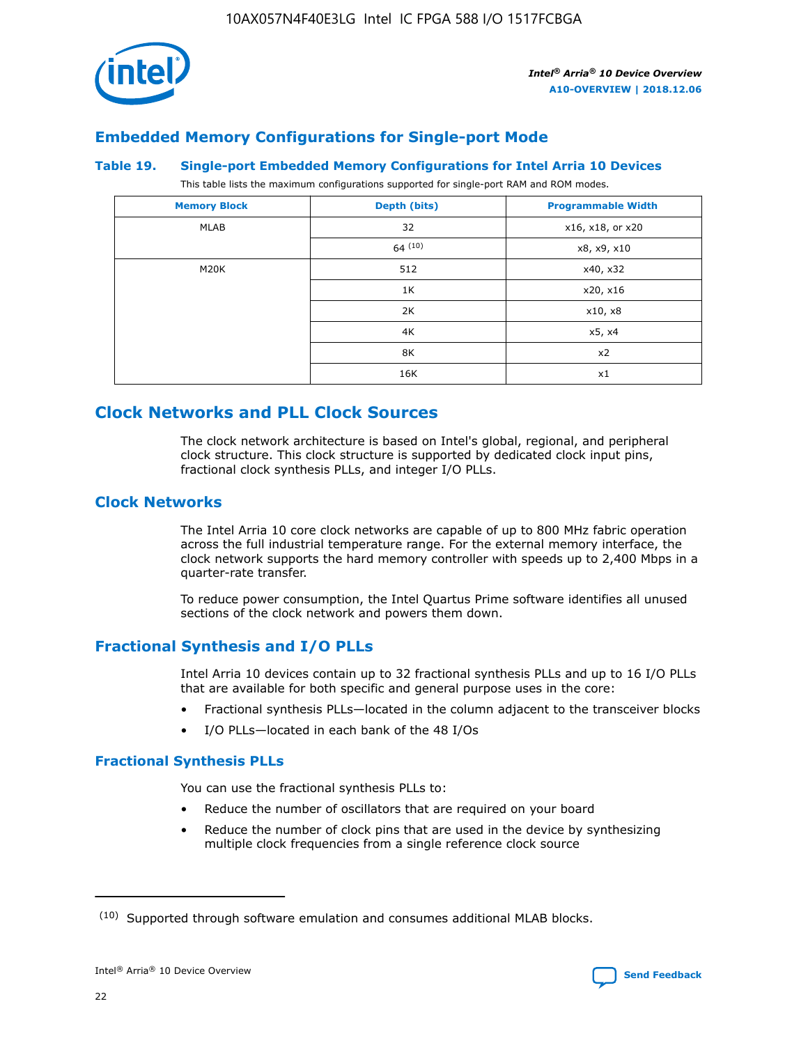## Embedded Memory Configurations for Single-port Mode

### Table 19. Single-port Embedded Memory Configurations for Intel Arria 10 Devices

This table lists the maximum configurations supported for single-port RAM and ROM modes.

| Memory Block | Depth (bits) | Programmable Width |
|---|---|---|
| MLAB | 32 | x16, x18, or x20 |
| | 64 [10] | x8, x9, x10 |
| M20K | 512 | x40, x32 |
| | 1K | x20, x16 |
| | 2K | x10, x8 |
| | 4K | x5, x4 |
| | 8K | x2 |
| | 16K | x1 |

# Clock Networks and PLL Clock Sources

The clock network architecture is based on Intel's global, regional, and peripheral clock structure. This clock structure is supported by dedicated clock input pins, fractional clock synthesis PLLs, and integer I/O PLLs.

## Clock Networks

The Intel Arria 10 core clock networks are capable of up to 800 MHz fabric operation across the full industrial temperature range. For the external memory interface, the clock network supports the hard memory controller with speeds up to 2,400 Mbps in a quarter-rate transfer.

To reduce power consumption, the Intel Quartus Prime software identifies all unused sections of the clock network and powers them down.

## Fractional Synthesis and I/O PLLs

Intel Arria 10 devices contain up to 32 fractional synthesis PLLs and up to 16 I/O PLLs that are available for both specific and general purpose uses in the core:

- Fractional synthesis PLLs—located in the column adjacent to the transceiver blocks
- I/O PLLs—located in each bank of the 48 I/Os

### Fractional Synthesis PLLs

You can use the fractional synthesis PLLs to:

- Reduce the number of oscillators that are required on your board
- Reduce the number of clock pins that are used in the device by synthesizing multiple clock frequencies from a single reference clock source

(10) Supported through software emulation and consumes additional MLAB blocks.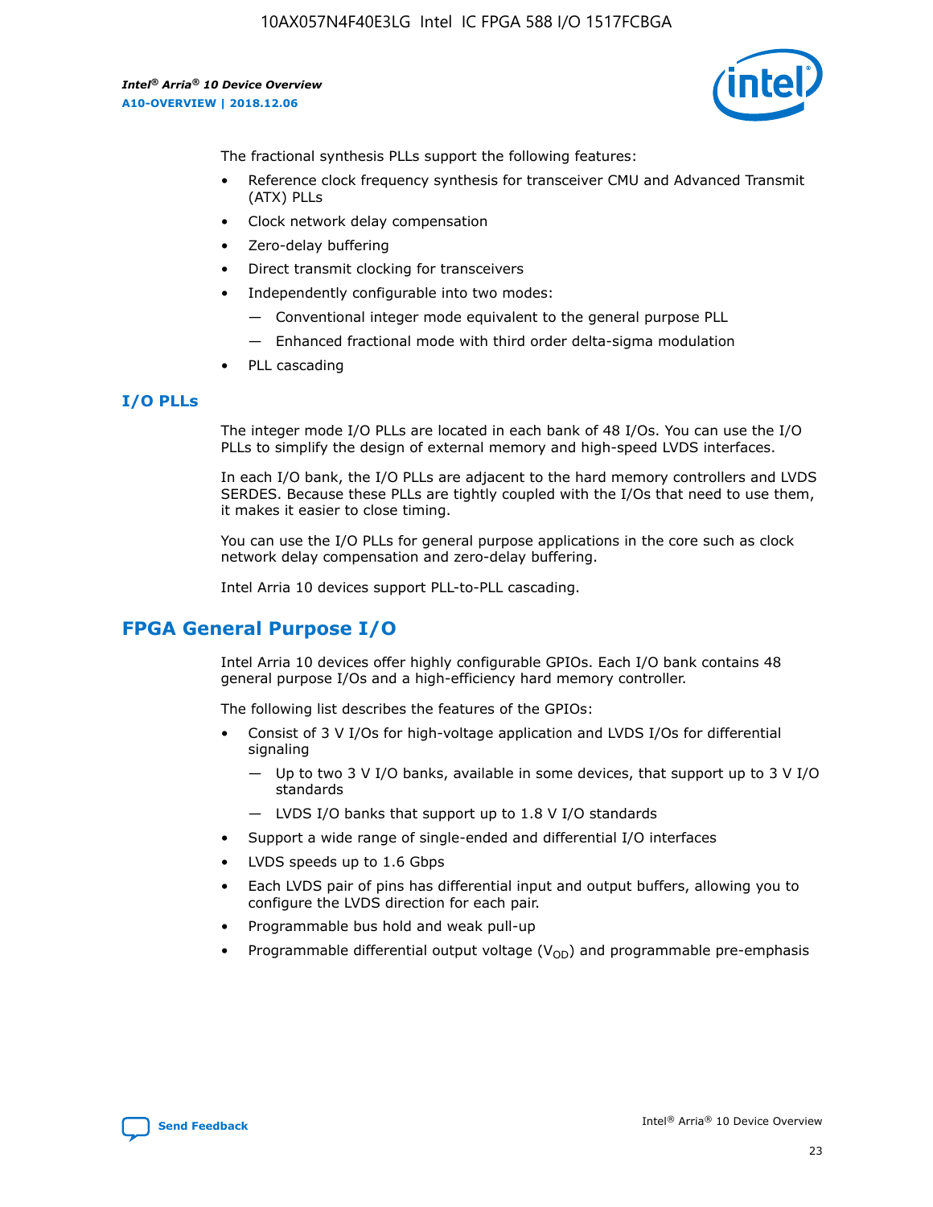The fractional synthesis PLLs support the following features:

- Reference clock frequency synthesis for transceiver CMU and Advanced Transmit (ATX) PLLs
- Clock network delay compensation
- Zero-delay buffering
- Direct transmit clocking for transceivers
- Independently configurable into two modes:
  - — Conventional integer mode equivalent to the general purpose PLL
  - — Enhanced fractional mode with third order delta-sigma modulation
- PLL cascading

### I/O PLLs

The integer mode I/O PLLs are located in each bank of 48 I/Os. You can use the I/O PLLs to simplify the design of external memory and high-speed LVDS interfaces.

In each I/O bank, the I/O PLLs are adjacent to the hard memory controllers and LVDS SERDES. Because these PLLs are tightly coupled with the I/Os that need to use them, it makes it easier to close timing.

You can use the I/O PLLs for general purpose applications in the core such as clock network delay compensation and zero-delay buffering.

Intel Arria 10 devices support PLL-to-PLL cascading.

## FPGA General Purpose I/O

Intel Arria 10 devices offer highly configurable GPIOs. Each I/O bank contains 48 general purpose I/Os and a high-efficiency hard memory controller.

The following list describes the features of the GPIOs:

- Consist of 3 V I/Os for high-voltage application and LVDS I/Os for differential signaling
  - — Up to two 3 V I/O banks, available in some devices, that support up to 3 V I/O standards
  - — LVDS I/O banks that support up to 1.8 V I/O standards
- Support a wide range of single-ended and differential I/O interfaces
- LVDS speeds up to 1.6 Gbps
- Each LVDS pair of pins has differential input and output buffers, allowing you to configure the LVDS direction for each pair.
- Programmable bus hold and weak pull-up
- Programmable differential output voltage ($V_{OD}$) and programmable pre-emphasis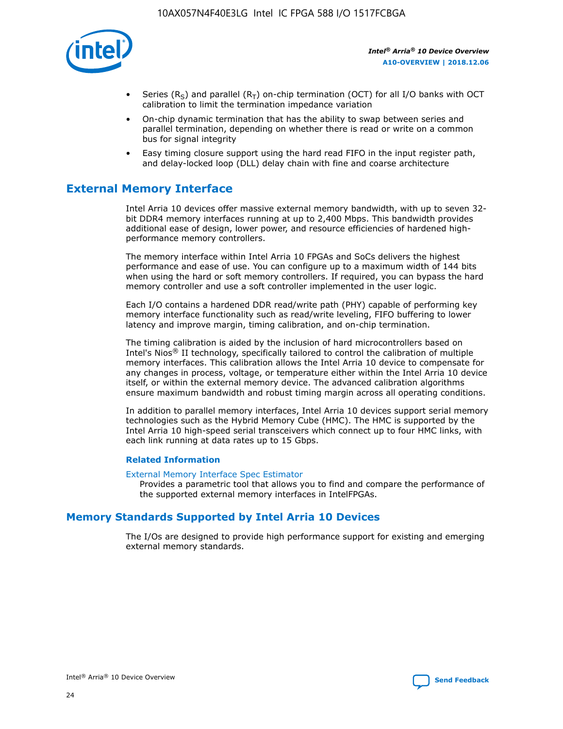- Series ($R_S$) and parallel ($R_T$) on-chip termination (OCT) for all I/O banks with OCT calibration to limit the termination impedance variation
- On-chip dynamic termination that has the ability to swap between series and parallel termination, depending on whether there is read or write on a common bus for signal integrity
- Easy timing closure support using the hard read FIFO in the input register path, and delay-locked loop (DLL) delay chain with fine and coarse architecture

## External Memory Interface

Intel Arria 10 devices offer massive external memory bandwidth, with up to seven 32-bit DDR4 memory interfaces running at up to 2,400 Mbps. This bandwidth provides additional ease of design, lower power, and resource efficiencies of hardened high-performance memory controllers.

The memory interface within Intel Arria 10 FPGAs and SoCs delivers the highest performance and ease of use. You can configure up to a maximum width of 144 bits when using the hard or soft memory controllers. If required, you can bypass the hard memory controller and use a soft controller implemented in the user logic.

Each I/O contains a hardened DDR read/write path (PHY) capable of performing key memory interface functionality such as read/write leveling, FIFO buffering to lower latency and improve margin, timing calibration, and on-chip termination.

The timing calibration is aided by the inclusion of hard microcontrollers based on Intel's Nios® II technology, specifically tailored to control the calibration of multiple memory interfaces. This calibration allows the Intel Arria 10 device to compensate for any changes in process, voltage, or temperature either within the Intel Arria 10 device itself, or within the external memory device. The advanced calibration algorithms ensure maximum bandwidth and robust timing margin across all operating conditions.

In addition to parallel memory interfaces, Intel Arria 10 devices support serial memory technologies such as the Hybrid Memory Cube (HMC). The HMC is supported by the Intel Arria 10 high-speed serial transceivers which connect up to four HMC links, with each link running at data rates up to 15 Gbps.

### Related Information

External Memory Interface Spec Estimator
Provides a parametric tool that allows you to find and compare the performance of the supported external memory interfaces in IntelFPGAs.

## Memory Standards Supported by Intel Arria 10 Devices

The I/Os are designed to provide high performance support for existing and emerging external memory standards.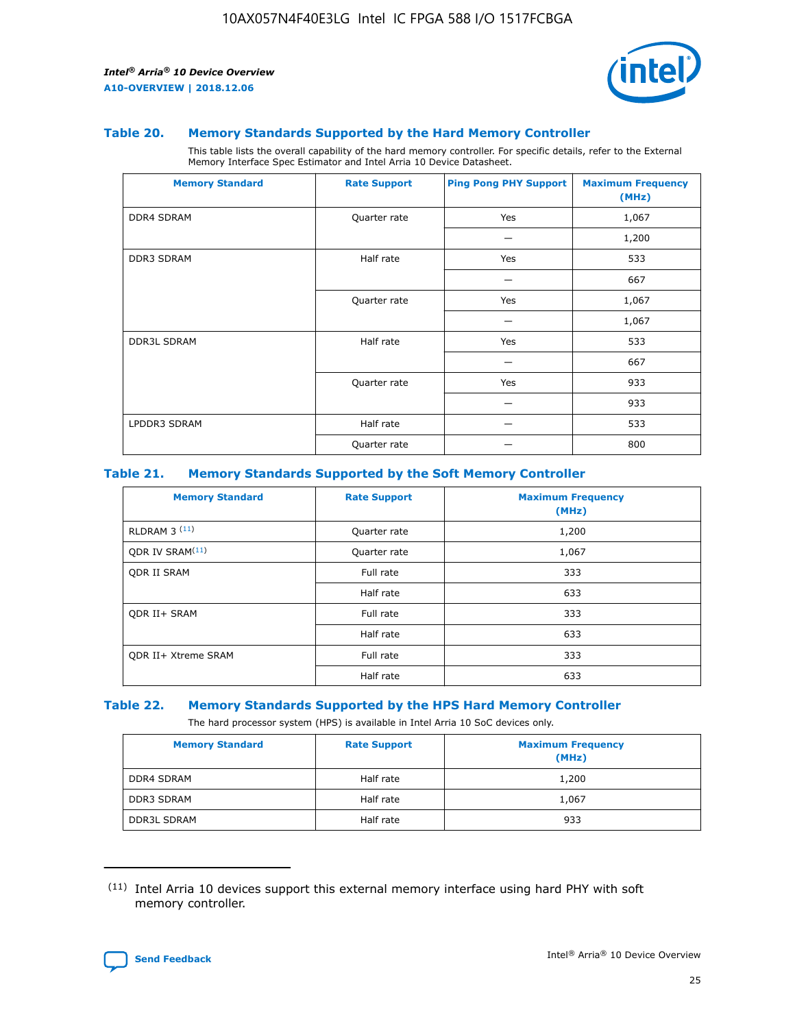### Table 20. Memory Standards Supported by the Hard Memory Controller

This table lists the overall capability of the hard memory controller. For specific details, refer to the External Memory Interface Spec Estimator and Intel Arria 10 Device Datasheet.

| Memory Standard | Rate Support | Ping Pong PHY Support | Maximum Frequency (MHz) |
|---|---|---|---|
| DDR4 SDRAM | Quarter rate | Yes | 1,067 |
| | | — | 1,200 |
| DDR3 SDRAM | Half rate | Yes | 533 |
| | | — | 667 |
| | Quarter rate | Yes | 1,067 |
| | | — | 1,067 |
| DDR3L SDRAM | Half rate | Yes | 533 |
| | | — | 667 |
| | Quarter rate | Yes | 933 |
| | | — | 933 |
| LPDDR3 SDRAM | Half rate | — | 533 |
| | Quarter rate | — | 800 |

### Table 21. Memory Standards Supported by the Soft Memory Controller

| Memory Standard | Rate Support | Maximum Frequency (MHz) |
|---|---|---|
| RLDRAM 3 [(11)] | Quarter rate | 1,200 |
| QDR IV SRAM[(11)] | Quarter rate | 1,067 |
| QDR II SRAM | Full rate | 333 |
| | Half rate | 633 |
| QDR II+ SRAM | Full rate | 333 |
| | Half rate | 633 |
| QDR II+ Xtreme SRAM | Full rate | 333 |
| | Half rate | 633 |

### Table 22. Memory Standards Supported by the HPS Hard Memory Controller

The hard processor system (HPS) is available in Intel Arria 10 SoC devices only.

| Memory Standard | Rate Support | Maximum Frequency (MHz) |
|---|---|---|
| DDR4 SDRAM | Half rate | 1,200 |
| DDR3 SDRAM | Half rate | 1,067 |
| DDR3L SDRAM | Half rate | 933 |

(11) Intel Arria 10 devices support this external memory interface using hard PHY with soft memory controller.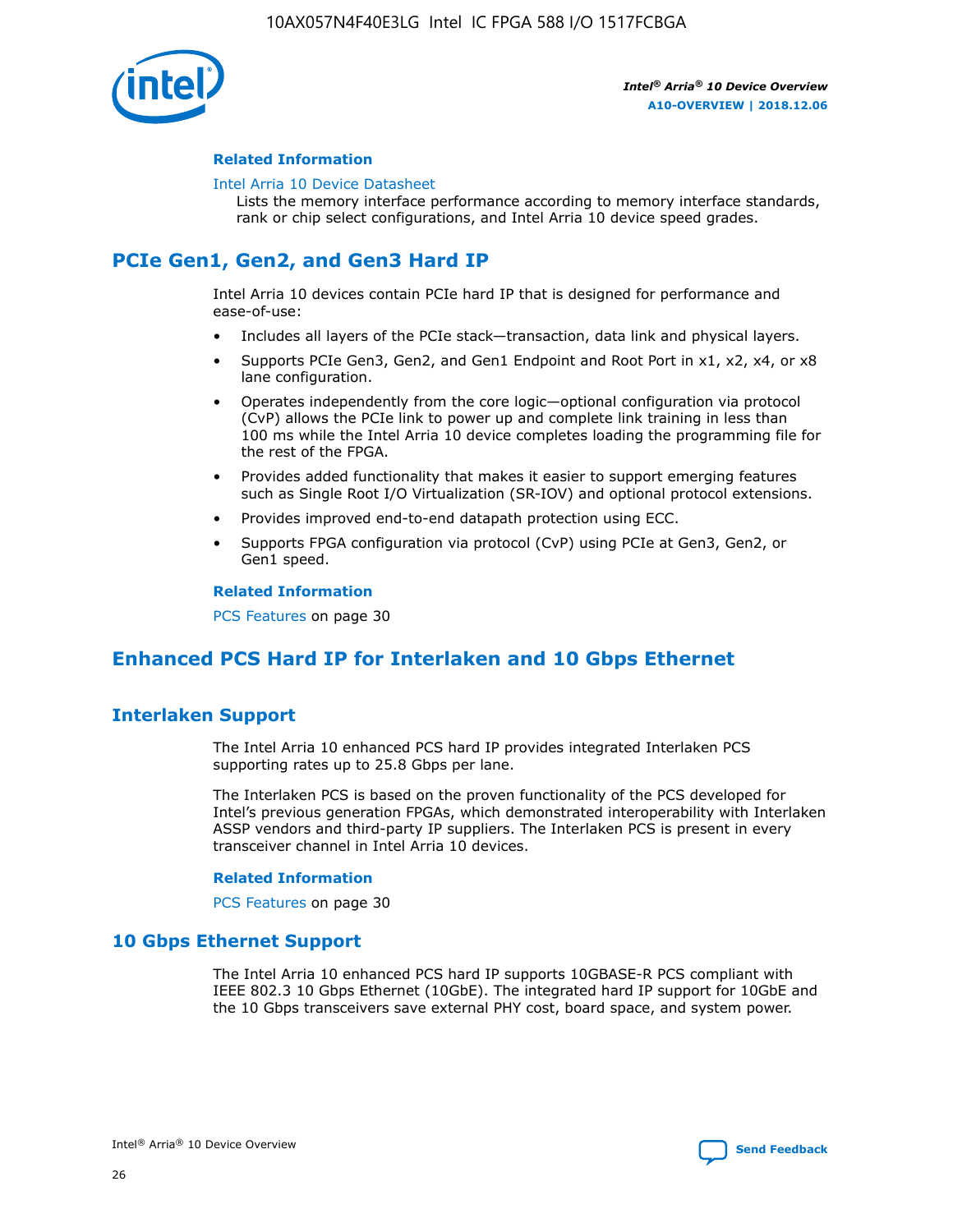### Related Information

Intel Arria 10 Device Datasheet

Lists the memory interface performance according to memory interface standards, rank or chip select configurations, and Intel Arria 10 device speed grades.

## PCIe Gen1, Gen2, and Gen3 Hard IP

Intel Arria 10 devices contain PCIe hard IP that is designed for performance and ease-of-use:

- Includes all layers of the PCIe stack—transaction, data link and physical layers.
- Supports PCIe Gen3, Gen2, and Gen1 Endpoint and Root Port in x1, x2, x4, or x8 lane configuration.
- Operates independently from the core logic—optional configuration via protocol (CvP) allows the PCIe link to power up and complete link training in less than 100 ms while the Intel Arria 10 device completes loading the programming file for the rest of the FPGA.
- Provides added functionality that makes it easier to support emerging features such as Single Root I/O Virtualization (SR-IOV) and optional protocol extensions.
- Provides improved end-to-end datapath protection using ECC.
- Supports FPGA configuration via protocol (CvP) using PCIe at Gen3, Gen2, or Gen1 speed.

### Related Information

PCS Features on page 30

## Enhanced PCS Hard IP for Interlaken and 10 Gbps Ethernet

### Interlaken Support

The Intel Arria 10 enhanced PCS hard IP provides integrated Interlaken PCS supporting rates up to 25.8 Gbps per lane.

The Interlaken PCS is based on the proven functionality of the PCS developed for Intel's previous generation FPGAs, which demonstrated interoperability with Interlaken ASSP vendors and third-party IP suppliers. The Interlaken PCS is present in every transceiver channel in Intel Arria 10 devices.

#### Related Information

PCS Features on page 30

### 10 Gbps Ethernet Support

The Intel Arria 10 enhanced PCS hard IP supports 10GBASE-R PCS compliant with IEEE 802.3 10 Gbps Ethernet (10GbE). The integrated hard IP support for 10GbE and the 10 Gbps transceivers save external PHY cost, board space, and system power.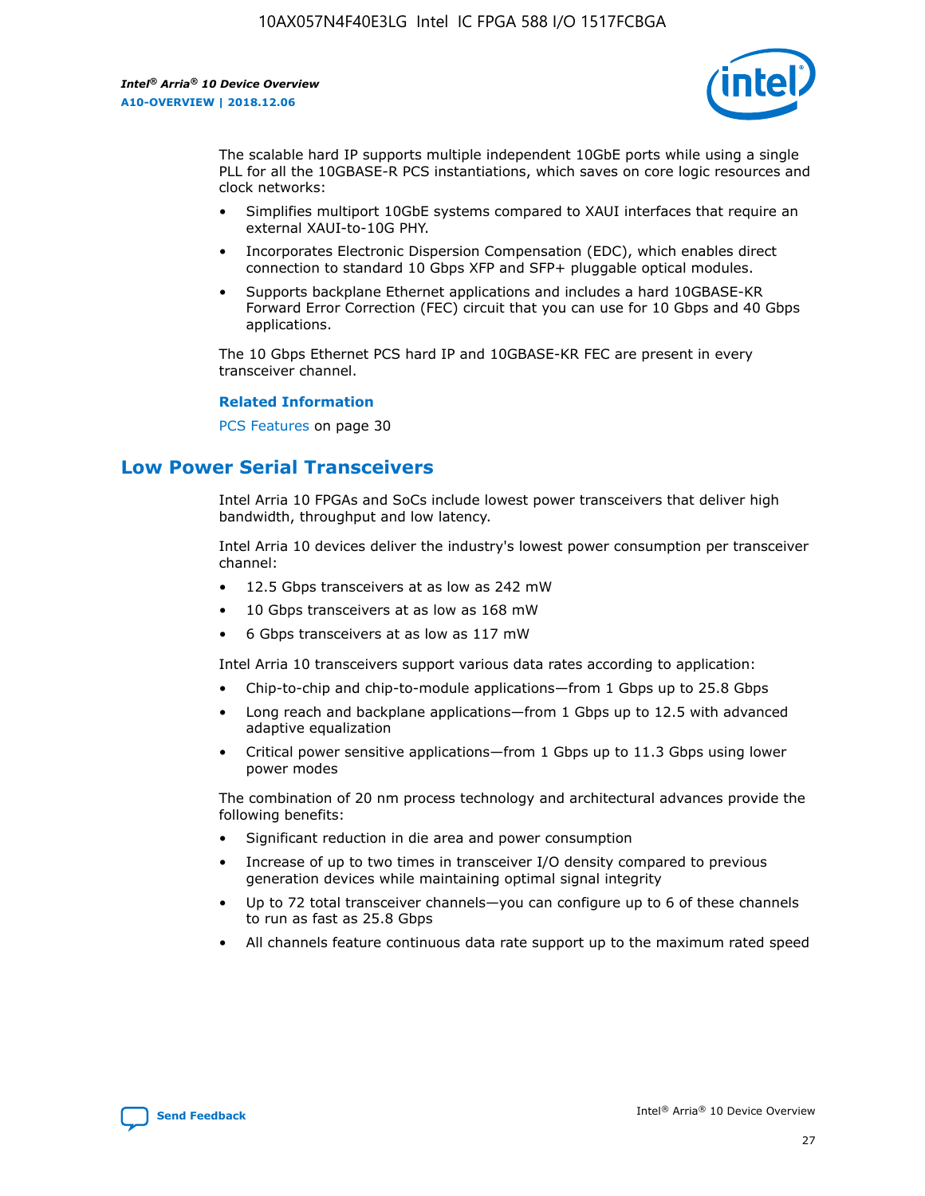The scalable hard IP supports multiple independent 10GbE ports while using a single PLL for all the 10GBASE-R PCS instantiations, which saves on core logic resources and clock networks:

- Simplifies multiport 10GbE systems compared to XAUI interfaces that require an external XAUI-to-10G PHY.
- Incorporates Electronic Dispersion Compensation (EDC), which enables direct connection to standard 10 Gbps XFP and SFP+ pluggable optical modules.
- Supports backplane Ethernet applications and includes a hard 10GBASE-KR Forward Error Correction (FEC) circuit that you can use for 10 Gbps and 40 Gbps applications.

The 10 Gbps Ethernet PCS hard IP and 10GBASE-KR FEC are present in every transceiver channel.

**Related Information**

PCS Features on page 30

## Low Power Serial Transceivers

Intel Arria 10 FPGAs and SoCs include lowest power transceivers that deliver high bandwidth, throughput and low latency.

Intel Arria 10 devices deliver the industry's lowest power consumption per transceiver channel:

- 12.5 Gbps transceivers at as low as 242 mW
- 10 Gbps transceivers at as low as 168 mW
- 6 Gbps transceivers at as low as 117 mW

Intel Arria 10 transceivers support various data rates according to application:

- Chip-to-chip and chip-to-module applications—from 1 Gbps up to 25.8 Gbps
- Long reach and backplane applications—from 1 Gbps up to 12.5 with advanced adaptive equalization
- Critical power sensitive applications—from 1 Gbps up to 11.3 Gbps using lower power modes

The combination of 20 nm process technology and architectural advances provide the following benefits:

- Significant reduction in die area and power consumption
- Increase of up to two times in transceiver I/O density compared to previous generation devices while maintaining optimal signal integrity
- Up to 72 total transceiver channels—you can configure up to 6 of these channels to run as fast as 25.8 Gbps
- All channels feature continuous data rate support up to the maximum rated speed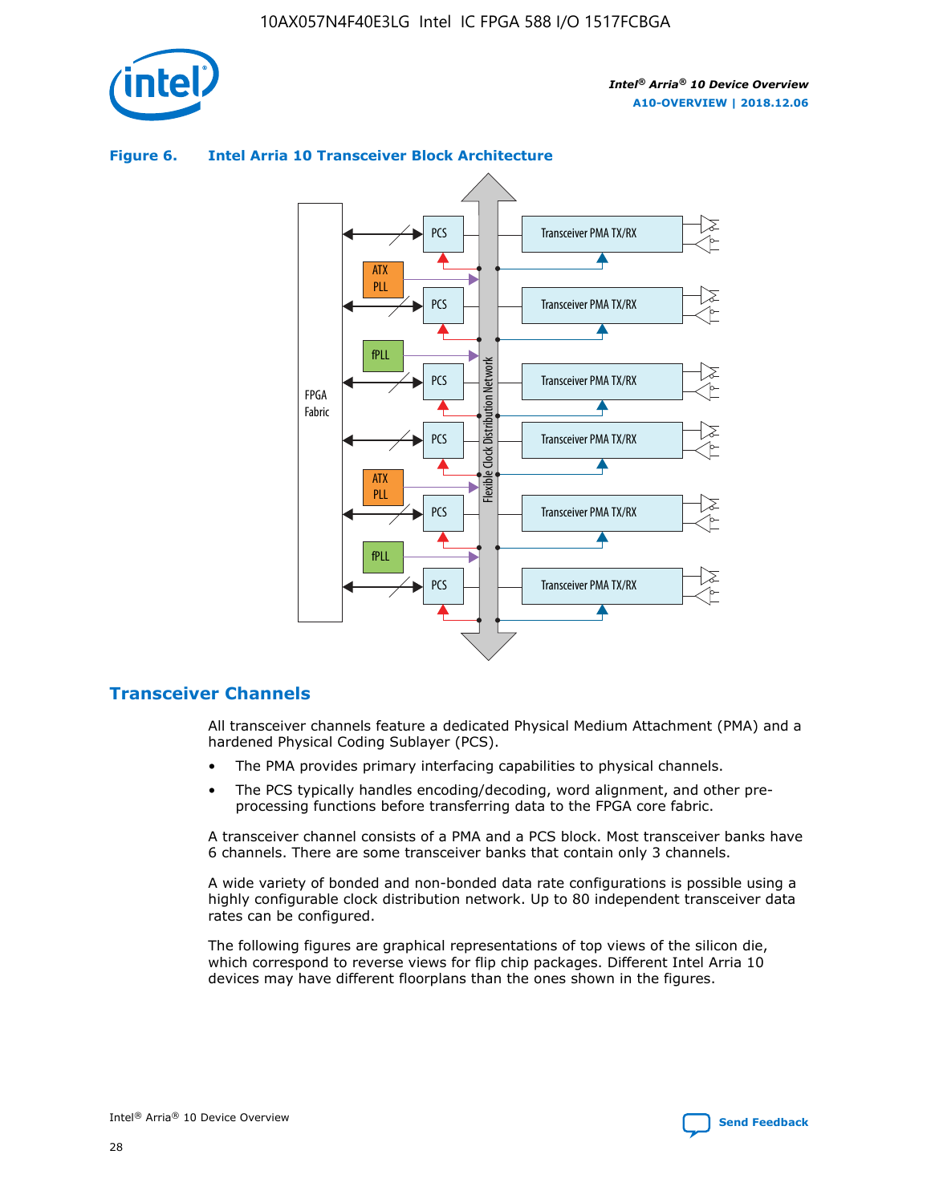**Figure 6. Intel Arria 10 Transceiver Block Architecture**

## Transceiver Channels

All transceiver channels feature a dedicated Physical Medium Attachment (PMA) and a hardened Physical Coding Sublayer (PCS).

- The PMA provides primary interfacing capabilities to physical channels.
- The PCS typically handles encoding/decoding, word alignment, and other pre-processing functions before transferring data to the FPGA core fabric.

A transceiver channel consists of a PMA and a PCS block. Most transceiver banks have 6 channels. There are some transceiver banks that contain only 3 channels.

A wide variety of bonded and non-bonded data rate configurations is possible using a highly configurable clock distribution network. Up to 80 independent transceiver data rates can be configured.

The following figures are graphical representations of top views of the silicon die, which correspond to reverse views for flip chip packages. Different Intel Arria 10 devices may have different floorplans than the ones shown in the figures.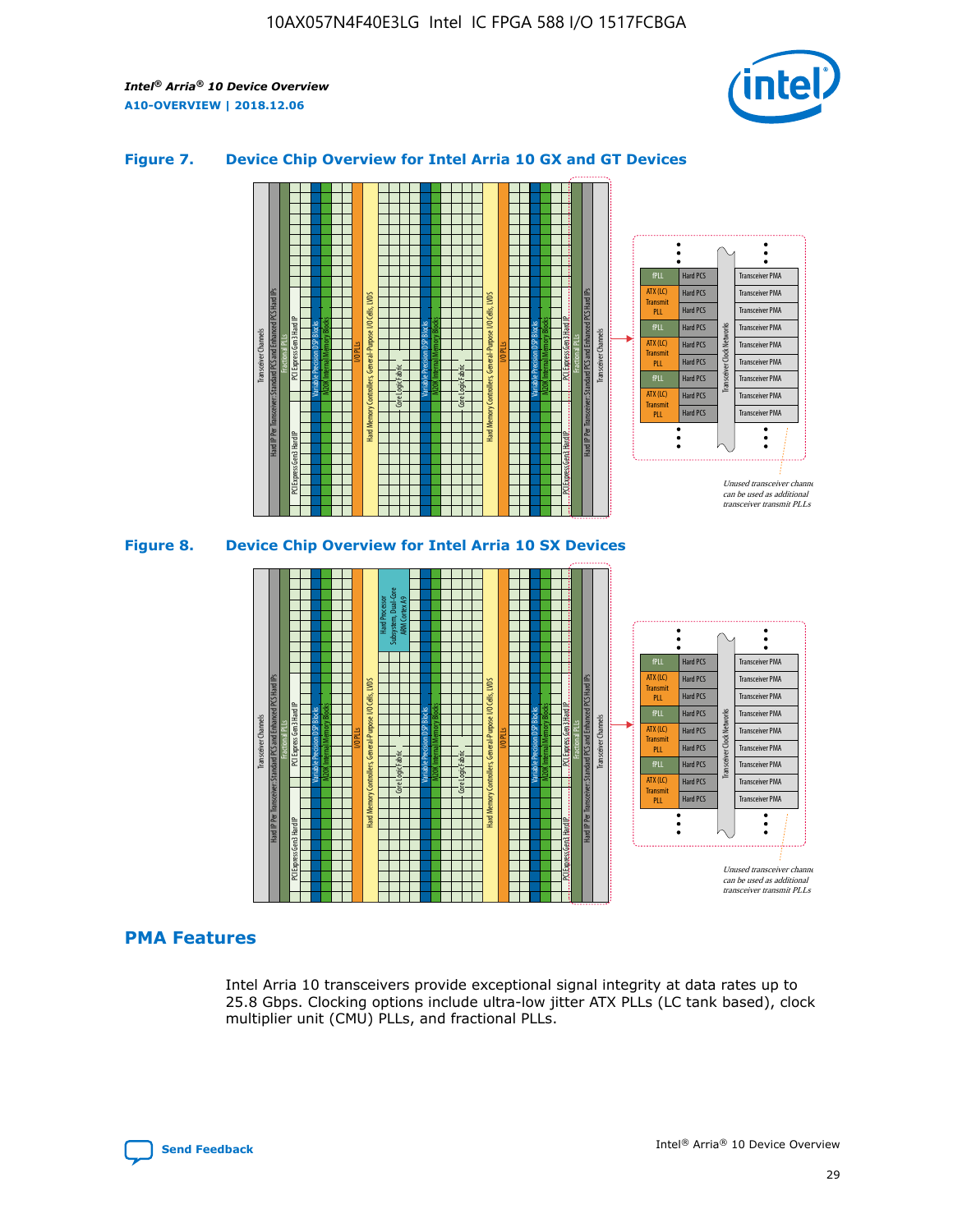### Figure 7. Device Chip Overview for Intel Arria 10 GX and GT Devices

### Figure 8. Device Chip Overview for Intel Arria 10 SX Devices

## PMA Features

Intel Arria 10 transceivers provide exceptional signal integrity at data rates up to 25.8 Gbps. Clocking options include ultra-low jitter ATX PLLs (LC tank based), clock multiplier unit (CMU) PLLs, and fractional PLLs.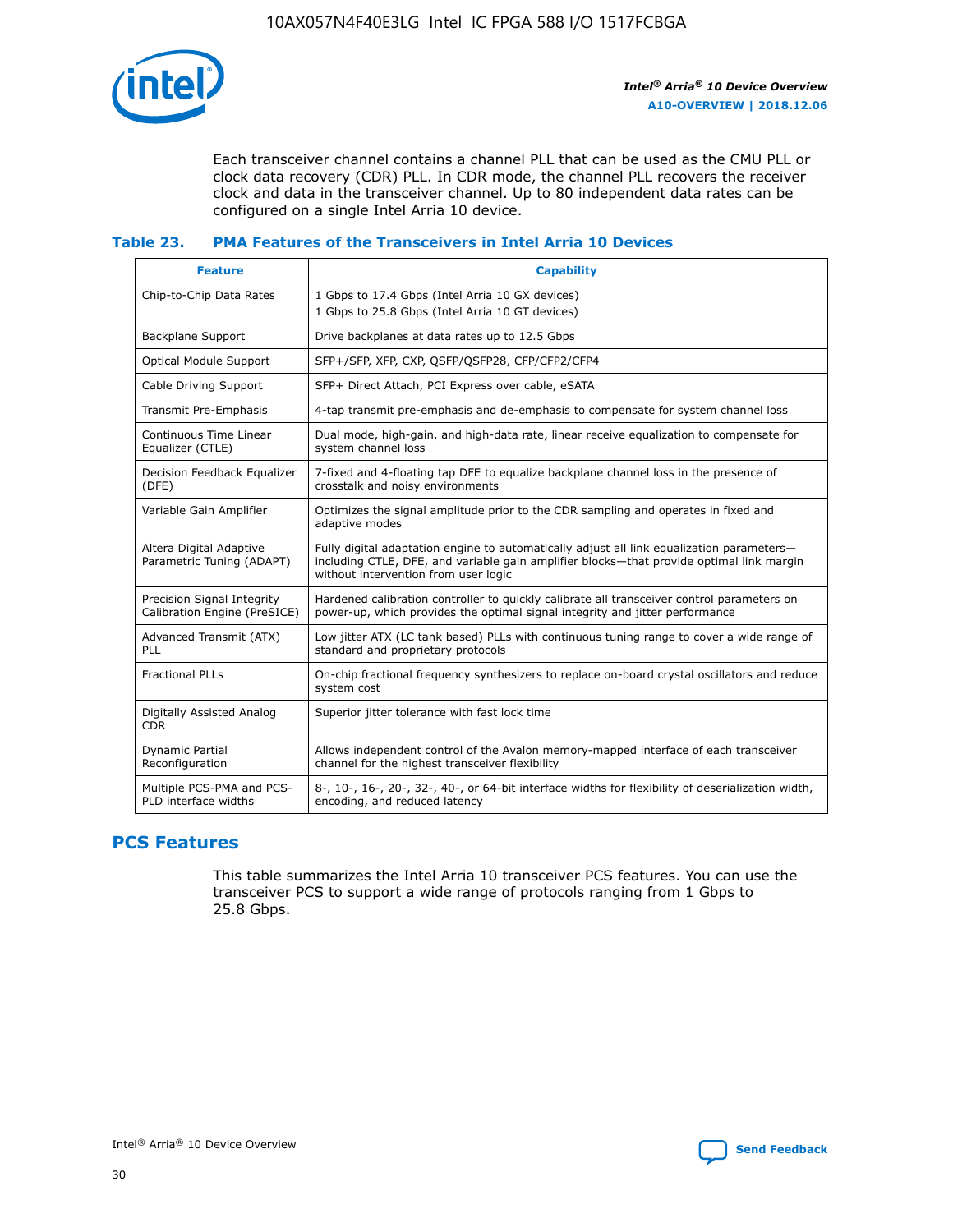Each transceiver channel contains a channel PLL that can be used as the CMU PLL or clock data recovery (CDR) PLL. In CDR mode, the channel PLL recovers the receiver clock and data in the transceiver channel. Up to 80 independent data rates can be configured on a single Intel Arria 10 device.

### Table 23. PMA Features of the Transceivers in Intel Arria 10 Devices

| Feature | Capability |
| --- | --- |
| Chip-to-Chip Data Rates | 1 Gbps to 17.4 Gbps (Intel Arria 10 GX devices)<br>1 Gbps to 25.8 Gbps (Intel Arria 10 GT devices) |
| Backplane Support | Drive backplanes at data rates up to 12.5 Gbps |
| Optical Module Support | SFP+/SFP, XFP, CXP, QSFP/QSFP28, CFP/CFP2/CFP4 |
| Cable Driving Support | SFP+ Direct Attach, PCI Express over cable, eSATA |
| Transmit Pre-Emphasis | 4-tap transmit pre-emphasis and de-emphasis to compensate for system channel loss |
| Continuous Time Linear Equalizer (CTLE) | Dual mode, high-gain, and high-data rate, linear receive equalization to compensate for system channel loss |
| Decision Feedback Equalizer (DFE) | 7-fixed and 4-floating tap DFE to equalize backplane channel loss in the presence of crosstalk and noisy environments |
| Variable Gain Amplifier | Optimizes the signal amplitude prior to the CDR sampling and operates in fixed and adaptive modes |
| Altera Digital Adaptive Parametric Tuning (ADAPT) | Fully digital adaptation engine to automatically adjust all link equalization parameters—including CTLE, DFE, and variable gain amplifier blocks—that provide optimal link margin without intervention from user logic |
| Precision Signal Integrity Calibration Engine (PreSICE) | Hardened calibration controller to quickly calibrate all transceiver control parameters on power-up, which provides the optimal signal integrity and jitter performance |
| Advanced Transmit (ATX) PLL | Low jitter ATX (LC tank based) PLLs with continuous tuning range to cover a wide range of standard and proprietary protocols |
| Fractional PLLs | On-chip fractional frequency synthesizers to replace on-board crystal oscillators and reduce system cost |
| Digitally Assisted Analog CDR | Superior jitter tolerance with fast lock time |
| Dynamic Partial Reconfiguration | Allows independent control of the Avalon memory-mapped interface of each transceiver channel for the highest transceiver flexibility |
| Multiple PCS-PMA and PCS-PLD interface widths | 8-, 10-, 16-, 20-, 32-, 40-, or 64-bit interface widths for flexibility of deserialization width, encoding, and reduced latency |

## PCS Features

This table summarizes the Intel Arria 10 transceiver PCS features. You can use the transceiver PCS to support a wide range of protocols ranging from 1 Gbps to 25.8 Gbps.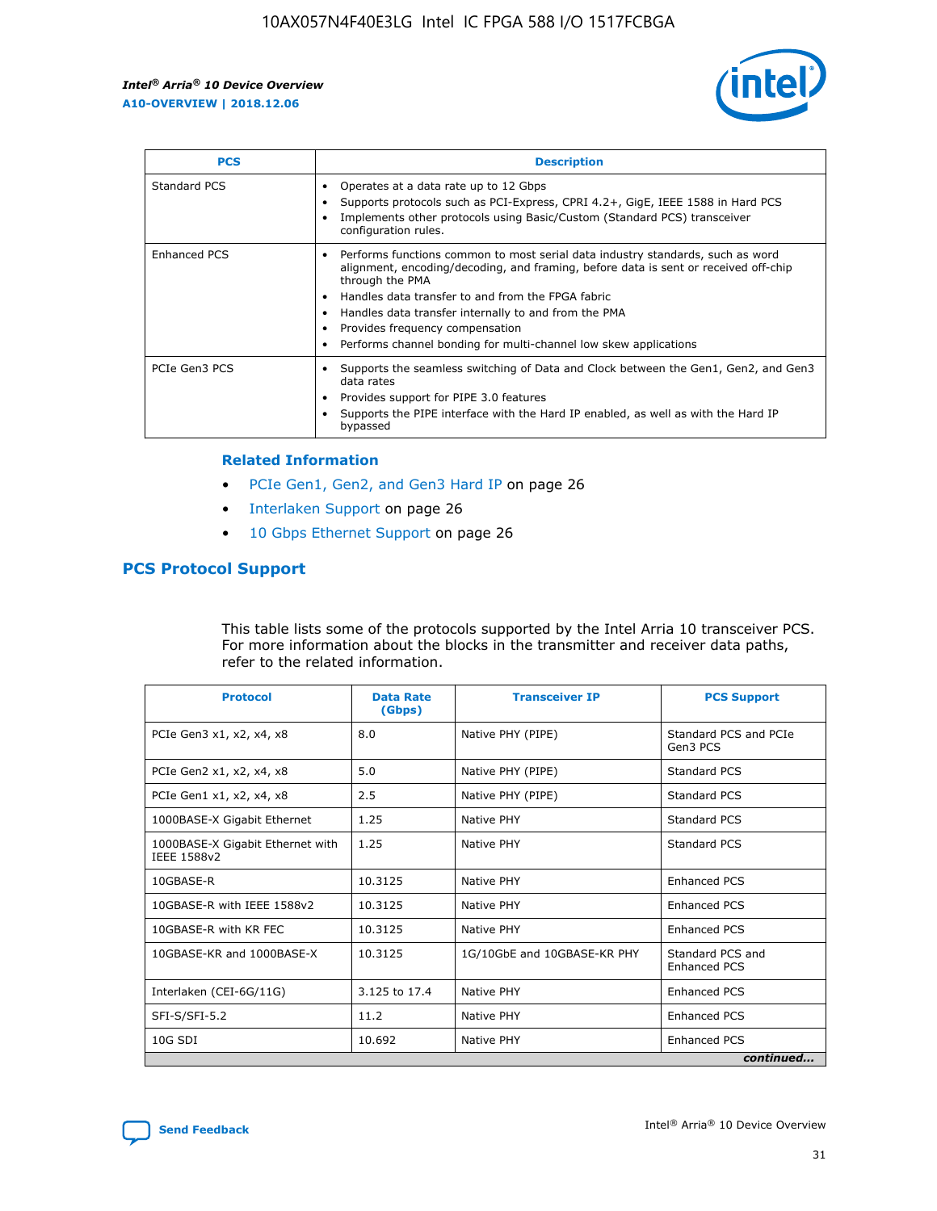| PCS | Description |
| --- | --- |
| Standard PCS | • Operates at a data rate up to 12 Gbps<br>• Supports protocols such as PCI-Express, CPRI 4.2+, GigE, IEEE 1588 in Hard PCS<br>• Implements other protocols using Basic/Custom (Standard PCS) transceiver configuration rules. |
| Enhanced PCS | • Performs functions common to most serial data industry standards, such as word alignment, encoding/decoding, and framing, before data is sent or received off-chip through the PMA<br>• Handles data transfer to and from the FPGA fabric<br>• Handles data transfer internally to and from the PMA<br>• Provides frequency compensation<br>• Performs channel bonding for multi-channel low skew applications |
| PCIe Gen3 PCS | • Supports the seamless switching of Data and Clock between the Gen1, Gen2, and Gen3 data rates<br>• Provides support for PIPE 3.0 features<br>• Supports the PIPE interface with the Hard IP enabled, as well as with the Hard IP bypassed |

### Related Information

- PCIe Gen1, Gen2, and Gen3 Hard IP on page 26
- Interlaken Support on page 26
- 10 Gbps Ethernet Support on page 26

## PCS Protocol Support

This table lists some of the protocols supported by the Intel Arria 10 transceiver PCS. For more information about the blocks in the transmitter and receiver data paths, refer to the related information.

| Protocol | Data Rate (Gbps) | Transceiver IP | PCS Support |
| --- | --- | --- | --- |
| PCIe Gen3 x1, x2, x4, x8 | 8.0 | Native PHY (PIPE) | Standard PCS and PCIe Gen3 PCS |
| PCIe Gen2 x1, x2, x4, x8 | 5.0 | Native PHY (PIPE) | Standard PCS |
| PCIe Gen1 x1, x2, x4, x8 | 2.5 | Native PHY (PIPE) | Standard PCS |
| 1000BASE-X Gigabit Ethernet | 1.25 | Native PHY | Standard PCS |
| 1000BASE-X Gigabit Ethernet with IEEE 1588v2 | 1.25 | Native PHY | Standard PCS |
| 10GBASE-R | 10.3125 | Native PHY | Enhanced PCS |
| 10GBASE-R with IEEE 1588v2 | 10.3125 | Native PHY | Enhanced PCS |
| 10GBASE-R with KR FEC | 10.3125 | Native PHY | Enhanced PCS |
| 10GBASE-KR and 1000BASE-X | 10.3125 | 1G/10GbE and 10GBASE-KR PHY | Standard PCS and Enhanced PCS |
| Interlaken (CEI-6G/11G) | 3.125 to 17.4 | Native PHY | Enhanced PCS |
| SFI-S/SFI-5.2 | 11.2 | Native PHY | Enhanced PCS |
| 10G SDI | 10.692 | Native PHY | Enhanced PCS |

*continued...*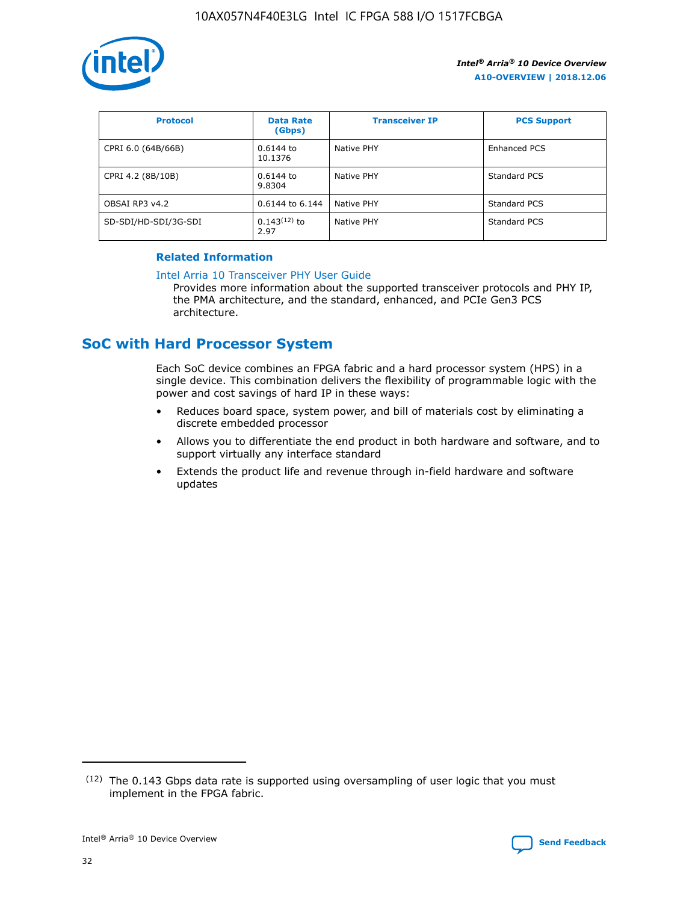| Protocol | Data Rate (Gbps) | Transceiver IP | PCS Support |
|---|---|---|---|
| CPRI 6.0 (64B/66B) | 0.6144 to 10.1376 | Native PHY | Enhanced PCS |
| CPRI 4.2 (8B/10B) | 0.6144 to 9.8304 | Native PHY | Standard PCS |
| OBSAI RP3 v4.2 | 0.6144 to 6.144 | Native PHY | Standard PCS |
| SD-SDI/HD-SDI/3G-SDI | 0.143[12] to 2.97 | Native PHY | Standard PCS |

### Related Information

Intel Arria 10 Transceiver PHY User Guide

Provides more information about the supported transceiver protocols and PHY IP, the PMA architecture, and the standard, enhanced, and PCIe Gen3 PCS architecture.

## SoC with Hard Processor System

Each SoC device combines an FPGA fabric and a hard processor system (HPS) in a single device. This combination delivers the flexibility of programmable logic with the power and cost savings of hard IP in these ways:

- Reduces board space, system power, and bill of materials cost by eliminating a discrete embedded processor
- Allows you to differentiate the end product in both hardware and software, and to support virtually any interface standard
- Extends the product life and revenue through in-field hardware and software updates

(12) The 0.143 Gbps data rate is supported using oversampling of user logic that you must implement in the FPGA fabric.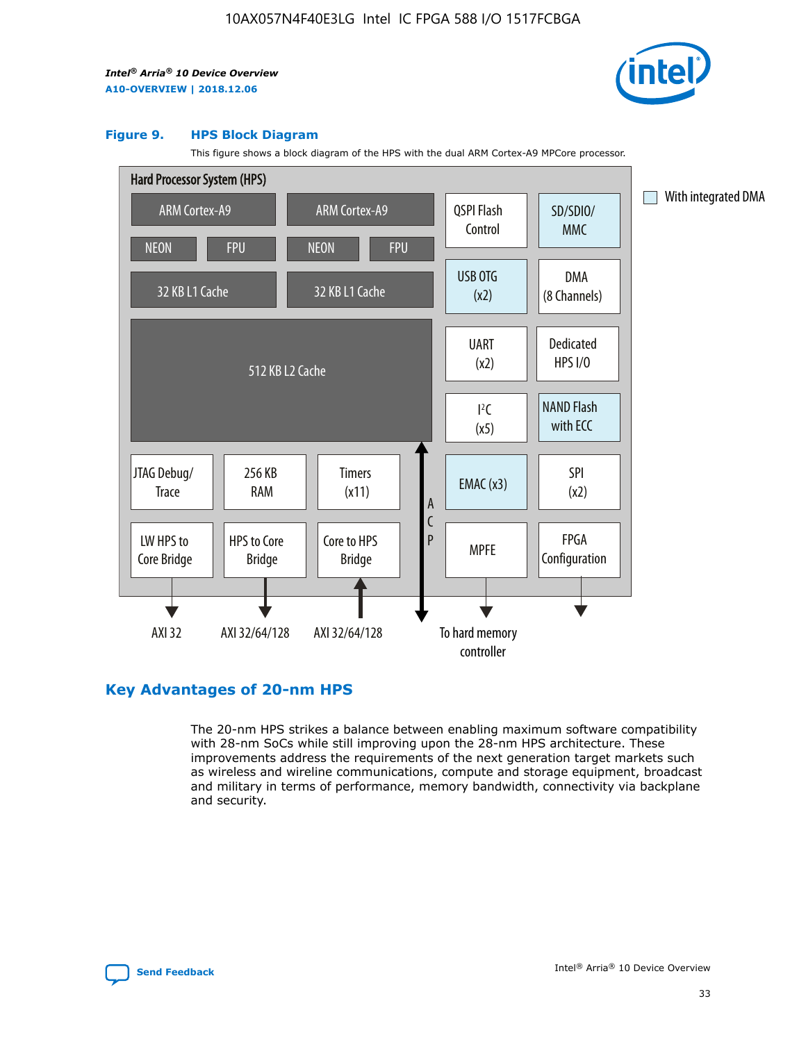### Figure 9. HPS Block Diagram

This figure shows a block diagram of the HPS with the dual ARM Cortex-A9 MPCore processor.

Hard Processor System (HPS)

| ARM Cortex-A9 | ARM Cortex-A9 | QSPI Flash Control | SD/SDIO/ MMC |
|---|---|---|---|
| NEON, FPU | NEON, FPU | USB OTG (x2) | DMA (8 Channels) |
| 32 KB L1 Cache | 32 KB L1 Cache | UART (x2) | Dedicated HPS I/O |
| 512 KB L2 Cache | | I²C (x5) | NAND Flash with ECC |
| JTAG Debug/ Trace, 256 KB RAM, Timers (x11) | ACP | EMAC (x3) | SPI (x2) |
| LW HPS to Core Bridge, HPS to Core Bridge, Core to HPS Bridge | | MPFE | FPGA Configuration |

With integrated DMA: SD/SDIO/MMC, USB OTG (x2), NAND Flash with ECC, EMAC (x3)

Interfaces: AXI 32 (LW HPS to Core Bridge), AXI 32/64/128 (HPS to Core Bridge), AXI 32/64/128 (Core to HPS Bridge), To hard memory controller (MPFE)

## Key Advantages of 20-nm HPS

The 20-nm HPS strikes a balance between enabling maximum software compatibility with 28-nm SoCs while still improving upon the 28-nm HPS architecture. These improvements address the requirements of the next generation target markets such as wireless and wireline communications, compute and storage equipment, broadcast and military in terms of performance, memory bandwidth, connectivity via backplane and security.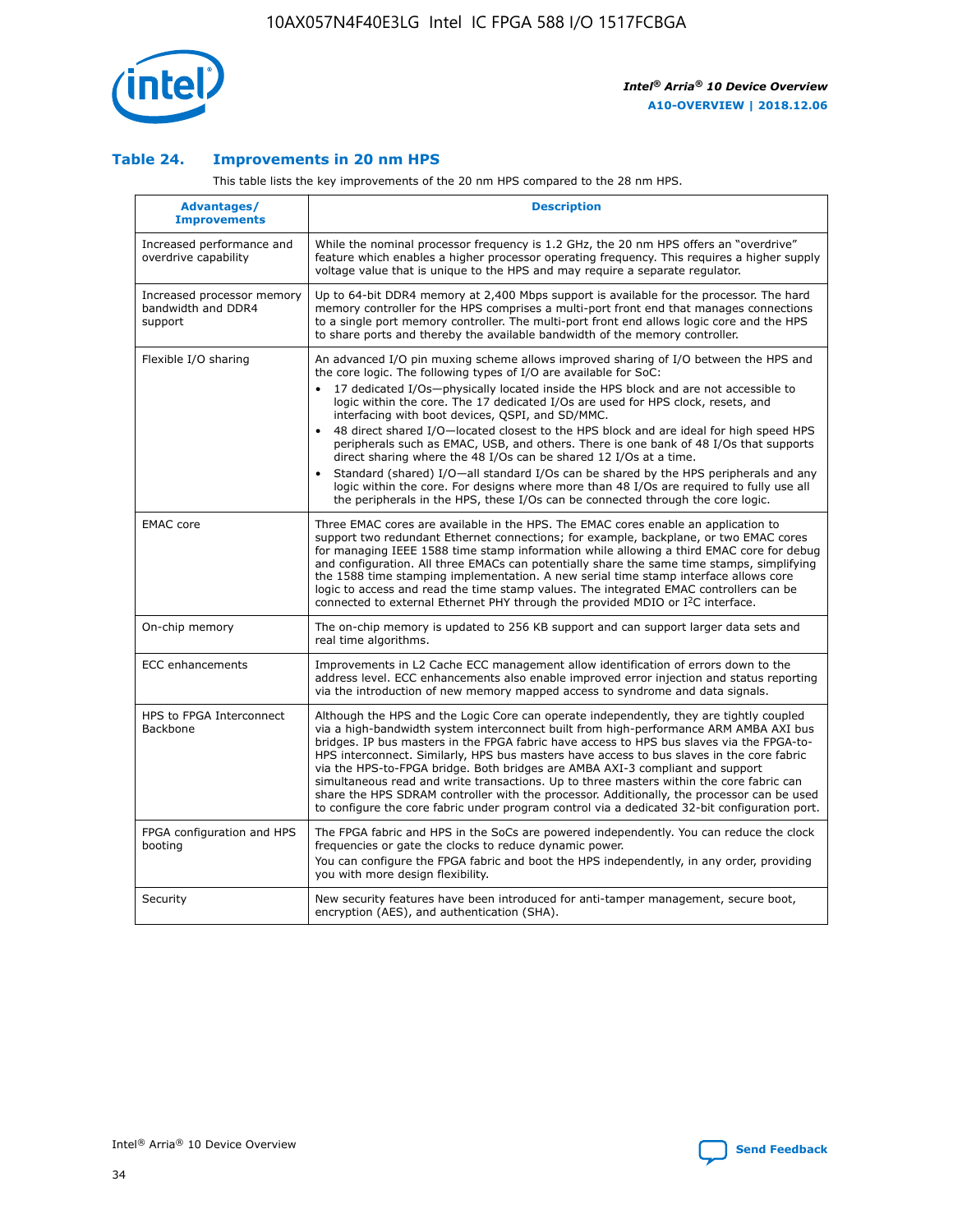## Table 24. Improvements in 20 nm HPS

This table lists the key improvements of the 20 nm HPS compared to the 28 nm HPS.

| Advantages/ Improvements | Description |
|---|---|
| Increased performance and overdrive capability | While the nominal processor frequency is 1.2 GHz, the 20 nm HPS offers an "overdrive" feature which enables a higher processor operating frequency. This requires a higher supply voltage value that is unique to the HPS and may require a separate regulator. |
| Increased processor memory bandwidth and DDR4 support | Up to 64-bit DDR4 memory at 2,400 Mbps support is available for the processor. The hard memory controller for the HPS comprises a multi-port front end that manages connections to a single port memory controller. The multi-port front end allows logic core and the HPS to share ports and thereby the available bandwidth of the memory controller. |
| Flexible I/O sharing | An advanced I/O pin muxing scheme allows improved sharing of I/O between the HPS and the core logic. The following types of I/O are available for SoC: • 17 dedicated I/Os—physically located inside the HPS block and are not accessible to logic within the core. The 17 dedicated I/Os are used for HPS clock, resets, and interfacing with boot devices, QSPI, and SD/MMC. • 48 direct shared I/O—located closest to the HPS block and are ideal for high speed HPS peripherals such as EMAC, USB, and others. There is one bank of 48 I/Os that supports direct sharing where the 48 I/Os can be shared 12 I/Os at a time. • Standard (shared) I/O—all standard I/Os can be shared by the HPS peripherals and any logic within the core. For designs where more than 48 I/Os are required to fully use all the peripherals in the HPS, these I/Os can be connected through the core logic. |
| EMAC core | Three EMAC cores are available in the HPS. The EMAC cores enable an application to support two redundant Ethernet connections; for example, backplane, or two EMAC cores for managing IEEE 1588 time stamp information while allowing a third EMAC core for debug and configuration. All three EMACs can potentially share the same time stamps, simplifying the 1588 time stamping implementation. A new serial time stamp interface allows core logic to access and read the time stamp values. The integrated EMAC controllers can be connected to external Ethernet PHY through the provided MDIO or I²C interface. |
| On-chip memory | The on-chip memory is updated to 256 KB support and can support larger data sets and real time algorithms. |
| ECC enhancements | Improvements in L2 Cache ECC management allow identification of errors down to the address level. ECC enhancements also enable improved error injection and status reporting via the introduction of new memory mapped access to syndrome and data signals. |
| HPS to FPGA Interconnect Backbone | Although the HPS and the Logic Core can operate independently, they are tightly coupled via a high-bandwidth system interconnect built from high-performance ARM AMBA AXI bus bridges. IP bus masters in the FPGA fabric have access to HPS bus slaves via the FPGA-to-HPS interconnect. Similarly, HPS bus masters have access to bus slaves in the core fabric via the HPS-to-FPGA bridge. Both bridges are AMBA AXI-3 compliant and support simultaneous read and write transactions. Up to three masters within the core fabric can share the HPS SDRAM controller with the processor. Additionally, the processor can be used to configure the core fabric under program control via a dedicated 32-bit configuration port. |
| FPGA configuration and HPS booting | The FPGA fabric and HPS in the SoCs are powered independently. You can reduce the clock frequencies or gate the clocks to reduce dynamic power. You can configure the FPGA fabric and boot the HPS independently, in any order, providing you with more design flexibility. |
| Security | New security features have been introduced for anti-tamper management, secure boot, encryption (AES), and authentication (SHA). |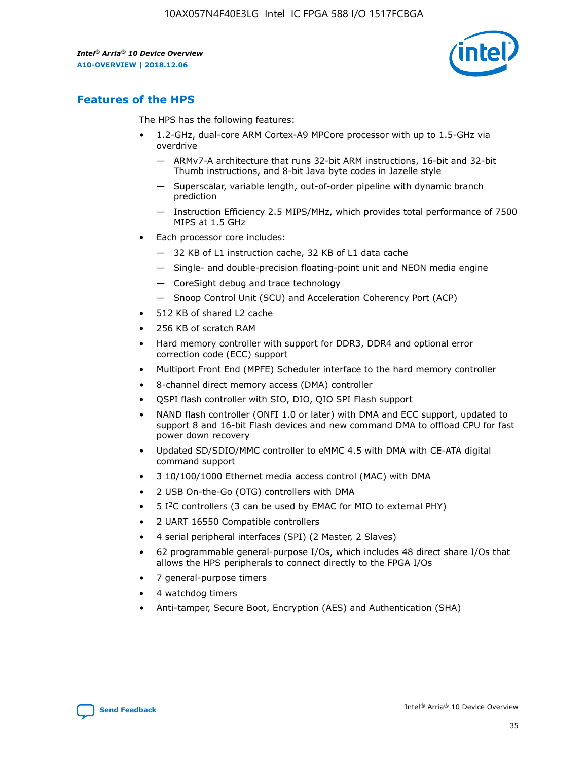## Features of the HPS

The HPS has the following features:

- 1.2-GHz, dual-core ARM Cortex-A9 MPCore processor with up to 1.5-GHz via overdrive
  - — ARMv7-A architecture that runs 32-bit ARM instructions, 16-bit and 32-bit Thumb instructions, and 8-bit Java byte codes in Jazelle style
  - — Superscalar, variable length, out-of-order pipeline with dynamic branch prediction
  - — Instruction Efficiency 2.5 MIPS/MHz, which provides total performance of 7500 MIPS at 1.5 GHz
- Each processor core includes:
  - — 32 KB of L1 instruction cache, 32 KB of L1 data cache
  - — Single- and double-precision floating-point unit and NEON media engine
  - — CoreSight debug and trace technology
  - — Snoop Control Unit (SCU) and Acceleration Coherency Port (ACP)
- 512 KB of shared L2 cache
- 256 KB of scratch RAM
- Hard memory controller with support for DDR3, DDR4 and optional error correction code (ECC) support
- Multiport Front End (MPFE) Scheduler interface to the hard memory controller
- 8-channel direct memory access (DMA) controller
- QSPI flash controller with SIO, DIO, QIO SPI Flash support
- NAND flash controller (ONFI 1.0 or later) with DMA and ECC support, updated to support 8 and 16-bit Flash devices and new command DMA to offload CPU for fast power down recovery
- Updated SD/SDIO/MMC controller to eMMC 4.5 with DMA with CE-ATA digital command support
- 3 10/100/1000 Ethernet media access control (MAC) with DMA
- 2 USB On-the-Go (OTG) controllers with DMA
- 5 I²C controllers (3 can be used by EMAC for MIO to external PHY)
- 2 UART 16550 Compatible controllers
- 4 serial peripheral interfaces (SPI) (2 Master, 2 Slaves)
- 62 programmable general-purpose I/Os, which includes 48 direct share I/Os that allows the HPS peripherals to connect directly to the FPGA I/Os
- 7 general-purpose timers
- 4 watchdog timers
- Anti-tamper, Secure Boot, Encryption (AES) and Authentication (SHA)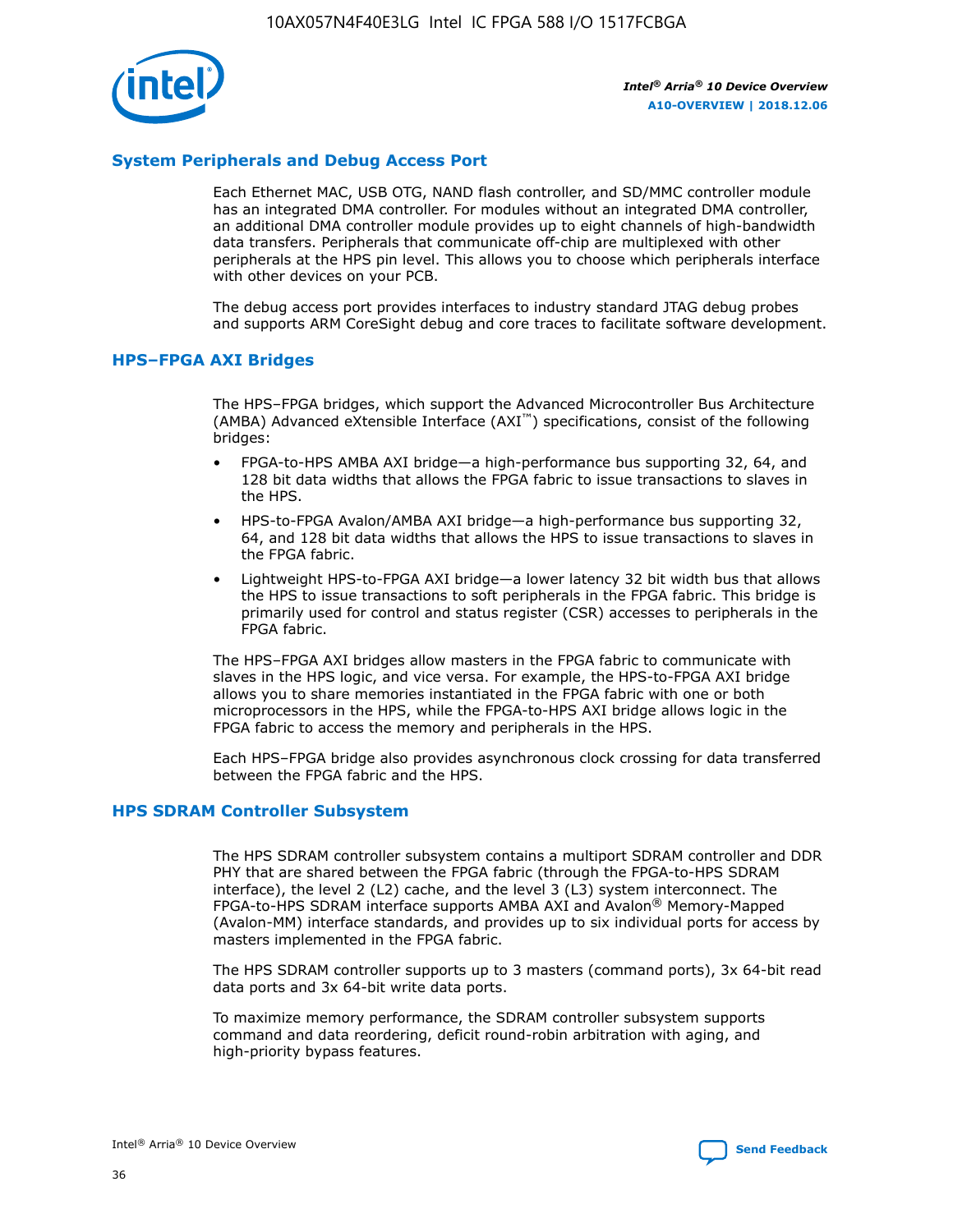## System Peripherals and Debug Access Port

Each Ethernet MAC, USB OTG, NAND flash controller, and SD/MMC controller module has an integrated DMA controller. For modules without an integrated DMA controller, an additional DMA controller module provides up to eight channels of high-bandwidth data transfers. Peripherals that communicate off-chip are multiplexed with other peripherals at the HPS pin level. This allows you to choose which peripherals interface with other devices on your PCB.

The debug access port provides interfaces to industry standard JTAG debug probes and supports ARM CoreSight debug and core traces to facilitate software development.

## HPS–FPGA AXI Bridges

The HPS–FPGA bridges, which support the Advanced Microcontroller Bus Architecture (AMBA) Advanced eXtensible Interface (AXI™) specifications, consist of the following bridges:

- FPGA-to-HPS AMBA AXI bridge—a high-performance bus supporting 32, 64, and 128 bit data widths that allows the FPGA fabric to issue transactions to slaves in the HPS.
- HPS-to-FPGA Avalon/AMBA AXI bridge—a high-performance bus supporting 32, 64, and 128 bit data widths that allows the HPS to issue transactions to slaves in the FPGA fabric.
- Lightweight HPS-to-FPGA AXI bridge—a lower latency 32 bit width bus that allows the HPS to issue transactions to soft peripherals in the FPGA fabric. This bridge is primarily used for control and status register (CSR) accesses to peripherals in the FPGA fabric.

The HPS–FPGA AXI bridges allow masters in the FPGA fabric to communicate with slaves in the HPS logic, and vice versa. For example, the HPS-to-FPGA AXI bridge allows you to share memories instantiated in the FPGA fabric with one or both microprocessors in the HPS, while the FPGA-to-HPS AXI bridge allows logic in the FPGA fabric to access the memory and peripherals in the HPS.

Each HPS–FPGA bridge also provides asynchronous clock crossing for data transferred between the FPGA fabric and the HPS.

## HPS SDRAM Controller Subsystem

The HPS SDRAM controller subsystem contains a multiport SDRAM controller and DDR PHY that are shared between the FPGA fabric (through the FPGA-to-HPS SDRAM interface), the level 2 (L2) cache, and the level 3 (L3) system interconnect. The FPGA-to-HPS SDRAM interface supports AMBA AXI and Avalon® Memory-Mapped (Avalon-MM) interface standards, and provides up to six individual ports for access by masters implemented in the FPGA fabric.

The HPS SDRAM controller supports up to 3 masters (command ports), 3x 64-bit read data ports and 3x 64-bit write data ports.

To maximize memory performance, the SDRAM controller subsystem supports command and data reordering, deficit round-robin arbitration with aging, and high-priority bypass features.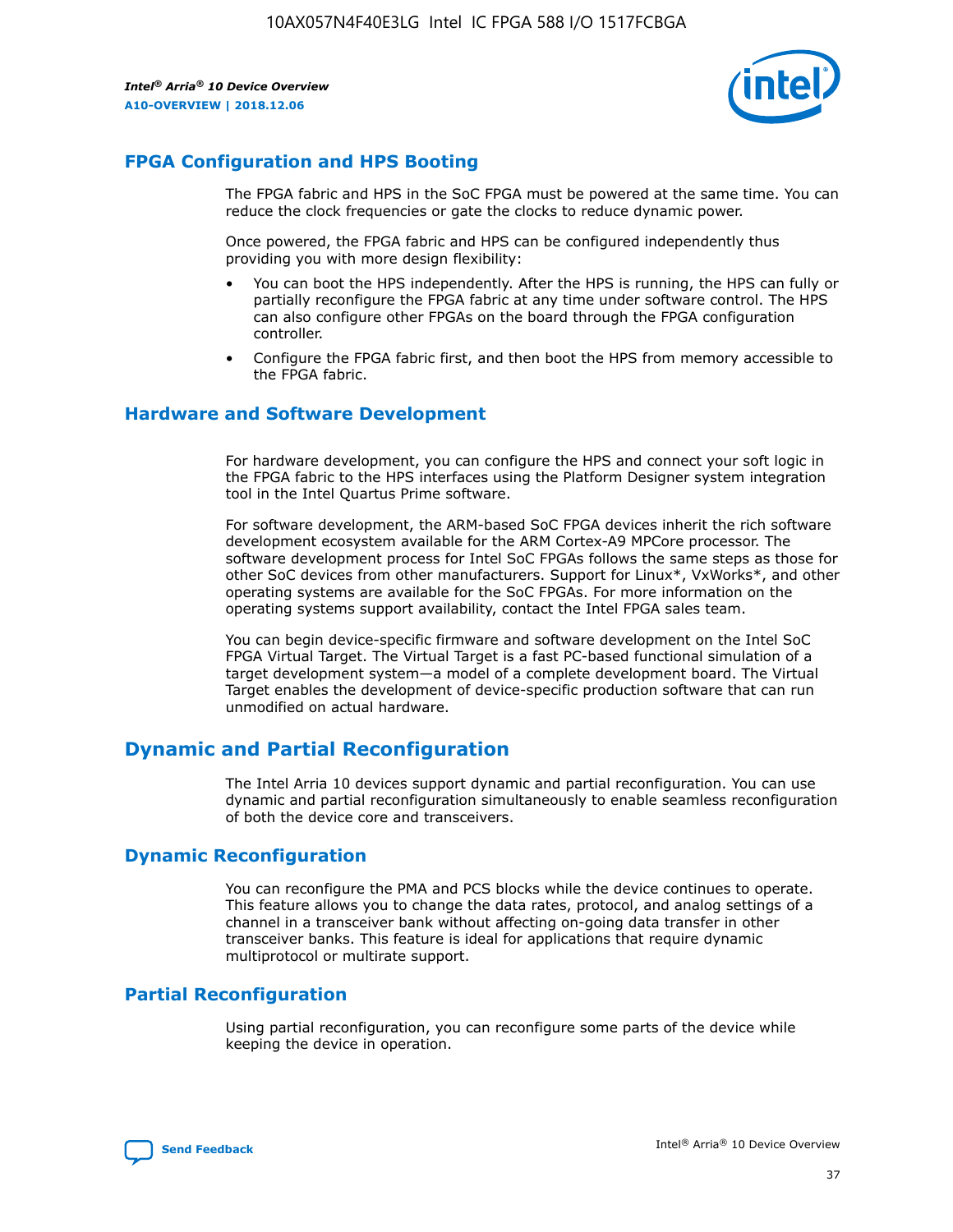## FPGA Configuration and HPS Booting

The FPGA fabric and HPS in the SoC FPGA must be powered at the same time. You can reduce the clock frequencies or gate the clocks to reduce dynamic power.

Once powered, the FPGA fabric and HPS can be configured independently thus providing you with more design flexibility:

- You can boot the HPS independently. After the HPS is running, the HPS can fully or partially reconfigure the FPGA fabric at any time under software control. The HPS can also configure other FPGAs on the board through the FPGA configuration controller.
- Configure the FPGA fabric first, and then boot the HPS from memory accessible to the FPGA fabric.

## Hardware and Software Development

For hardware development, you can configure the HPS and connect your soft logic in the FPGA fabric to the HPS interfaces using the Platform Designer system integration tool in the Intel Quartus Prime software.

For software development, the ARM-based SoC FPGA devices inherit the rich software development ecosystem available for the ARM Cortex-A9 MPCore processor. The software development process for Intel SoC FPGAs follows the same steps as those for other SoC devices from other manufacturers. Support for Linux*, VxWorks*, and other operating systems are available for the SoC FPGAs. For more information on the operating systems support availability, contact the Intel FPGA sales team.

You can begin device-specific firmware and software development on the Intel SoC FPGA Virtual Target. The Virtual Target is a fast PC-based functional simulation of a target development system—a model of a complete development board. The Virtual Target enables the development of device-specific production software that can run unmodified on actual hardware.

# Dynamic and Partial Reconfiguration

The Intel Arria 10 devices support dynamic and partial reconfiguration. You can use dynamic and partial reconfiguration simultaneously to enable seamless reconfiguration of both the device core and transceivers.

## Dynamic Reconfiguration

You can reconfigure the PMA and PCS blocks while the device continues to operate. This feature allows you to change the data rates, protocol, and analog settings of a channel in a transceiver bank without affecting on-going data transfer in other transceiver banks. This feature is ideal for applications that require dynamic multiprotocol or multirate support.

## Partial Reconfiguration

Using partial reconfiguration, you can reconfigure some parts of the device while keeping the device in operation.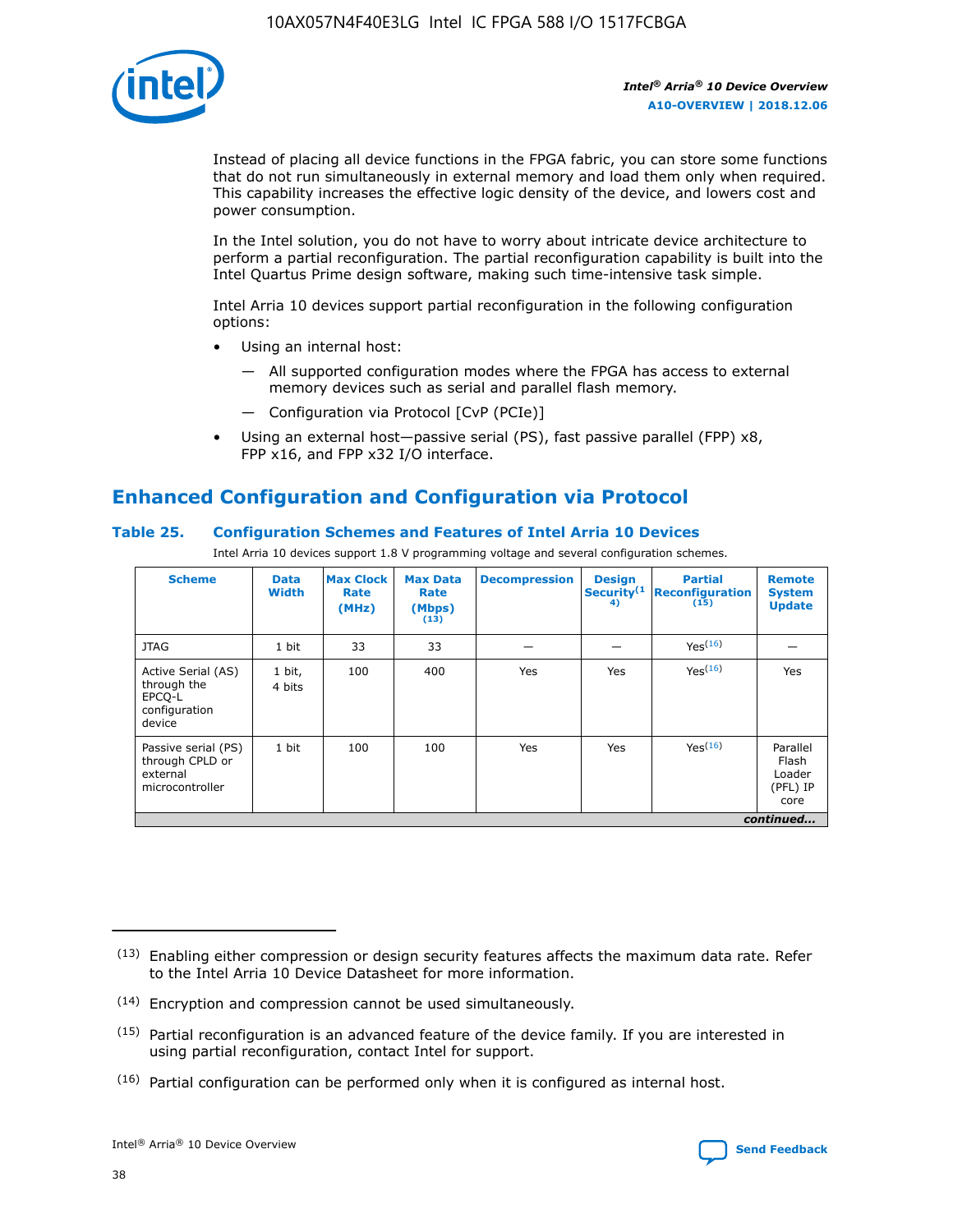Instead of placing all device functions in the FPGA fabric, you can store some functions that do not run simultaneously in external memory and load them only when required. This capability increases the effective logic density of the device, and lowers cost and power consumption.

In the Intel solution, you do not have to worry about intricate device architecture to perform a partial reconfiguration. The partial reconfiguration capability is built into the Intel Quartus Prime design software, making such time-intensive task simple.

Intel Arria 10 devices support partial reconfiguration in the following configuration options:

- Using an internal host:
  - All supported configuration modes where the FPGA has access to external memory devices such as serial and parallel flash memory.
  - Configuration via Protocol [CvP (PCIe)]
- Using an external host—passive serial (PS), fast passive parallel (FPP) x8, FPP x16, and FPP x32 I/O interface.

## Enhanced Configuration and Configuration via Protocol

### Table 25. Configuration Schemes and Features of Intel Arria 10 Devices

Intel Arria 10 devices support 1.8 V programming voltage and several configuration schemes.

| Scheme | Data Width | Max Clock Rate (MHz) | Max Data Rate (Mbps) (13) | Decompression | Design Security(14) | Partial Reconfiguration (15) | Remote System Update |
|---|---|---|---|---|---|---|---|
| JTAG | 1 bit | 33 | 33 | — | — | Yes(16) | — |
| Active Serial (AS) through the EPCQ-L configuration device | 1 bit, 4 bits | 100 | 400 | Yes | Yes | Yes(16) | Yes |
| Passive serial (PS) through CPLD or external microcontroller | 1 bit | 100 | 100 | Yes | Yes | Yes(16) | Parallel Flash Loader (PFL) IP core |

*continued...*

(13) Enabling either compression or design security features affects the maximum data rate. Refer to the Intel Arria 10 Device Datasheet for more information.

(14) Encryption and compression cannot be used simultaneously.

(15) Partial reconfiguration is an advanced feature of the device family. If you are interested in using partial reconfiguration, contact Intel for support.

(16) Partial configuration can be performed only when it is configured as internal host.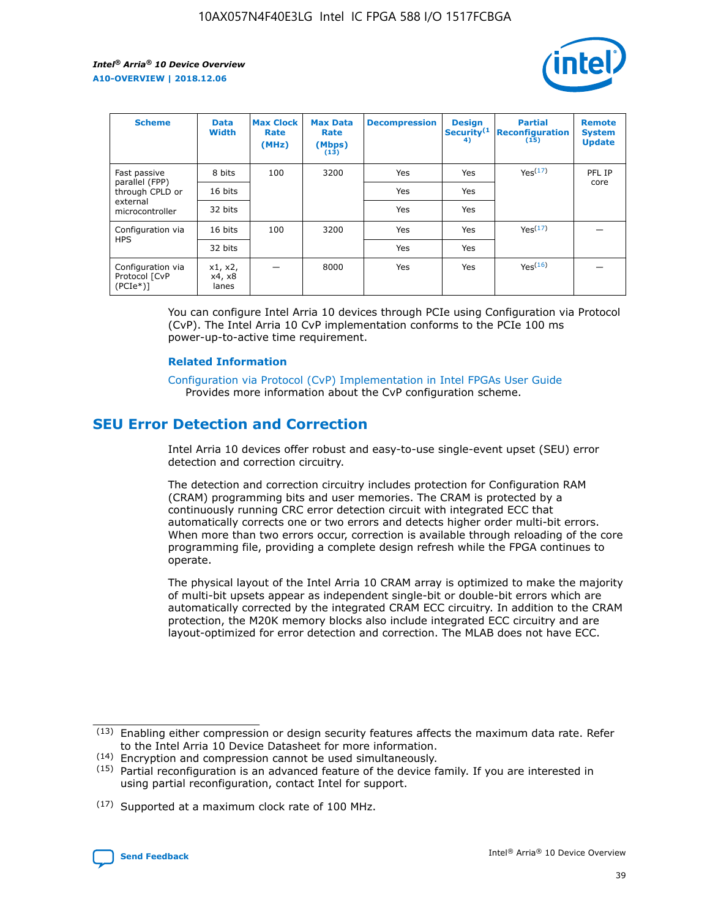| Scheme | Data Width | Max Clock Rate (MHz) | Max Data Rate (Mbps) (13) | Decompression | Design Security(14) | Partial Reconfiguration (15) | Remote System Update |
| --- | --- | --- | --- | --- | --- | --- | --- |
| Fast passive parallel (FPP) through CPLD or external microcontroller | 8 bits | 100 | 3200 | Yes | Yes | Yes(17) | PFL IP core |
| | 16 bits | | | Yes | Yes | | |
| | 32 bits | | | Yes | Yes | | |
| Configuration via HPS | 16 bits | 100 | 3200 | Yes | Yes | Yes(17) | — |
| | 32 bits | | | Yes | Yes | | |
| Configuration via Protocol [CvP (PCIe*)] | x1, x2, x4, x8 lanes | — | 8000 | Yes | Yes | Yes(16) | — |

You can configure Intel Arria 10 devices through PCIe using Configuration via Protocol (CvP). The Intel Arria 10 CvP implementation conforms to the PCIe 100 ms power-up-to-active time requirement.

**Related Information**

Configuration via Protocol (CvP) Implementation in Intel FPGAs User Guide
Provides more information about the CvP configuration scheme.

## SEU Error Detection and Correction

Intel Arria 10 devices offer robust and easy-to-use single-event upset (SEU) error detection and correction circuitry.

The detection and correction circuitry includes protection for Configuration RAM (CRAM) programming bits and user memories. The CRAM is protected by a continuously running CRC error detection circuit with integrated ECC that automatically corrects one or two errors and detects higher order multi-bit errors. When more than two errors occur, correction is available through reloading of the core programming file, providing a complete design refresh while the FPGA continues to operate.

The physical layout of the Intel Arria 10 CRAM array is optimized to make the majority of multi-bit upsets appear as independent single-bit or double-bit errors which are automatically corrected by the integrated CRAM ECC circuitry. In addition to the CRAM protection, the M20K memory blocks also include integrated ECC circuitry and are layout-optimized for error detection and correction. The MLAB does not have ECC.

(13) Enabling either compression or design security features affects the maximum data rate. Refer to the Intel Arria 10 Device Datasheet for more information.

(14) Encryption and compression cannot be used simultaneously.

(15) Partial reconfiguration is an advanced feature of the device family. If you are interested in using partial reconfiguration, contact Intel for support.

(17) Supported at a maximum clock rate of 100 MHz.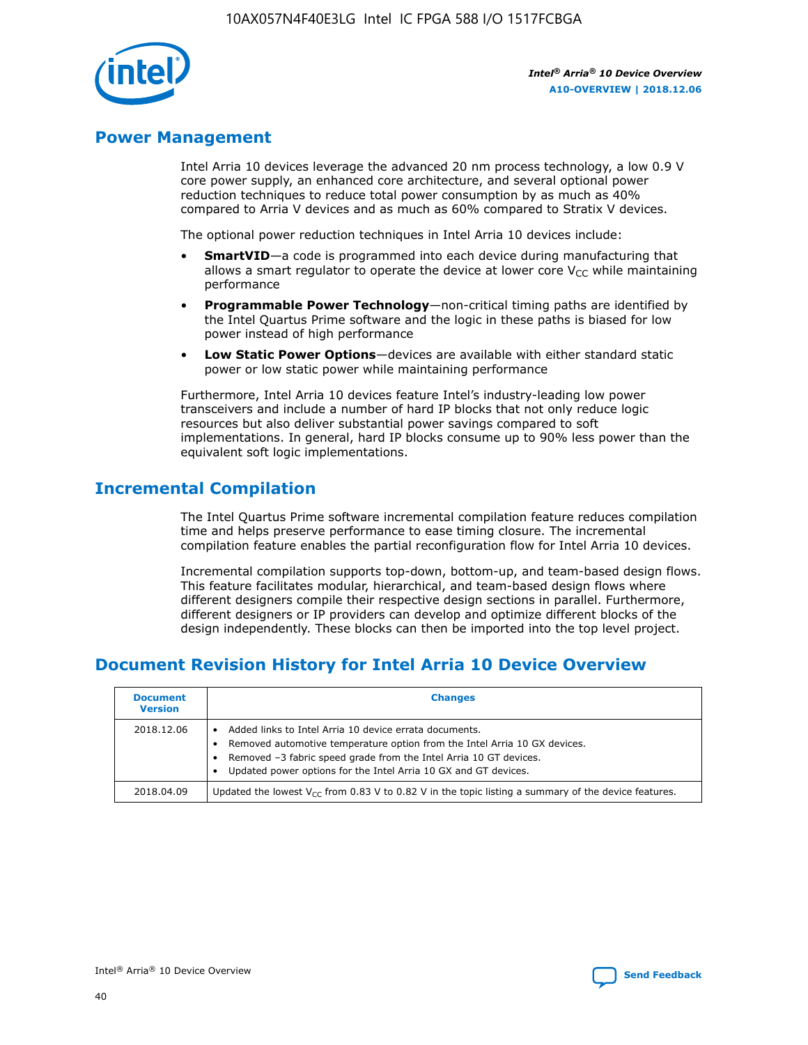## Power Management

Intel Arria 10 devices leverage the advanced 20 nm process technology, a low 0.9 V core power supply, an enhanced core architecture, and several optional power reduction techniques to reduce total power consumption by as much as 40% compared to Arria V devices and as much as 60% compared to Stratix V devices.

The optional power reduction techniques in Intel Arria 10 devices include:

- **SmartVID**—a code is programmed into each device during manufacturing that allows a smart regulator to operate the device at lower core $V_{CC}$ while maintaining performance
- **Programmable Power Technology**—non-critical timing paths are identified by the Intel Quartus Prime software and the logic in these paths is biased for low power instead of high performance
- **Low Static Power Options**—devices are available with either standard static power or low static power while maintaining performance

Furthermore, Intel Arria 10 devices feature Intel's industry-leading low power transceivers and include a number of hard IP blocks that not only reduce logic resources but also deliver substantial power savings compared to soft implementations. In general, hard IP blocks consume up to 90% less power than the equivalent soft logic implementations.

## Incremental Compilation

The Intel Quartus Prime software incremental compilation feature reduces compilation time and helps preserve performance to ease timing closure. The incremental compilation feature enables the partial reconfiguration flow for Intel Arria 10 devices.

Incremental compilation supports top-down, bottom-up, and team-based design flows. This feature facilitates modular, hierarchical, and team-based design flows where different designers compile their respective design sections in parallel. Furthermore, different designers or IP providers can develop and optimize different blocks of the design independently. These blocks can then be imported into the top level project.

## Document Revision History for Intel Arria 10 Device Overview

| Document Version | Changes |
| --- | --- |
| 2018.12.06 | • Added links to Intel Arria 10 device errata documents.<br>• Removed automotive temperature option from the Intel Arria 10 GX devices.<br>• Removed –3 fabric speed grade from the Intel Arria 10 GT devices.<br>• Updated power options for the Intel Arria 10 GX and GT devices. |
| 2018.04.09 | Updated the lowest $V_{CC}$ from 0.83 V to 0.82 V in the topic listing a summary of the device features. |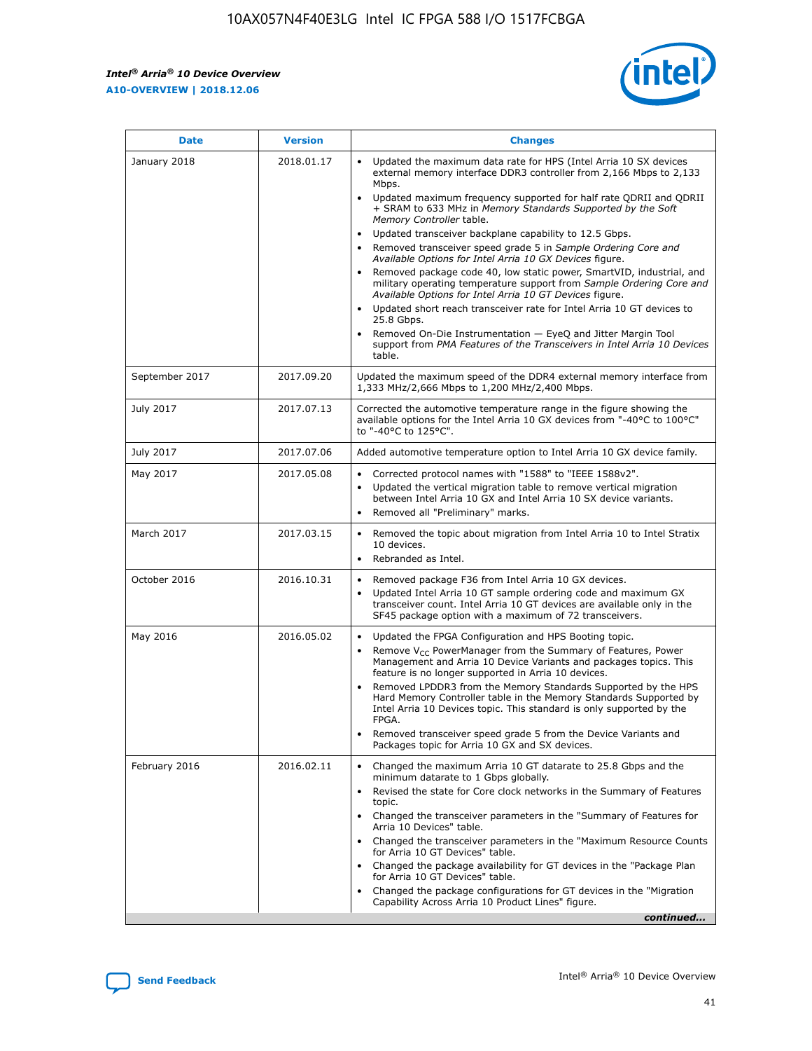| Date | Version | Changes |
| --- | --- | --- |
| January 2018 | 2018.01.17 | • Updated the maximum data rate for HPS (Intel Arria 10 SX devices external memory interface DDR3 controller from 2,166 Mbps to 2,133 Mbps.<br>• Updated maximum frequency supported for half rate QDRII and QDRII + SRAM to 633 MHz in *Memory Standards Supported by the Soft Memory Controller* table.<br>• Updated transceiver backplane capability to 12.5 Gbps.<br>• Removed transceiver speed grade 5 in *Sample Ordering Core and Available Options for Intel Arria 10 GX Devices* figure.<br>• Removed package code 40, low static power, SmartVID, industrial, and military operating temperature support from *Sample Ordering Core and Available Options for Intel Arria 10 GT Devices* figure.<br>• Updated short reach transceiver rate for Intel Arria 10 GT devices to 25.8 Gbps.<br>• Removed On-Die Instrumentation — EyeQ and Jitter Margin Tool support from *PMA Features of the Transceivers in Intel Arria 10 Devices* table. |
| September 2017 | 2017.09.20 | Updated the maximum speed of the DDR4 external memory interface from 1,333 MHz/2,666 Mbps to 1,200 MHz/2,400 Mbps. |
| July 2017 | 2017.07.13 | Corrected the automotive temperature range in the figure showing the available options for the Intel Arria 10 GX devices from "-40°C to 100°C" to "-40°C to 125°C". |
| July 2017 | 2017.07.06 | Added automotive temperature option to Intel Arria 10 GX device family. |
| May 2017 | 2017.05.08 | • Corrected protocol names with "1588" to "IEEE 1588v2".<br>• Updated the vertical migration table to remove vertical migration between Intel Arria 10 GX and Intel Arria 10 SX device variants.<br>• Removed all "Preliminary" marks. |
| March 2017 | 2017.03.15 | • Removed the topic about migration from Intel Arria 10 to Intel Stratix 10 devices.<br>• Rebranded as Intel. |
| October 2016 | 2016.10.31 | • Removed package F36 from Intel Arria 10 GX devices.<br>• Updated Intel Arria 10 GT sample ordering code and maximum GX transceiver count. Intel Arria 10 GT devices are available only in the SF45 package option with a maximum of 72 transceivers. |
| May 2016 | 2016.05.02 | • Updated the FPGA Configuration and HPS Booting topic.<br>• Remove $V_{CC}$ PowerManager from the Summary of Features, Power Management and Arria 10 Device Variants and packages topics. This feature is no longer supported in Arria 10 devices.<br>• Removed LPDDR3 from the Memory Standards Supported by the HPS Hard Memory Controller table in the Memory Standards Supported by Intel Arria 10 Devices topic. This standard is only supported by the FPGA.<br>• Removed transceiver speed grade 5 from the Device Variants and Packages topic for Arria 10 GX and SX devices. |
| February 2016 | 2016.02.11 | • Changed the maximum Arria 10 GT datarate to 25.8 Gbps and the minimum datarate to 1 Gbps globally.<br>• Revised the state for Core clock networks in the Summary of Features topic.<br>• Changed the transceiver parameters in the "Summary of Features for Arria 10 Devices" table.<br>• Changed the transceiver parameters in the "Maximum Resource Counts for Arria 10 GT Devices" table.<br>• Changed the package availability for GT devices in the "Package Plan for Arria 10 GT Devices" table.<br>• Changed the package configurations for GT devices in the "Migration Capability Across Arria 10 Product Lines" figure. |

*continued...*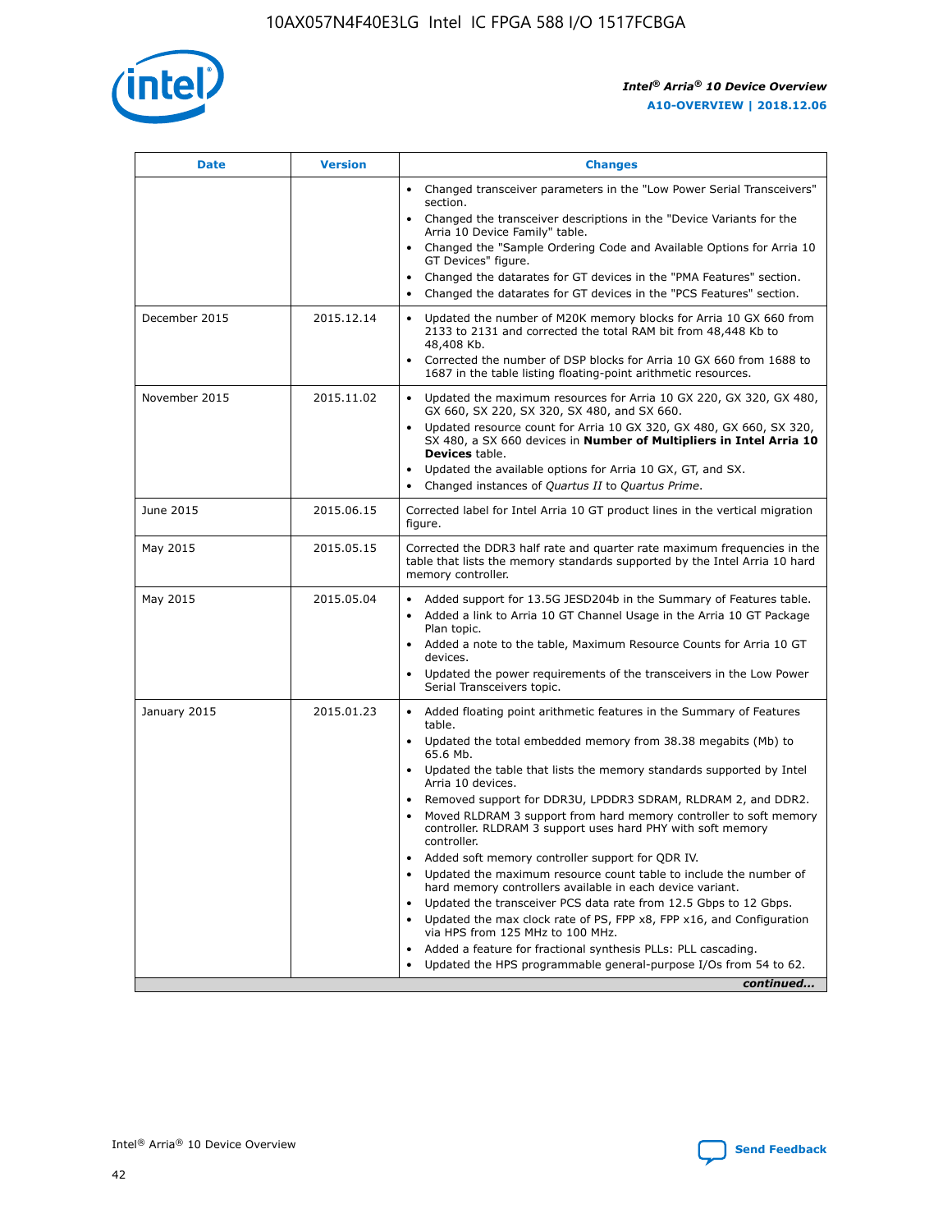| Date | Version | Changes |
| --- | --- | --- |
| | | • Changed transceiver parameters in the "Low Power Serial Transceivers" section.<br>• Changed the transceiver descriptions in the "Device Variants for the Arria 10 Device Family" table.<br>• Changed the "Sample Ordering Code and Available Options for Arria 10 GT Devices" figure.<br>• Changed the datarates for GT devices in the "PMA Features" section.<br>• Changed the datarates for GT devices in the "PCS Features" section. |
| December 2015 | 2015.12.14 | • Updated the number of M20K memory blocks for Arria 10 GX 660 from 2133 to 2131 and corrected the total RAM bit from 48,448 Kb to 48,408 Kb.<br>• Corrected the number of DSP blocks for Arria 10 GX 660 from 1688 to 1687 in the table listing floating-point arithmetic resources. |
| November 2015 | 2015.11.02 | • Updated the maximum resources for Arria 10 GX 220, GX 320, GX 480, GX 660, SX 220, SX 320, SX 480, and SX 660.<br>• Updated resource count for Arria 10 GX 320, GX 480, GX 660, SX 320, SX 480, a SX 660 devices in **Number of Multipliers in Intel Arria 10 Devices** table.<br>• Updated the available options for Arria 10 GX, GT, and SX.<br>• Changed instances of *Quartus II* to *Quartus Prime*. |
| June 2015 | 2015.06.15 | Corrected label for Intel Arria 10 GT product lines in the vertical migration figure. |
| May 2015 | 2015.05.15 | Corrected the DDR3 half rate and quarter rate maximum frequencies in the table that lists the memory standards supported by the Intel Arria 10 hard memory controller. |
| May 2015 | 2015.05.04 | • Added support for 13.5G JESD204b in the Summary of Features table.<br>• Added a link to Arria 10 GT Channel Usage in the Arria 10 GT Package Plan topic.<br>• Added a note to the table, Maximum Resource Counts for Arria 10 GT devices.<br>• Updated the power requirements of the transceivers in the Low Power Serial Transceivers topic. |
| January 2015 | 2015.01.23 | • Added floating point arithmetic features in the Summary of Features table.<br>• Updated the total embedded memory from 38.38 megabits (Mb) to 65.6 Mb.<br>• Updated the table that lists the memory standards supported by Intel Arria 10 devices.<br>• Removed support for DDR3U, LPDDR3 SDRAM, RLDRAM 2, and DDR2.<br>• Moved RLDRAM 3 support from hard memory controller to soft memory controller. RLDRAM 3 support uses hard PHY with soft memory controller.<br>• Added soft memory controller support for QDR IV.<br>• Updated the maximum resource count table to include the number of hard memory controllers available in each device variant.<br>• Updated the transceiver PCS data rate from 12.5 Gbps to 12 Gbps.<br>• Updated the max clock rate of PS, FPP x8, FPP x16, and Configuration via HPS from 125 MHz to 100 MHz.<br>• Added a feature for fractional synthesis PLLs: PLL cascading.<br>• Updated the HPS programmable general-purpose I/Os from 54 to 62. |

*continued...*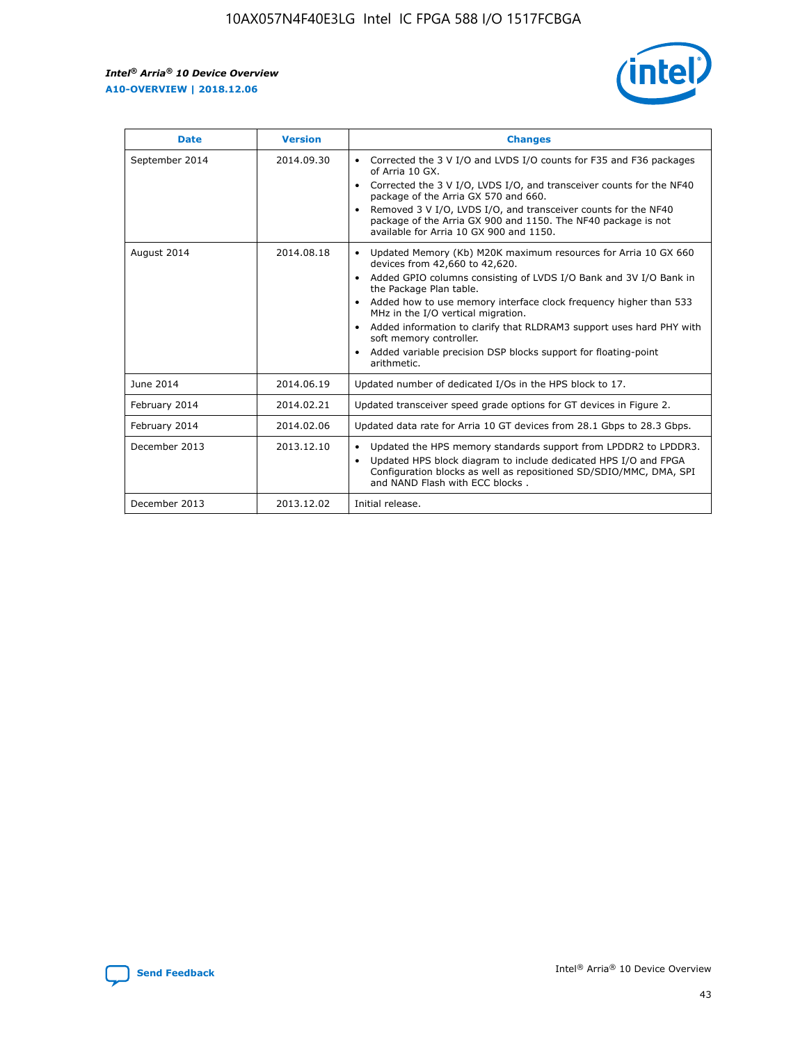| Date | Version | Changes |
| --- | --- | --- |
| September 2014 | 2014.09.30 | • Corrected the 3 V I/O and LVDS I/O counts for F35 and F36 packages of Arria 10 GX.<br>• Corrected the 3 V I/O, LVDS I/O, and transceiver counts for the NF40 package of the Arria GX 570 and 660.<br>• Removed 3 V I/O, LVDS I/O, and transceiver counts for the NF40 package of the Arria GX 900 and 1150. The NF40 package is not available for Arria 10 GX 900 and 1150. |
| August 2014 | 2014.08.18 | • Updated Memory (Kb) M20K maximum resources for Arria 10 GX 660 devices from 42,660 to 42,620.<br>• Added GPIO columns consisting of LVDS I/O Bank and 3V I/O Bank in the Package Plan table.<br>• Added how to use memory interface clock frequency higher than 533 MHz in the I/O vertical migration.<br>• Added information to clarify that RLDRAM3 support uses hard PHY with soft memory controller.<br>• Added variable precision DSP blocks support for floating-point arithmetic. |
| June 2014 | 2014.06.19 | Updated number of dedicated I/Os in the HPS block to 17. |
| February 2014 | 2014.02.21 | Updated transceiver speed grade options for GT devices in Figure 2. |
| February 2014 | 2014.02.06 | Updated data rate for Arria 10 GT devices from 28.1 Gbps to 28.3 Gbps. |
| December 2013 | 2013.12.10 | • Updated the HPS memory standards support from LPDDR2 to LPDDR3.<br>• Updated HPS block diagram to include dedicated HPS I/O and FPGA Configuration blocks as well as repositioned SD/SDIO/MMC, DMA, SPI and NAND Flash with ECC blocks . |
| December 2013 | 2013.12.02 | Initial release. |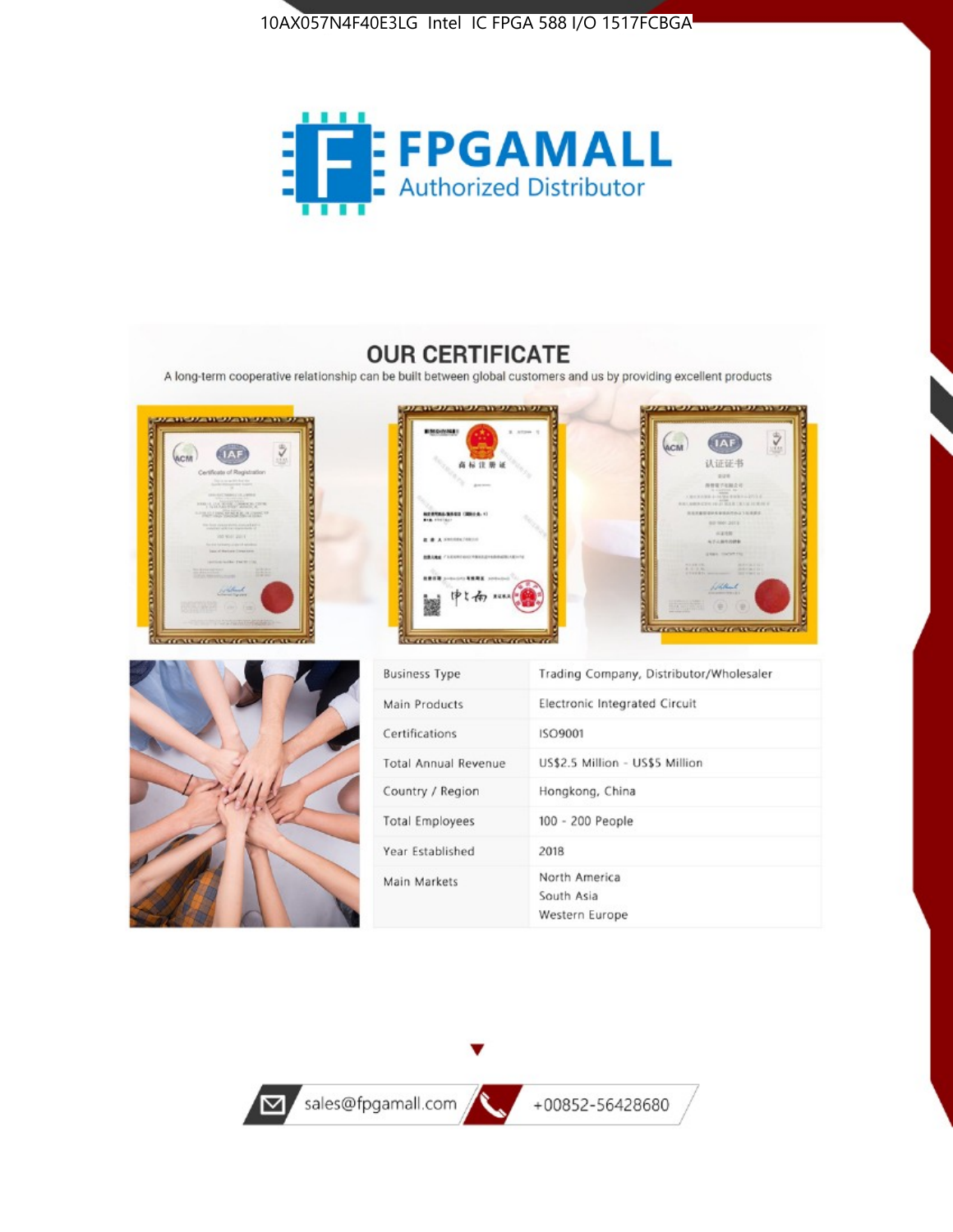FPGAMALL
Authorized Distributor

## OUR CERTIFICATE

A long-term cooperative relationship can be built between global customers and us by providing excellent products

| | |
|---|---|
| Business Type | Trading Company, Distributor/Wholesaler |
| Main Products | Electronic Integrated Circuit |
| Certifications | ISO9001 |
| Total Annual Revenue | US$2.5 Million - US$5 Million |
| Country / Region | Hongkong, China |
| Total Employees | 100 - 200 People |
| Year Established | 2018 |
| Main Markets | North America<br>South Asia<br>Western Europe |

sales@fpgamall.com

+00852-56428680